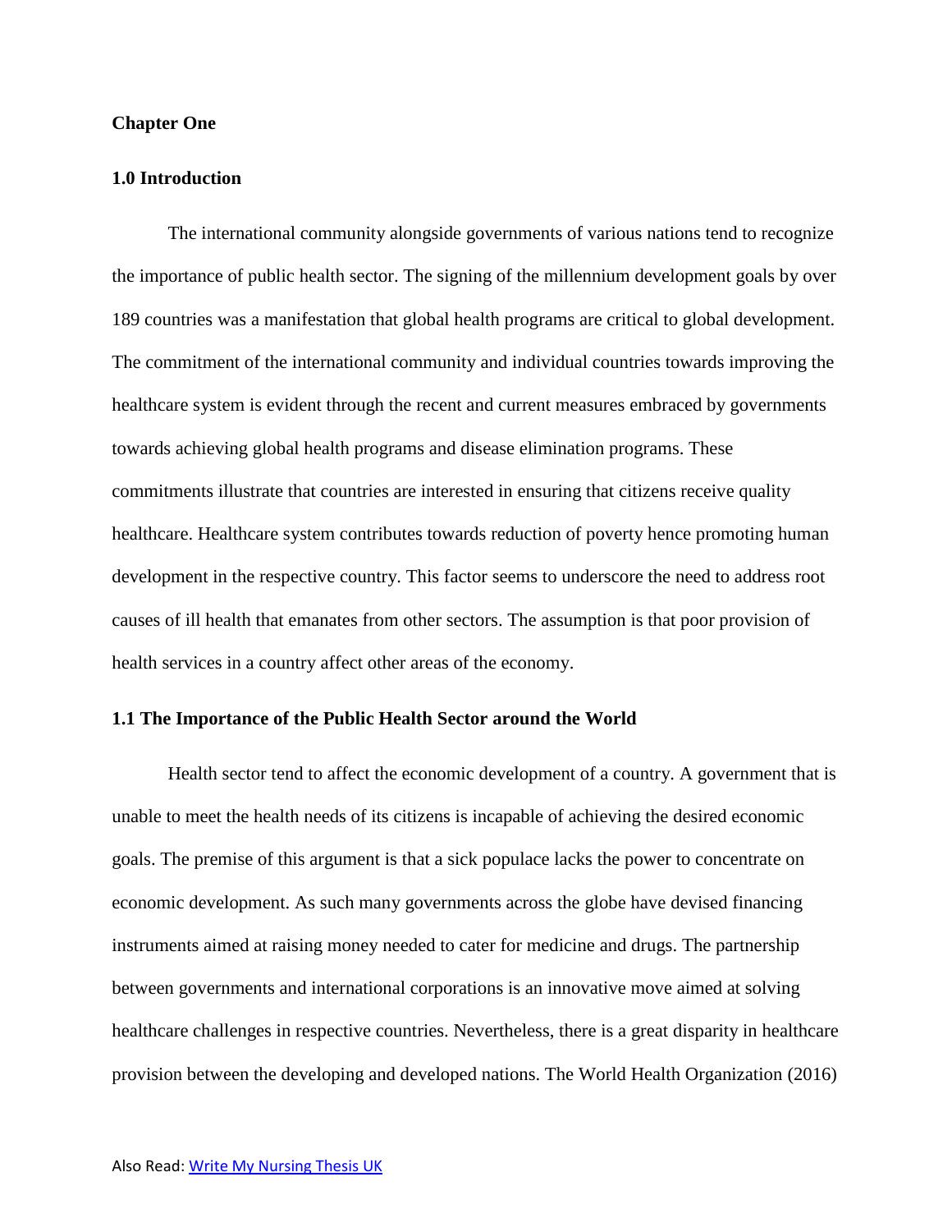**Chapter One**

## 1.0 Introduction

The international community alongside governments of various nations tend to recognize the importance of public health sector. The signing of the millennium development goals by over 189 countries was a manifestation that global health programs are critical to global development. The commitment of the international community and individual countries towards improving the healthcare system is evident through the recent and current measures embraced by governments towards achieving global health programs and disease elimination programs. These commitments illustrate that countries are interested in ensuring that citizens receive quality healthcare. Healthcare system contributes towards reduction of poverty hence promoting human development in the respective country. This factor seems to underscore the need to address root causes of ill health that emanates from other sectors. The assumption is that poor provision of health services in a country affect other areas of the economy.

## 1.1 The Importance of the Public Health Sector around the World

Health sector tend to affect the economic development of a country. A government that is unable to meet the health needs of its citizens is incapable of achieving the desired economic goals. The premise of this argument is that a sick populace lacks the power to concentrate on economic development. As such many governments across the globe have devised financing instruments aimed at raising money needed to cater for medicine and drugs. The partnership between governments and international corporations is an innovative move aimed at solving healthcare challenges in respective countries. Nevertheless, there is a great disparity in healthcare provision between the developing and developed nations. The World Health Organization (2016)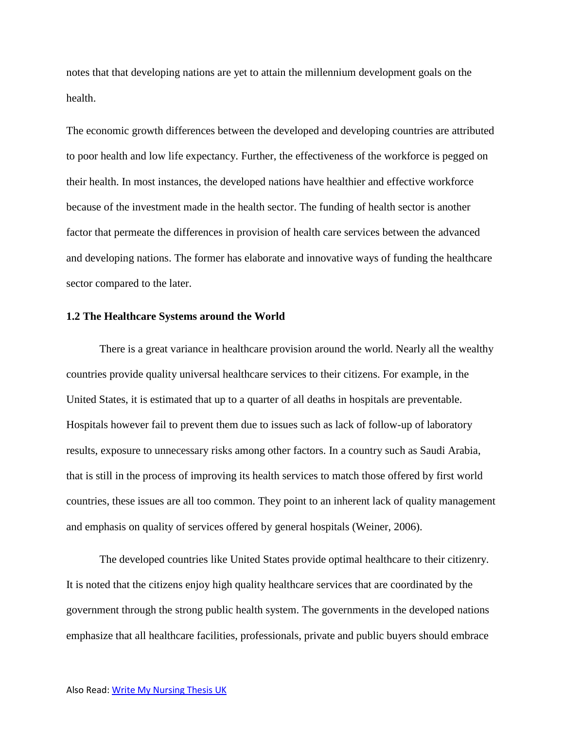notes that that developing nations are yet to attain the millennium development goals on the health.

The economic growth differences between the developed and developing countries are attributed to poor health and low life expectancy. Further, the effectiveness of the workforce is pegged on their health. In most instances, the developed nations have healthier and effective workforce because of the investment made in the health sector. The funding of health sector is another factor that permeate the differences in provision of health care services between the advanced and developing nations. The former has elaborate and innovative ways of funding the healthcare sector compared to the later.

### 1.2 The Healthcare Systems around the World

There is a great variance in healthcare provision around the world. Nearly all the wealthy countries provide quality universal healthcare services to their citizens. For example, in the United States, it is estimated that up to a quarter of all deaths in hospitals are preventable. Hospitals however fail to prevent them due to issues such as lack of follow-up of laboratory results, exposure to unnecessary risks among other factors. In a country such as Saudi Arabia, that is still in the process of improving its health services to match those offered by first world countries, these issues are all too common. They point to an inherent lack of quality management and emphasis on quality of services offered by general hospitals (Weiner, 2006).

The developed countries like United States provide optimal healthcare to their citizenry. It is noted that the citizens enjoy high quality healthcare services that are coordinated by the government through the strong public health system. The governments in the developed nations emphasize that all healthcare facilities, professionals, private and public buyers should embrace

Also Read: Write My Nursing Thesis UK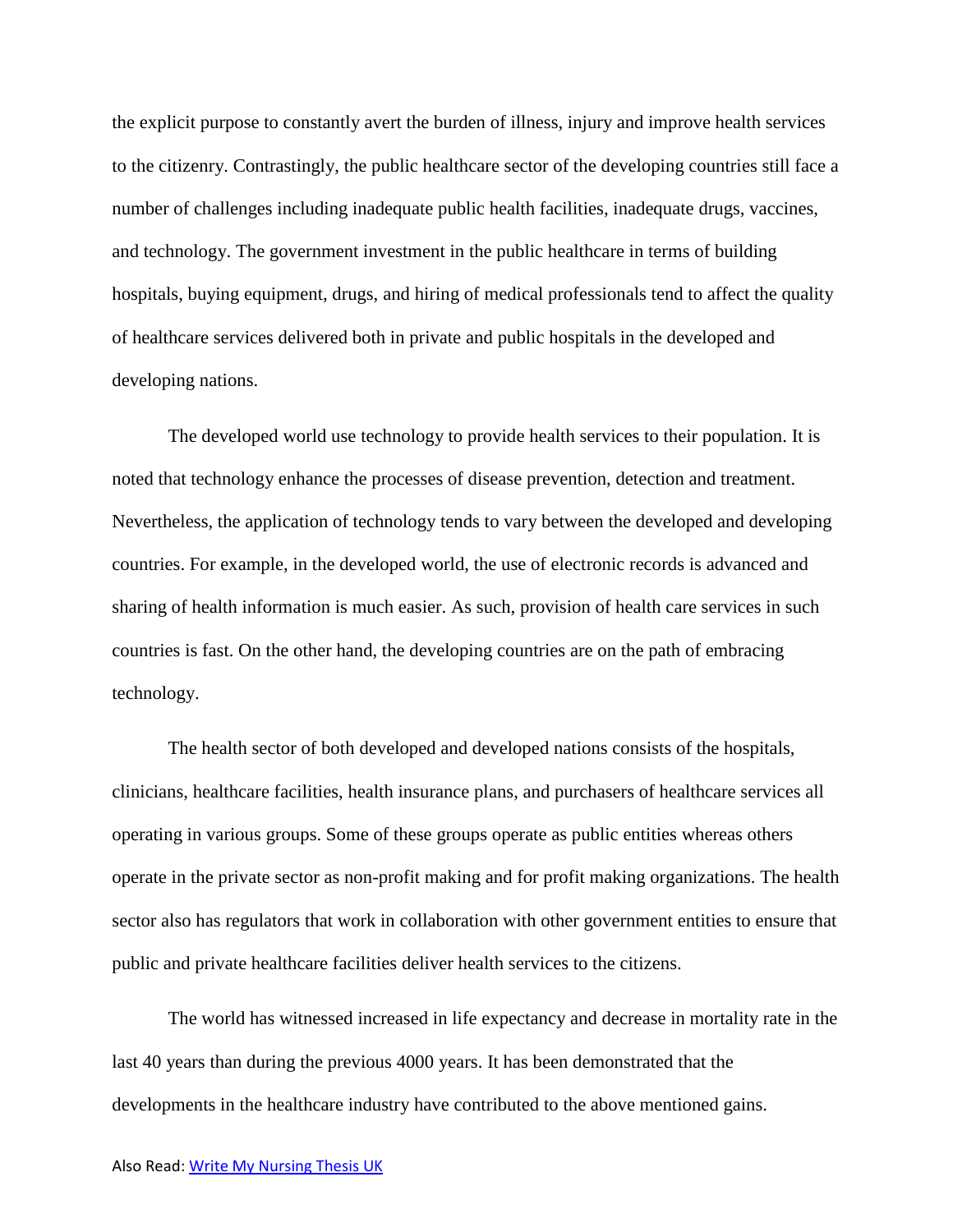the explicit purpose to constantly avert the burden of illness, injury and improve health services to the citizenry. Contrastingly, the public healthcare sector of the developing countries still face a number of challenges including inadequate public health facilities, inadequate drugs, vaccines, and technology. The government investment in the public healthcare in terms of building hospitals, buying equipment, drugs, and hiring of medical professionals tend to affect the quality of healthcare services delivered both in private and public hospitals in the developed and developing nations.

The developed world use technology to provide health services to their population. It is noted that technology enhance the processes of disease prevention, detection and treatment. Nevertheless, the application of technology tends to vary between the developed and developing countries. For example, in the developed world, the use of electronic records is advanced and sharing of health information is much easier. As such, provision of health care services in such countries is fast. On the other hand, the developing countries are on the path of embracing technology.

The health sector of both developed and developed nations consists of the hospitals, clinicians, healthcare facilities, health insurance plans, and purchasers of healthcare services all operating in various groups. Some of these groups operate as public entities whereas others operate in the private sector as non-profit making and for profit making organizations. The health sector also has regulators that work in collaboration with other government entities to ensure that public and private healthcare facilities deliver health services to the citizens.

The world has witnessed increased in life expectancy and decrease in mortality rate in the last 40 years than during the previous 4000 years. It has been demonstrated that the developments in the healthcare industry have contributed to the above mentioned gains.

Also Read: [Write My Nursing Thesis UK]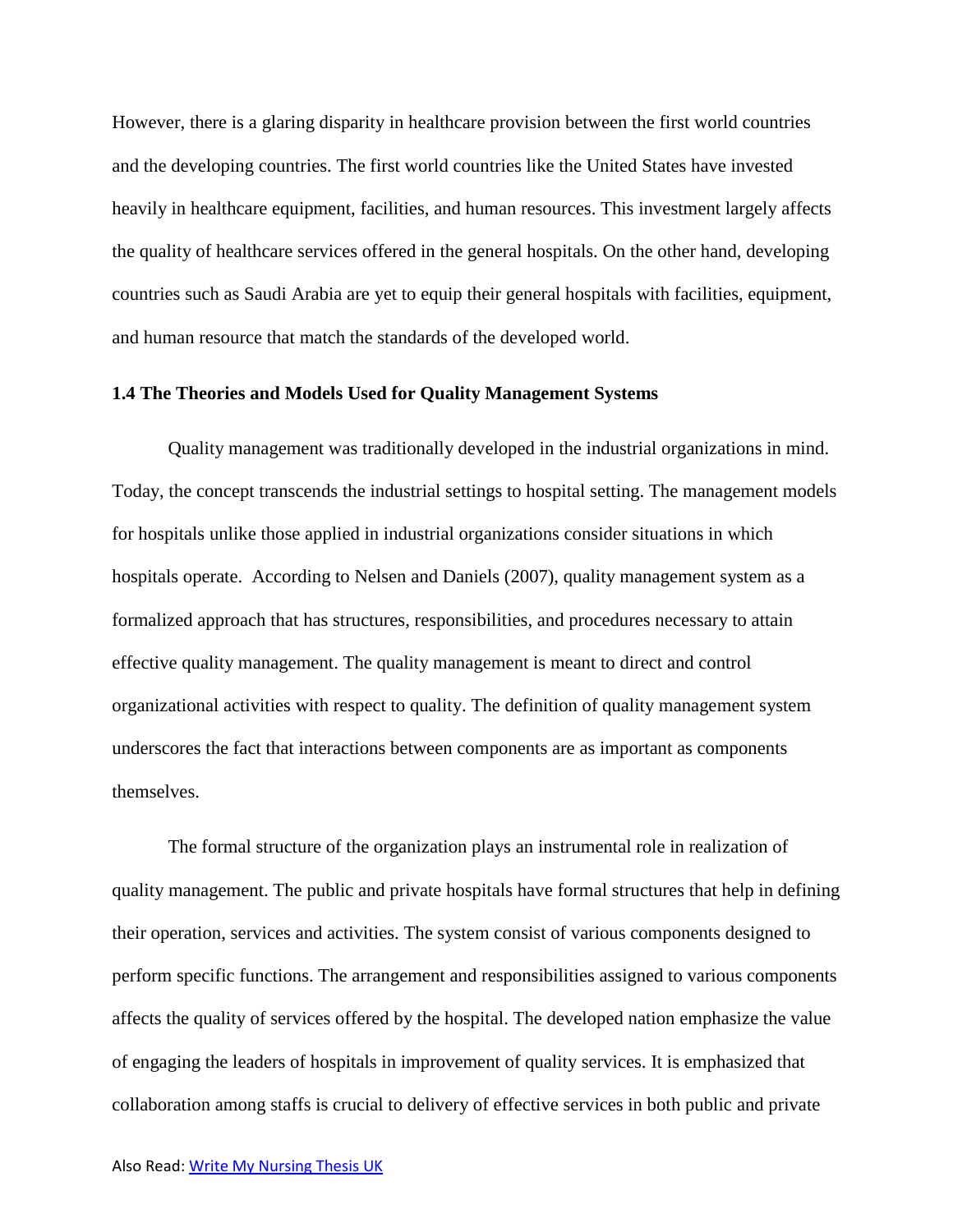However, there is a glaring disparity in healthcare provision between the first world countries and the developing countries. The first world countries like the United States have invested heavily in healthcare equipment, facilities, and human resources. This investment largely affects the quality of healthcare services offered in the general hospitals. On the other hand, developing countries such as Saudi Arabia are yet to equip their general hospitals with facilities, equipment, and human resource that match the standards of the developed world.

### 1.4 The Theories and Models Used for Quality Management Systems

Quality management was traditionally developed in the industrial organizations in mind. Today, the concept transcends the industrial settings to hospital setting. The management models for hospitals unlike those applied in industrial organizations consider situations in which hospitals operate. According to Nelsen and Daniels (2007), quality management system as a formalized approach that has structures, responsibilities, and procedures necessary to attain effective quality management. The quality management is meant to direct and control organizational activities with respect to quality. The definition of quality management system underscores the fact that interactions between components are as important as components themselves.

The formal structure of the organization plays an instrumental role in realization of quality management. The public and private hospitals have formal structures that help in defining their operation, services and activities. The system consist of various components designed to perform specific functions. The arrangement and responsibilities assigned to various components affects the quality of services offered by the hospital. The developed nation emphasize the value of engaging the leaders of hospitals in improvement of quality services. It is emphasized that collaboration among staffs is crucial to delivery of effective services in both public and private

Also Read: Write My Nursing Thesis UK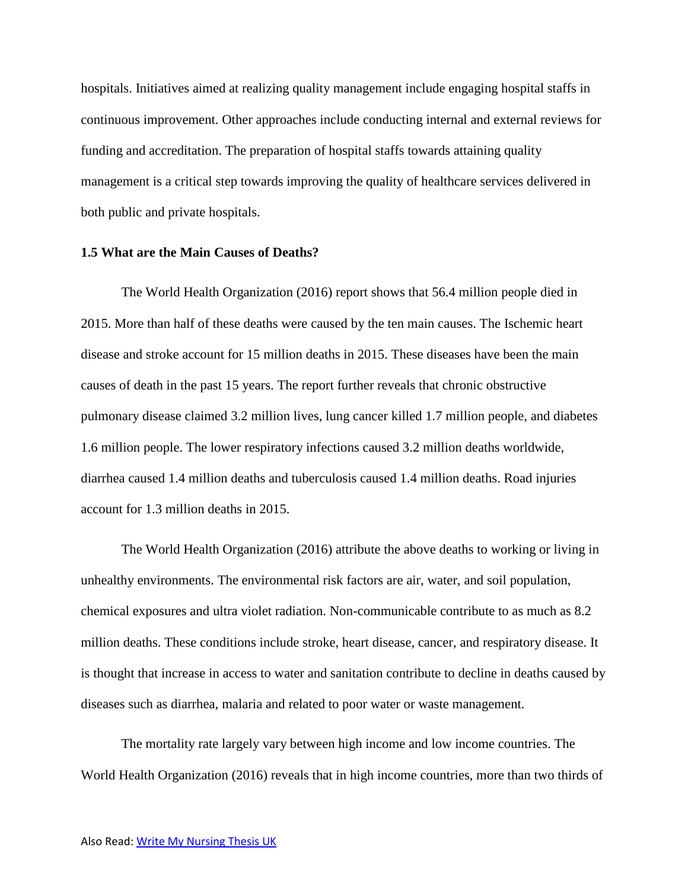hospitals. Initiatives aimed at realizing quality management include engaging hospital staffs in continuous improvement. Other approaches include conducting internal and external reviews for funding and accreditation. The preparation of hospital staffs towards attaining quality management is a critical step towards improving the quality of healthcare services delivered in both public and private hospitals.

### 1.5 What are the Main Causes of Deaths?

The World Health Organization (2016) report shows that 56.4 million people died in 2015. More than half of these deaths were caused by the ten main causes. The Ischemic heart disease and stroke account for 15 million deaths in 2015. These diseases have been the main causes of death in the past 15 years. The report further reveals that chronic obstructive pulmonary disease claimed 3.2 million lives, lung cancer killed 1.7 million people, and diabetes 1.6 million people. The lower respiratory infections caused 3.2 million deaths worldwide, diarrhea caused 1.4 million deaths and tuberculosis caused 1.4 million deaths. Road injuries account for 1.3 million deaths in 2015.

The World Health Organization (2016) attribute the above deaths to working or living in unhealthy environments. The environmental risk factors are air, water, and soil population, chemical exposures and ultra violet radiation. Non-communicable contribute to as much as 8.2 million deaths. These conditions include stroke, heart disease, cancer, and respiratory disease. It is thought that increase in access to water and sanitation contribute to decline in deaths caused by diseases such as diarrhea, malaria and related to poor water or waste management.

The mortality rate largely vary between high income and low income countries. The World Health Organization (2016) reveals that in high income countries, more than two thirds of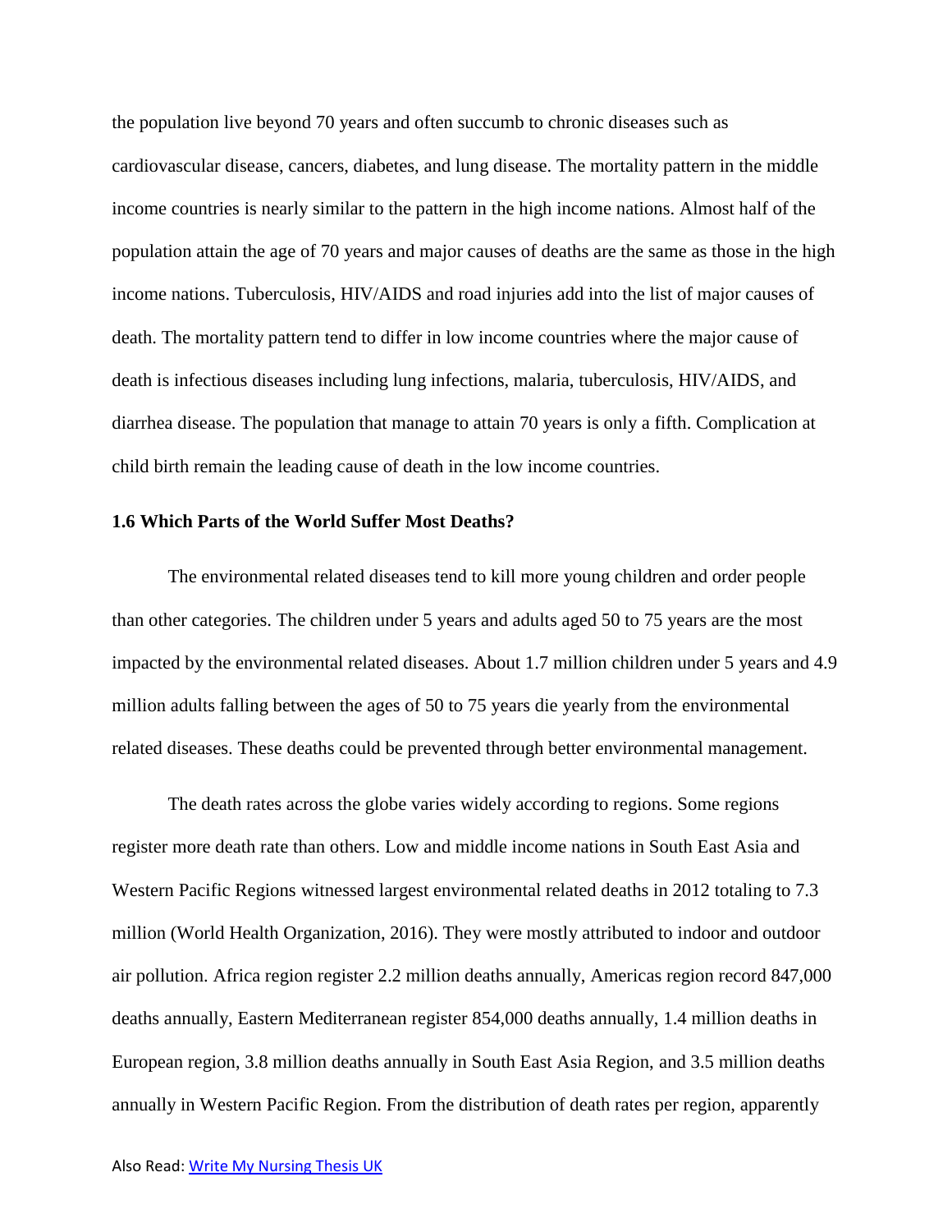the population live beyond 70 years and often succumb to chronic diseases such as cardiovascular disease, cancers, diabetes, and lung disease. The mortality pattern in the middle income countries is nearly similar to the pattern in the high income nations. Almost half of the population attain the age of 70 years and major causes of deaths are the same as those in the high income nations. Tuberculosis, HIV/AIDS and road injuries add into the list of major causes of death. The mortality pattern tend to differ in low income countries where the major cause of death is infectious diseases including lung infections, malaria, tuberculosis, HIV/AIDS, and diarrhea disease. The population that manage to attain 70 years is only a fifth. Complication at child birth remain the leading cause of death in the low income countries.

### 1.6 Which Parts of the World Suffer Most Deaths?

The environmental related diseases tend to kill more young children and order people than other categories. The children under 5 years and adults aged 50 to 75 years are the most impacted by the environmental related diseases. About 1.7 million children under 5 years and 4.9 million adults falling between the ages of 50 to 75 years die yearly from the environmental related diseases. These deaths could be prevented through better environmental management.

The death rates across the globe varies widely according to regions. Some regions register more death rate than others. Low and middle income nations in South East Asia and Western Pacific Regions witnessed largest environmental related deaths in 2012 totaling to 7.3 million (World Health Organization, 2016). They were mostly attributed to indoor and outdoor air pollution. Africa region register 2.2 million deaths annually, Americas region record 847,000 deaths annually, Eastern Mediterranean register 854,000 deaths annually, 1.4 million deaths in European region, 3.8 million deaths annually in South East Asia Region, and 3.5 million deaths annually in Western Pacific Region. From the distribution of death rates per region, apparently

Also Read: Write My Nursing Thesis UK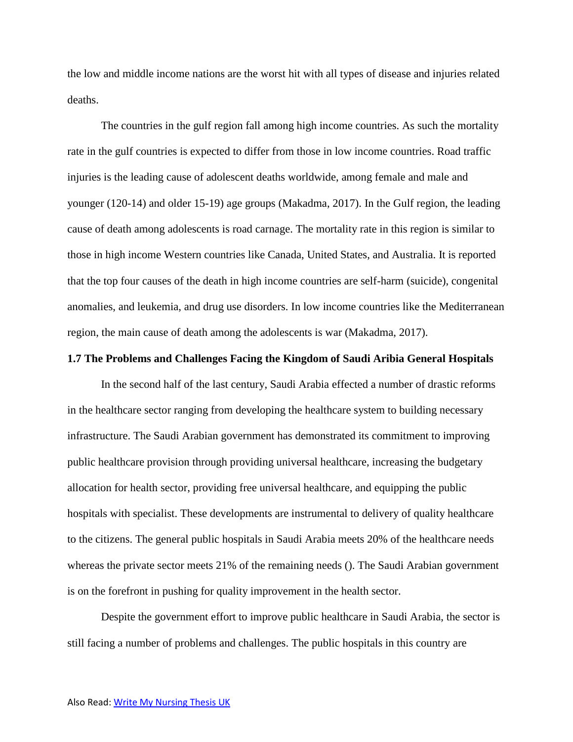the low and middle income nations are the worst hit with all types of disease and injuries related deaths.

The countries in the gulf region fall among high income countries. As such the mortality rate in the gulf countries is expected to differ from those in low income countries. Road traffic injuries is the leading cause of adolescent deaths worldwide, among female and male and younger (120-14) and older 15-19) age groups (Makadma, 2017). In the Gulf region, the leading cause of death among adolescents is road carnage. The mortality rate in this region is similar to those in high income Western countries like Canada, United States, and Australia. It is reported that the top four causes of the death in high income countries are self-harm (suicide), congenital anomalies, and leukemia, and drug use disorders. In low income countries like the Mediterranean region, the main cause of death among the adolescents is war (Makadma, 2017).

### 1.7 The Problems and Challenges Facing the Kingdom of Saudi Aribia General Hospitals

In the second half of the last century, Saudi Arabia effected a number of drastic reforms in the healthcare sector ranging from developing the healthcare system to building necessary infrastructure. The Saudi Arabian government has demonstrated its commitment to improving public healthcare provision through providing universal healthcare, increasing the budgetary allocation for health sector, providing free universal healthcare, and equipping the public hospitals with specialist. These developments are instrumental to delivery of quality healthcare to the citizens. The general public hospitals in Saudi Arabia meets 20% of the healthcare needs whereas the private sector meets 21% of the remaining needs (). The Saudi Arabian government is on the forefront in pushing for quality improvement in the health sector.

Despite the government effort to improve public healthcare in Saudi Arabia, the sector is still facing a number of problems and challenges. The public hospitals in this country are

Also Read: [Write My Nursing Thesis UK]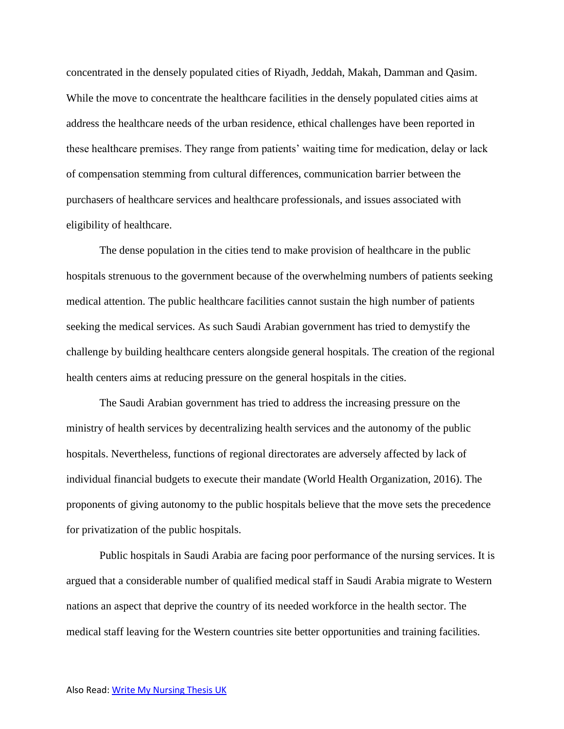concentrated in the densely populated cities of Riyadh, Jeddah, Makah, Damman and Qasim. While the move to concentrate the healthcare facilities in the densely populated cities aims at address the healthcare needs of the urban residence, ethical challenges have been reported in these healthcare premises. They range from patients' waiting time for medication, delay or lack of compensation stemming from cultural differences, communication barrier between the purchasers of healthcare services and healthcare professionals, and issues associated with eligibility of healthcare.

The dense population in the cities tend to make provision of healthcare in the public hospitals strenuous to the government because of the overwhelming numbers of patients seeking medical attention. The public healthcare facilities cannot sustain the high number of patients seeking the medical services. As such Saudi Arabian government has tried to demystify the challenge by building healthcare centers alongside general hospitals. The creation of the regional health centers aims at reducing pressure on the general hospitals in the cities.

The Saudi Arabian government has tried to address the increasing pressure on the ministry of health services by decentralizing health services and the autonomy of the public hospitals. Nevertheless, functions of regional directorates are adversely affected by lack of individual financial budgets to execute their mandate (World Health Organization, 2016). The proponents of giving autonomy to the public hospitals believe that the move sets the precedence for privatization of the public hospitals.

Public hospitals in Saudi Arabia are facing poor performance of the nursing services. It is argued that a considerable number of qualified medical staff in Saudi Arabia migrate to Western nations an aspect that deprive the country of its needed workforce in the health sector. The medical staff leaving for the Western countries site better opportunities and training facilities.

Also Read: [Write My Nursing Thesis UK]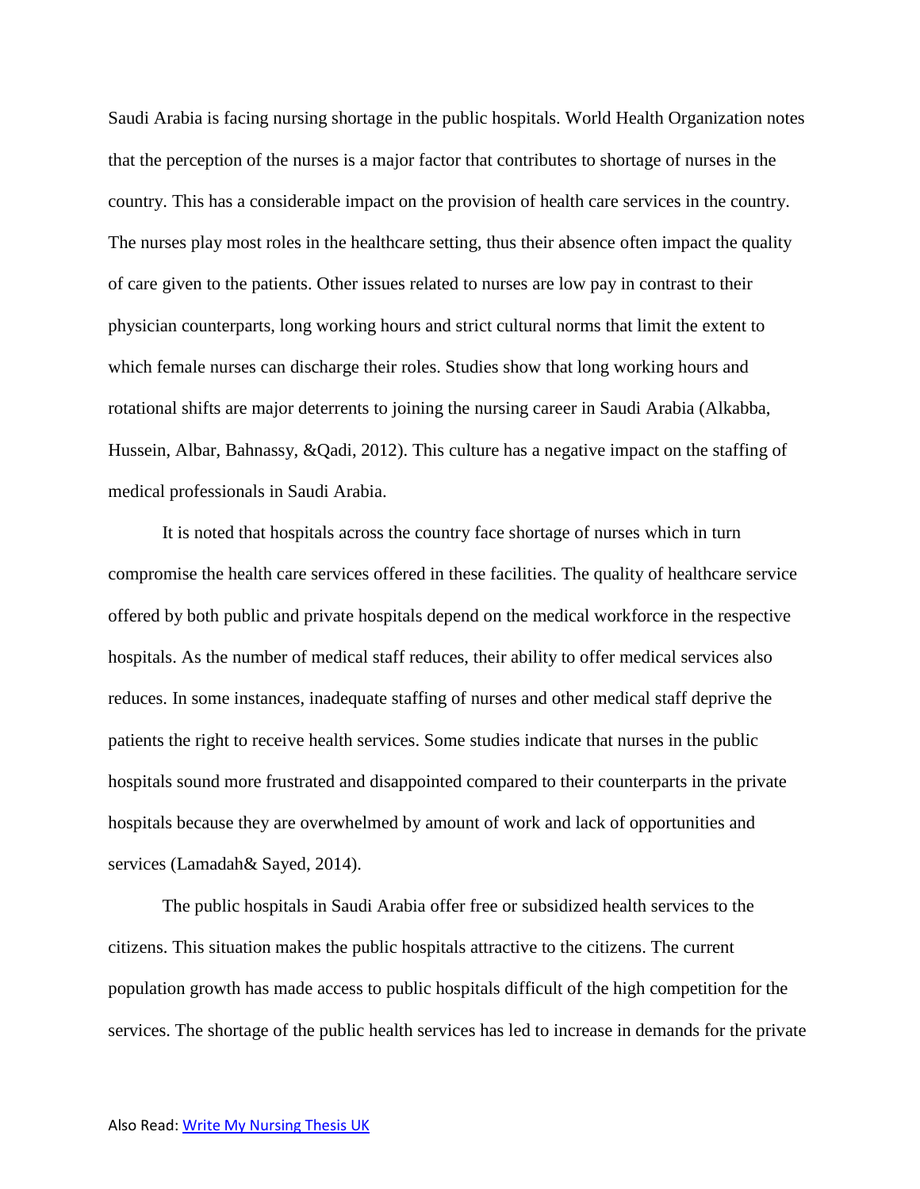Saudi Arabia is facing nursing shortage in the public hospitals. World Health Organization notes that the perception of the nurses is a major factor that contributes to shortage of nurses in the country. This has a considerable impact on the provision of health care services in the country. The nurses play most roles in the healthcare setting, thus their absence often impact the quality of care given to the patients. Other issues related to nurses are low pay in contrast to their physician counterparts, long working hours and strict cultural norms that limit the extent to which female nurses can discharge their roles. Studies show that long working hours and rotational shifts are major deterrents to joining the nursing career in Saudi Arabia (Alkabba, Hussein, Albar, Bahnassy, &Qadi, 2012). This culture has a negative impact on the staffing of medical professionals in Saudi Arabia.

It is noted that hospitals across the country face shortage of nurses which in turn compromise the health care services offered in these facilities. The quality of healthcare service offered by both public and private hospitals depend on the medical workforce in the respective hospitals. As the number of medical staff reduces, their ability to offer medical services also reduces. In some instances, inadequate staffing of nurses and other medical staff deprive the patients the right to receive health services. Some studies indicate that nurses in the public hospitals sound more frustrated and disappointed compared to their counterparts in the private hospitals because they are overwhelmed by amount of work and lack of opportunities and services (Lamadah& Sayed, 2014).

The public hospitals in Saudi Arabia offer free or subsidized health services to the citizens. This situation makes the public hospitals attractive to the citizens. The current population growth has made access to public hospitals difficult of the high competition for the services. The shortage of the public health services has led to increase in demands for the private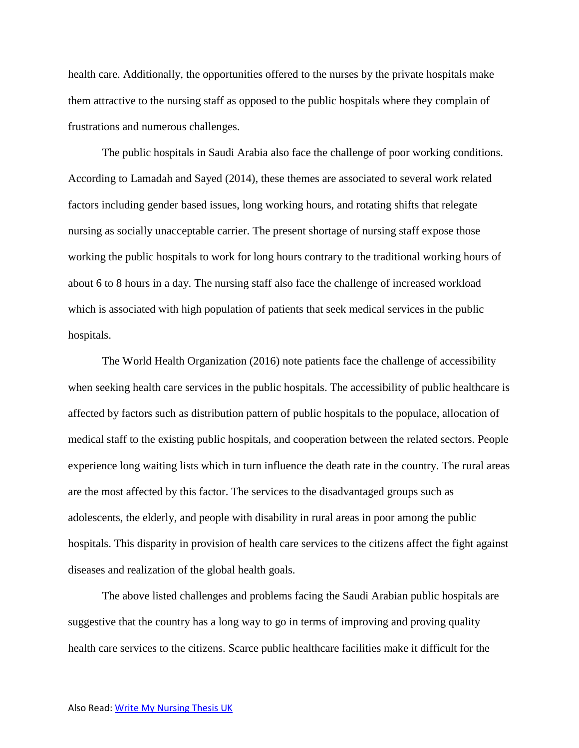health care. Additionally, the opportunities offered to the nurses by the private hospitals make them attractive to the nursing staff as opposed to the public hospitals where they complain of frustrations and numerous challenges.

The public hospitals in Saudi Arabia also face the challenge of poor working conditions. According to Lamadah and Sayed (2014), these themes are associated to several work related factors including gender based issues, long working hours, and rotating shifts that relegate nursing as socially unacceptable carrier. The present shortage of nursing staff expose those working the public hospitals to work for long hours contrary to the traditional working hours of about 6 to 8 hours in a day. The nursing staff also face the challenge of increased workload which is associated with high population of patients that seek medical services in the public hospitals.

The World Health Organization (2016) note patients face the challenge of accessibility when seeking health care services in the public hospitals. The accessibility of public healthcare is affected by factors such as distribution pattern of public hospitals to the populace, allocation of medical staff to the existing public hospitals, and cooperation between the related sectors. People experience long waiting lists which in turn influence the death rate in the country. The rural areas are the most affected by this factor. The services to the disadvantaged groups such as adolescents, the elderly, and people with disability in rural areas in poor among the public hospitals. This disparity in provision of health care services to the citizens affect the fight against diseases and realization of the global health goals.

The above listed challenges and problems facing the Saudi Arabian public hospitals are suggestive that the country has a long way to go in terms of improving and proving quality health care services to the citizens. Scarce public healthcare facilities make it difficult for the

Also Read: [Write My Nursing Thesis UK]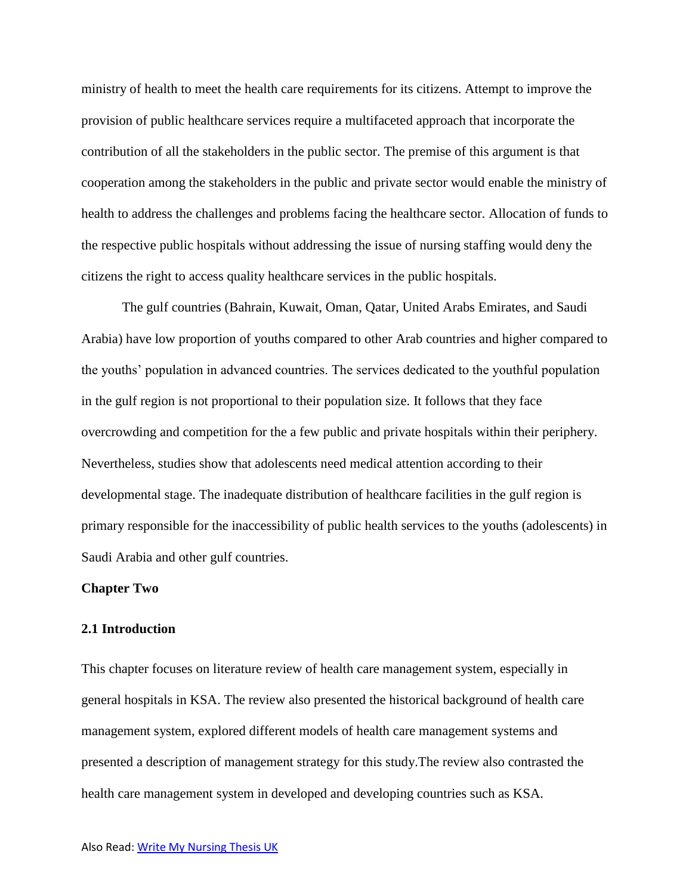ministry of health to meet the health care requirements for its citizens. Attempt to improve the provision of public healthcare services require a multifaceted approach that incorporate the contribution of all the stakeholders in the public sector. The premise of this argument is that cooperation among the stakeholders in the public and private sector would enable the ministry of health to address the challenges and problems facing the healthcare sector. Allocation of funds to the respective public hospitals without addressing the issue of nursing staffing would deny the citizens the right to access quality healthcare services in the public hospitals.

The gulf countries (Bahrain, Kuwait, Oman, Qatar, United Arabs Emirates, and Saudi Arabia) have low proportion of youths compared to other Arab countries and higher compared to the youths' population in advanced countries. The services dedicated to the youthful population in the gulf region is not proportional to their population size. It follows that they face overcrowding and competition for the a few public and private hospitals within their periphery. Nevertheless, studies show that adolescents need medical attention according to their developmental stage. The inadequate distribution of healthcare facilities in the gulf region is primary responsible for the inaccessibility of public health services to the youths (adolescents) in Saudi Arabia and other gulf countries.

## Chapter Two

### 2.1 Introduction

This chapter focuses on literature review of health care management system, especially in general hospitals in KSA. The review also presented the historical background of health care management system, explored different models of health care management systems and presented a description of management strategy for this study.The review also contrasted the health care management system in developed and developing countries such as KSA.

Also Read: Write My Nursing Thesis UK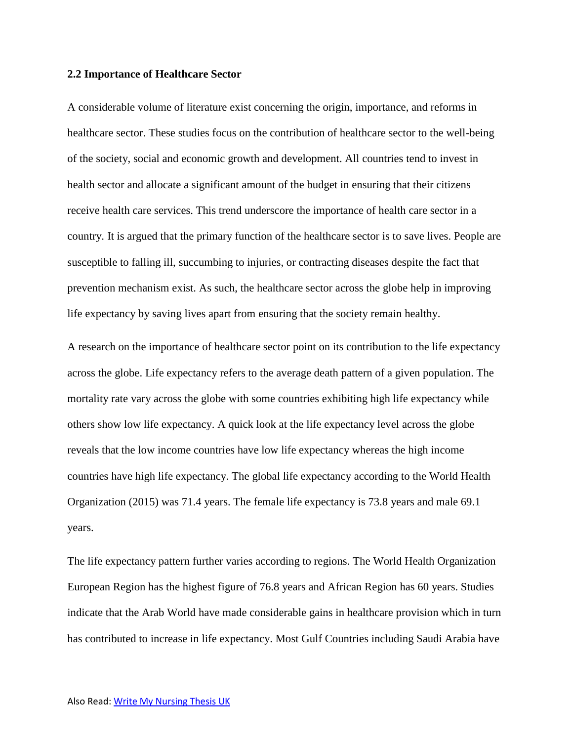### 2.2 Importance of Healthcare Sector

A considerable volume of literature exist concerning the origin, importance, and reforms in healthcare sector. These studies focus on the contribution of healthcare sector to the well-being of the society, social and economic growth and development. All countries tend to invest in health sector and allocate a significant amount of the budget in ensuring that their citizens receive health care services. This trend underscore the importance of health care sector in a country. It is argued that the primary function of the healthcare sector is to save lives. People are susceptible to falling ill, succumbing to injuries, or contracting diseases despite the fact that prevention mechanism exist. As such, the healthcare sector across the globe help in improving life expectancy by saving lives apart from ensuring that the society remain healthy.

A research on the importance of healthcare sector point on its contribution to the life expectancy across the globe. Life expectancy refers to the average death pattern of a given population. The mortality rate vary across the globe with some countries exhibiting high life expectancy while others show low life expectancy. A quick look at the life expectancy level across the globe reveals that the low income countries have low life expectancy whereas the high income countries have high life expectancy. The global life expectancy according to the World Health Organization (2015) was 71.4 years. The female life expectancy is 73.8 years and male 69.1 years.

The life expectancy pattern further varies according to regions. The World Health Organization European Region has the highest figure of 76.8 years and African Region has 60 years. Studies indicate that the Arab World have made considerable gains in healthcare provision which in turn has contributed to increase in life expectancy. Most Gulf Countries including Saudi Arabia have

Also Read: [Write My Nursing Thesis UK]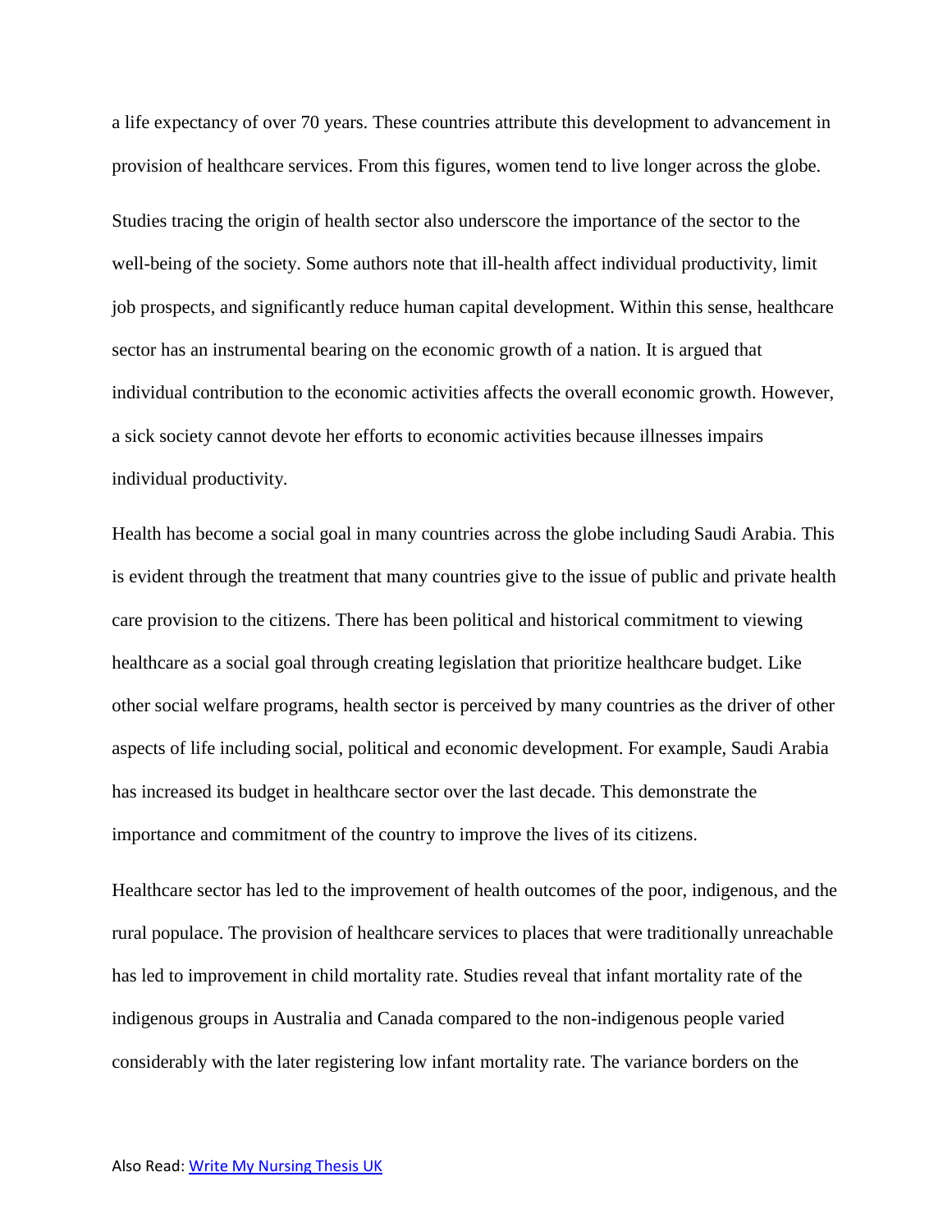a life expectancy of over 70 years. These countries attribute this development to advancement in provision of healthcare services. From this figures, women tend to live longer across the globe.

Studies tracing the origin of health sector also underscore the importance of the sector to the well-being of the society. Some authors note that ill-health affect individual productivity, limit job prospects, and significantly reduce human capital development. Within this sense, healthcare sector has an instrumental bearing on the economic growth of a nation. It is argued that individual contribution to the economic activities affects the overall economic growth. However, a sick society cannot devote her efforts to economic activities because illnesses impairs individual productivity.

Health has become a social goal in many countries across the globe including Saudi Arabia. This is evident through the treatment that many countries give to the issue of public and private health care provision to the citizens. There has been political and historical commitment to viewing healthcare as a social goal through creating legislation that prioritize healthcare budget. Like other social welfare programs, health sector is perceived by many countries as the driver of other aspects of life including social, political and economic development. For example, Saudi Arabia has increased its budget in healthcare sector over the last decade. This demonstrate the importance and commitment of the country to improve the lives of its citizens.

Healthcare sector has led to the improvement of health outcomes of the poor, indigenous, and the rural populace. The provision of healthcare services to places that were traditionally unreachable has led to improvement in child mortality rate. Studies reveal that infant mortality rate of the indigenous groups in Australia and Canada compared to the non-indigenous people varied considerably with the later registering low infant mortality rate. The variance borders on the

Also Read: [Write My Nursing Thesis UK]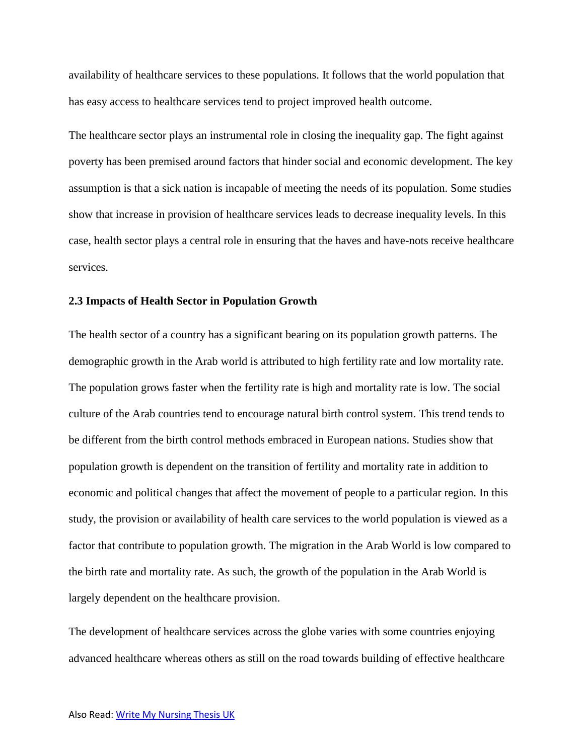availability of healthcare services to these populations. It follows that the world population that has easy access to healthcare services tend to project improved health outcome.

The healthcare sector plays an instrumental role in closing the inequality gap. The fight against poverty has been premised around factors that hinder social and economic development. The key assumption is that a sick nation is incapable of meeting the needs of its population. Some studies show that increase in provision of healthcare services leads to decrease inequality levels. In this case, health sector plays a central role in ensuring that the haves and have-nots receive healthcare services.

### 2.3 Impacts of Health Sector in Population Growth

The health sector of a country has a significant bearing on its population growth patterns. The demographic growth in the Arab world is attributed to high fertility rate and low mortality rate. The population grows faster when the fertility rate is high and mortality rate is low. The social culture of the Arab countries tend to encourage natural birth control system. This trend tends to be different from the birth control methods embraced in European nations. Studies show that population growth is dependent on the transition of fertility and mortality rate in addition to economic and political changes that affect the movement of people to a particular region. In this study, the provision or availability of health care services to the world population is viewed as a factor that contribute to population growth. The migration in the Arab World is low compared to the birth rate and mortality rate. As such, the growth of the population in the Arab World is largely dependent on the healthcare provision.

The development of healthcare services across the globe varies with some countries enjoying advanced healthcare whereas others as still on the road towards building of effective healthcare

Also Read: Write My Nursing Thesis UK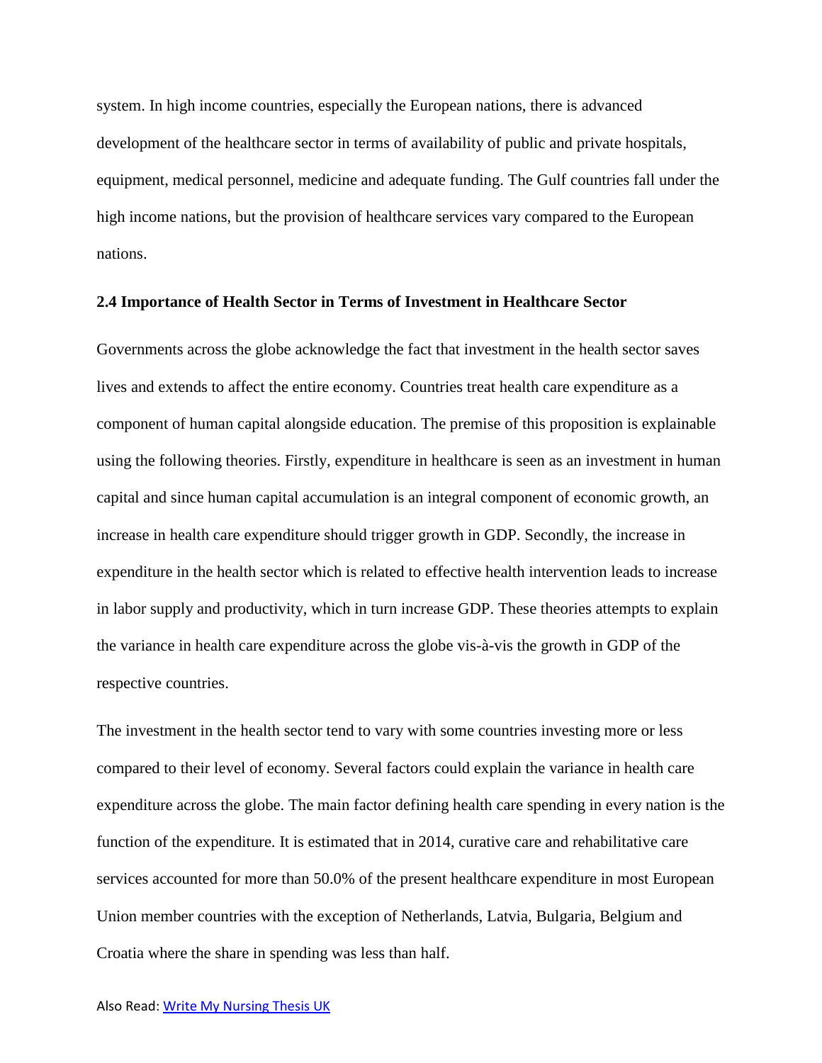system. In high income countries, especially the European nations, there is advanced development of the healthcare sector in terms of availability of public and private hospitals, equipment, medical personnel, medicine and adequate funding. The Gulf countries fall under the high income nations, but the provision of healthcare services vary compared to the European nations.

### 2.4 Importance of Health Sector in Terms of Investment in Healthcare Sector

Governments across the globe acknowledge the fact that investment in the health sector saves lives and extends to affect the entire economy. Countries treat health care expenditure as a component of human capital alongside education. The premise of this proposition is explainable using the following theories. Firstly, expenditure in healthcare is seen as an investment in human capital and since human capital accumulation is an integral component of economic growth, an increase in health care expenditure should trigger growth in GDP. Secondly, the increase in expenditure in the health sector which is related to effective health intervention leads to increase in labor supply and productivity, which in turn increase GDP. These theories attempts to explain the variance in health care expenditure across the globe vis-à-vis the growth in GDP of the respective countries.

The investment in the health sector tend to vary with some countries investing more or less compared to their level of economy. Several factors could explain the variance in health care expenditure across the globe. The main factor defining health care spending in every nation is the function of the expenditure. It is estimated that in 2014, curative care and rehabilitative care services accounted for more than 50.0% of the present healthcare expenditure in most European Union member countries with the exception of Netherlands, Latvia, Bulgaria, Belgium and Croatia where the share in spending was less than half.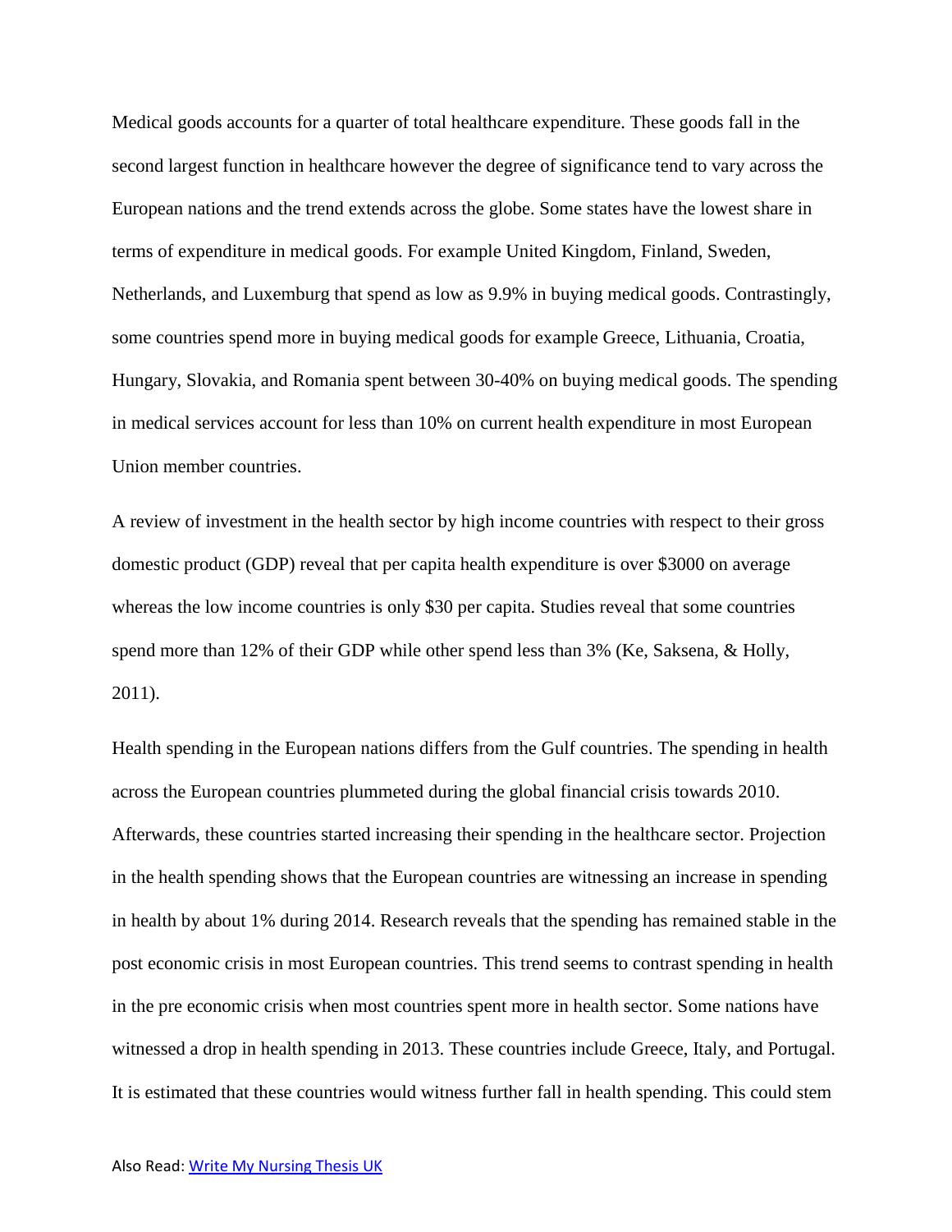Medical goods accounts for a quarter of total healthcare expenditure. These goods fall in the second largest function in healthcare however the degree of significance tend to vary across the European nations and the trend extends across the globe. Some states have the lowest share in terms of expenditure in medical goods. For example United Kingdom, Finland, Sweden, Netherlands, and Luxemburg that spend as low as 9.9% in buying medical goods. Contrastingly, some countries spend more in buying medical goods for example Greece, Lithuania, Croatia, Hungary, Slovakia, and Romania spent between 30-40% on buying medical goods. The spending in medical services account for less than 10% on current health expenditure in most European Union member countries.

A review of investment in the health sector by high income countries with respect to their gross domestic product (GDP) reveal that per capita health expenditure is over $3000 on average whereas the low income countries is only $30 per capita. Studies reveal that some countries spend more than 12% of their GDP while other spend less than 3% (Ke, Saksena, & Holly, 2011).

Health spending in the European nations differs from the Gulf countries. The spending in health across the European countries plummeted during the global financial crisis towards 2010. Afterwards, these countries started increasing their spending in the healthcare sector. Projection in the health spending shows that the European countries are witnessing an increase in spending in health by about 1% during 2014. Research reveals that the spending has remained stable in the post economic crisis in most European countries. This trend seems to contrast spending in health in the pre economic crisis when most countries spent more in health sector. Some nations have witnessed a drop in health spending in 2013. These countries include Greece, Italy, and Portugal. It is estimated that these countries would witness further fall in health spending. This could stem

Also Read: [Write My Nursing Thesis UK]()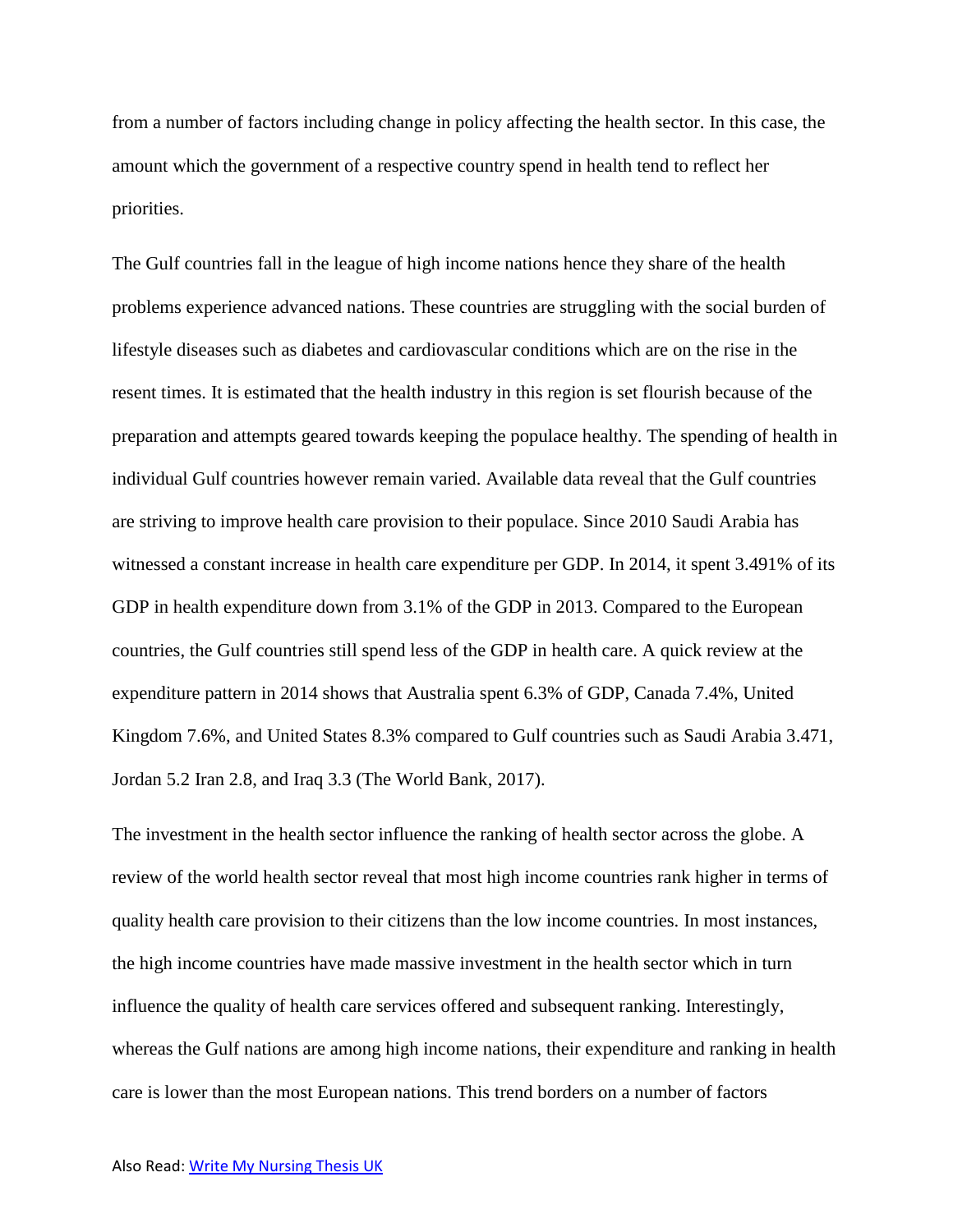from a number of factors including change in policy affecting the health sector. In this case, the amount which the government of a respective country spend in health tend to reflect her priorities.

The Gulf countries fall in the league of high income nations hence they share of the health problems experience advanced nations. These countries are struggling with the social burden of lifestyle diseases such as diabetes and cardiovascular conditions which are on the rise in the resent times. It is estimated that the health industry in this region is set flourish because of the preparation and attempts geared towards keeping the populace healthy. The spending of health in individual Gulf countries however remain varied. Available data reveal that the Gulf countries are striving to improve health care provision to their populace. Since 2010 Saudi Arabia has witnessed a constant increase in health care expenditure per GDP. In 2014, it spent 3.491% of its GDP in health expenditure down from 3.1% of the GDP in 2013. Compared to the European countries, the Gulf countries still spend less of the GDP in health care. A quick review at the expenditure pattern in 2014 shows that Australia spent 6.3% of GDP, Canada 7.4%, United Kingdom 7.6%, and United States 8.3% compared to Gulf countries such as Saudi Arabia 3.471, Jordan 5.2 Iran 2.8, and Iraq 3.3 (The World Bank, 2017).

The investment in the health sector influence the ranking of health sector across the globe. A review of the world health sector reveal that most high income countries rank higher in terms of quality health care provision to their citizens than the low income countries. In most instances, the high income countries have made massive investment in the health sector which in turn influence the quality of health care services offered and subsequent ranking. Interestingly, whereas the Gulf nations are among high income nations, their expenditure and ranking in health care is lower than the most European nations. This trend borders on a number of factors

Also Read: [Write My Nursing Thesis UK]()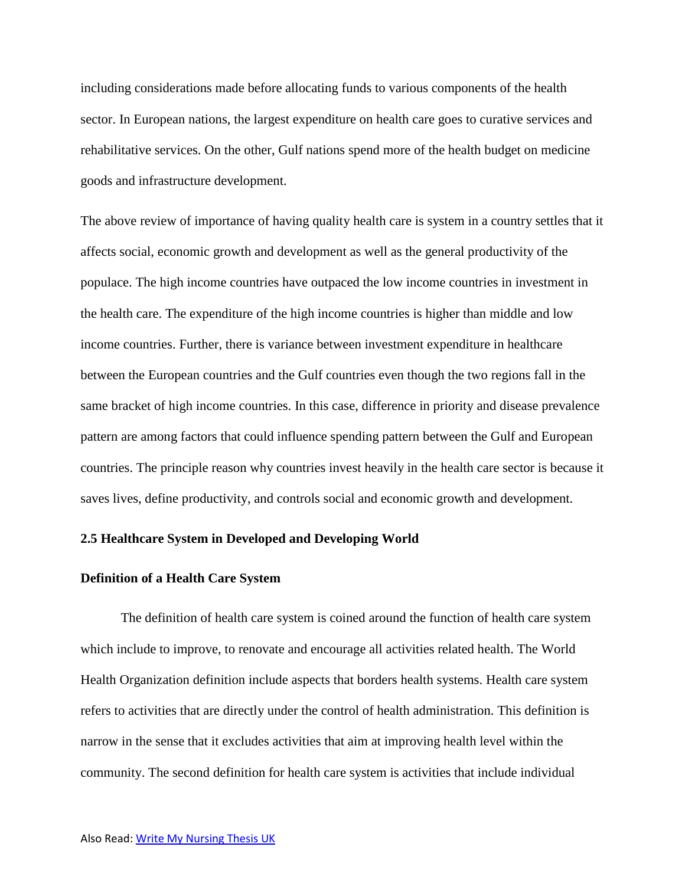including considerations made before allocating funds to various components of the health sector. In European nations, the largest expenditure on health care goes to curative services and rehabilitative services. On the other, Gulf nations spend more of the health budget on medicine goods and infrastructure development.

The above review of importance of having quality health care is system in a country settles that it affects social, economic growth and development as well as the general productivity of the populace. The high income countries have outpaced the low income countries in investment in the health care. The expenditure of the high income countries is higher than middle and low income countries. Further, there is variance between investment expenditure in healthcare between the European countries and the Gulf countries even though the two regions fall in the same bracket of high income countries. In this case, difference in priority and disease prevalence pattern are among factors that could influence spending pattern between the Gulf and European countries. The principle reason why countries invest heavily in the health care sector is because it saves lives, define productivity, and controls social and economic growth and development.

## 2.5 Healthcare System in Developed and Developing World

### Definition of a Health Care System

The definition of health care system is coined around the function of health care system which include to improve, to renovate and encourage all activities related health. The World Health Organization definition include aspects that borders health systems. Health care system refers to activities that are directly under the control of health administration. This definition is narrow in the sense that it excludes activities that aim at improving health level within the community. The second definition for health care system is activities that include individual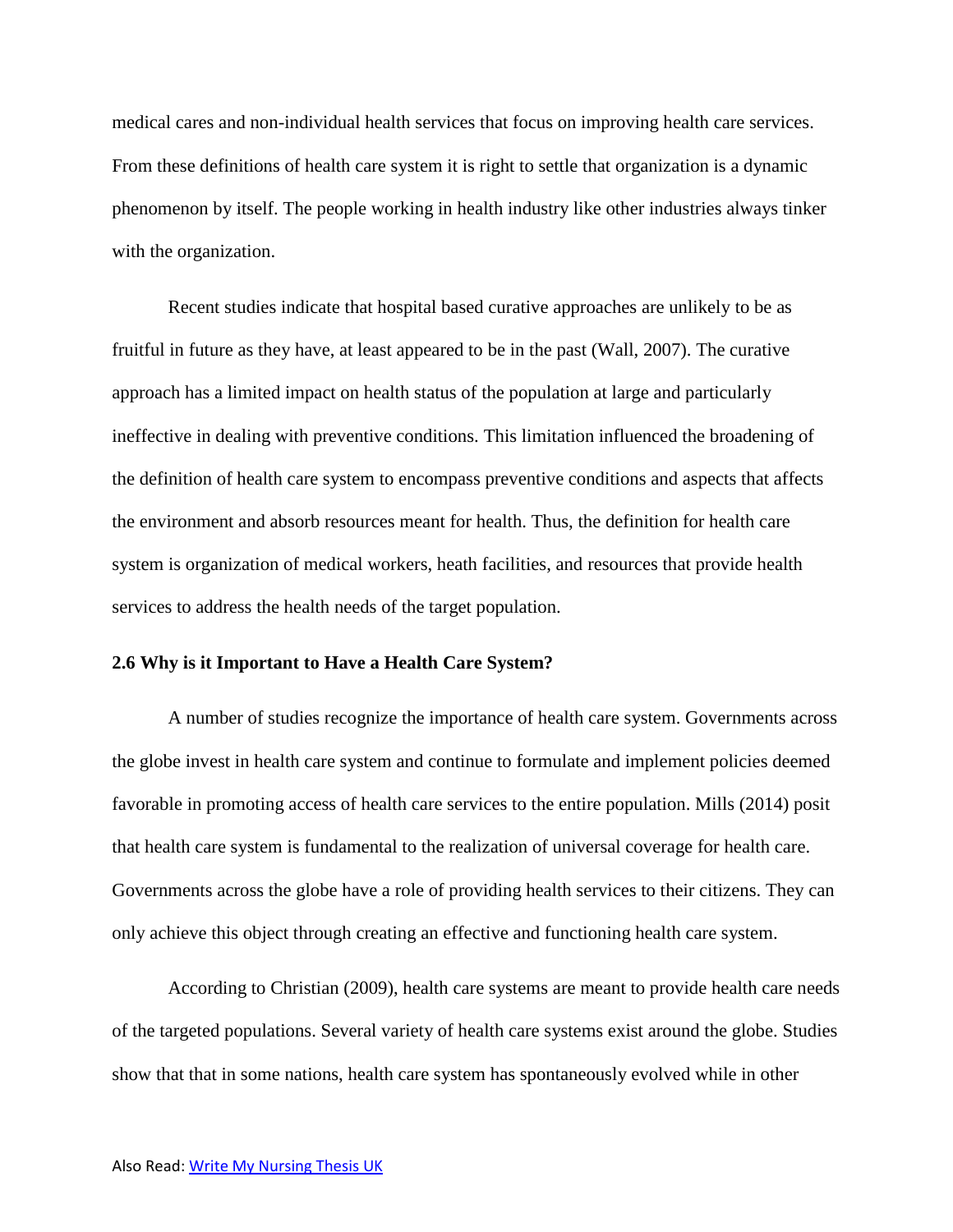medical cares and non-individual health services that focus on improving health care services. From these definitions of health care system it is right to settle that organization is a dynamic phenomenon by itself. The people working in health industry like other industries always tinker with the organization.

Recent studies indicate that hospital based curative approaches are unlikely to be as fruitful in future as they have, at least appeared to be in the past (Wall, 2007). The curative approach has a limited impact on health status of the population at large and particularly ineffective in dealing with preventive conditions. This limitation influenced the broadening of the definition of health care system to encompass preventive conditions and aspects that affects the environment and absorb resources meant for health. Thus, the definition for health care system is organization of medical workers, heath facilities, and resources that provide health services to address the health needs of the target population.

### 2.6 Why is it Important to Have a Health Care System?

A number of studies recognize the importance of health care system. Governments across the globe invest in health care system and continue to formulate and implement policies deemed favorable in promoting access of health care services to the entire population. Mills (2014) posit that health care system is fundamental to the realization of universal coverage for health care. Governments across the globe have a role of providing health services to their citizens. They can only achieve this object through creating an effective and functioning health care system.

According to Christian (2009), health care systems are meant to provide health care needs of the targeted populations. Several variety of health care systems exist around the globe. Studies show that that in some nations, health care system has spontaneously evolved while in other

Also Read: [Write My Nursing Thesis UK]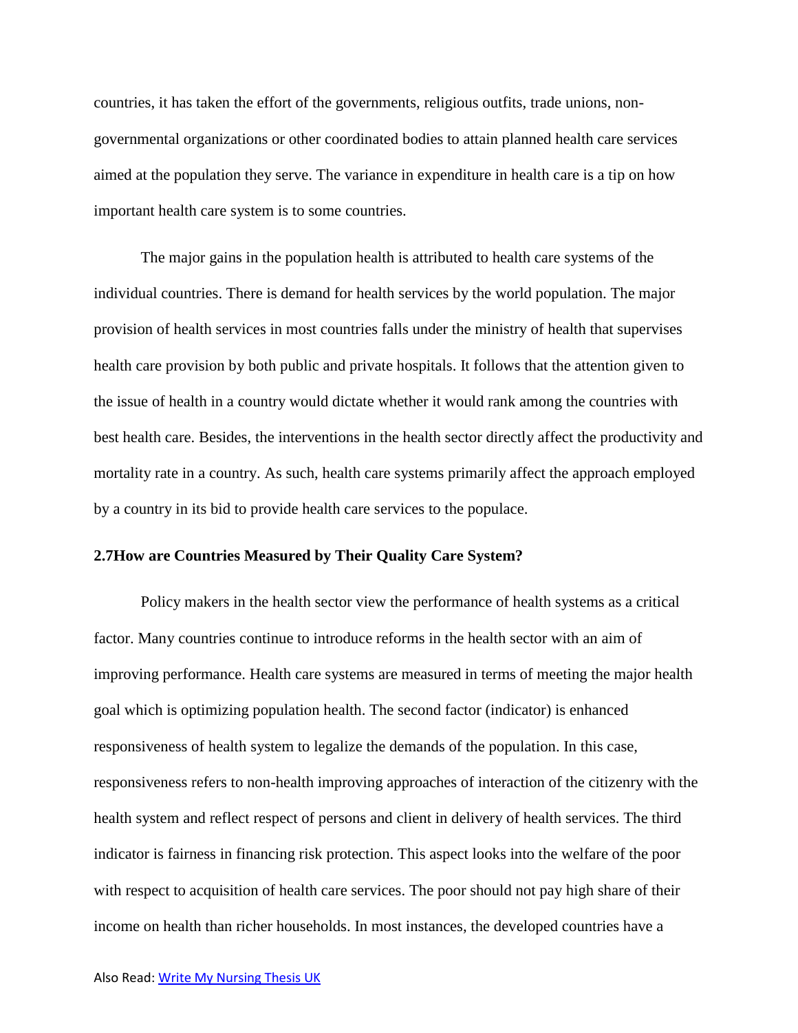countries, it has taken the effort of the governments, religious outfits, trade unions, non-governmental organizations or other coordinated bodies to attain planned health care services aimed at the population they serve. The variance in expenditure in health care is a tip on how important health care system is to some countries.

The major gains in the population health is attributed to health care systems of the individual countries. There is demand for health services by the world population. The major provision of health services in most countries falls under the ministry of health that supervises health care provision by both public and private hospitals. It follows that the attention given to the issue of health in a country would dictate whether it would rank among the countries with best health care. Besides, the interventions in the health sector directly affect the productivity and mortality rate in a country. As such, health care systems primarily affect the approach employed by a country in its bid to provide health care services to the populace.

### 2.7How are Countries Measured by Their Quality Care System?

Policy makers in the health sector view the performance of health systems as a critical factor. Many countries continue to introduce reforms in the health sector with an aim of improving performance. Health care systems are measured in terms of meeting the major health goal which is optimizing population health. The second factor (indicator) is enhanced responsiveness of health system to legalize the demands of the population. In this case, responsiveness refers to non-health improving approaches of interaction of the citizenry with the health system and reflect respect of persons and client in delivery of health services. The third indicator is fairness in financing risk protection. This aspect looks into the welfare of the poor with respect to acquisition of health care services. The poor should not pay high share of their income on health than richer households. In most instances, the developed countries have a

Also Read: [Write My Nursing Thesis UK]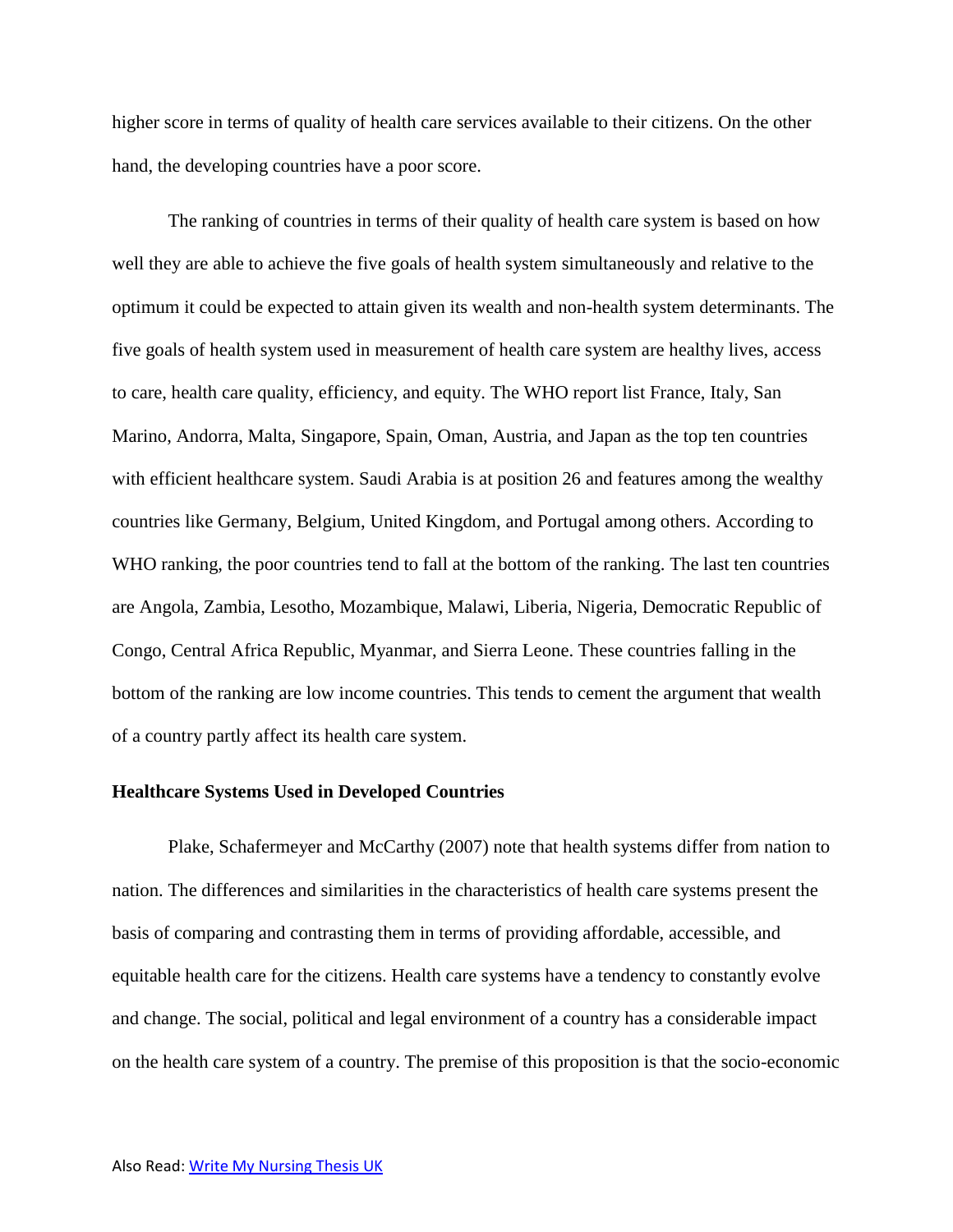higher score in terms of quality of health care services available to their citizens. On the other hand, the developing countries have a poor score.

The ranking of countries in terms of their quality of health care system is based on how well they are able to achieve the five goals of health system simultaneously and relative to the optimum it could be expected to attain given its wealth and non-health system determinants. The five goals of health system used in measurement of health care system are healthy lives, access to care, health care quality, efficiency, and equity. The WHO report list France, Italy, San Marino, Andorra, Malta, Singapore, Spain, Oman, Austria, and Japan as the top ten countries with efficient healthcare system. Saudi Arabia is at position 26 and features among the wealthy countries like Germany, Belgium, United Kingdom, and Portugal among others. According to WHO ranking, the poor countries tend to fall at the bottom of the ranking. The last ten countries are Angola, Zambia, Lesotho, Mozambique, Malawi, Liberia, Nigeria, Democratic Republic of Congo, Central Africa Republic, Myanmar, and Sierra Leone. These countries falling in the bottom of the ranking are low income countries. This tends to cement the argument that wealth of a country partly affect its health care system.

**Healthcare Systems Used in Developed Countries**

Plake, Schafermeyer and McCarthy (2007) note that health systems differ from nation to nation. The differences and similarities in the characteristics of health care systems present the basis of comparing and contrasting them in terms of providing affordable, accessible, and equitable health care for the citizens. Health care systems have a tendency to constantly evolve and change. The social, political and legal environment of a country has a considerable impact on the health care system of a country. The premise of this proposition is that the socio-economic

Also Read: Write My Nursing Thesis UK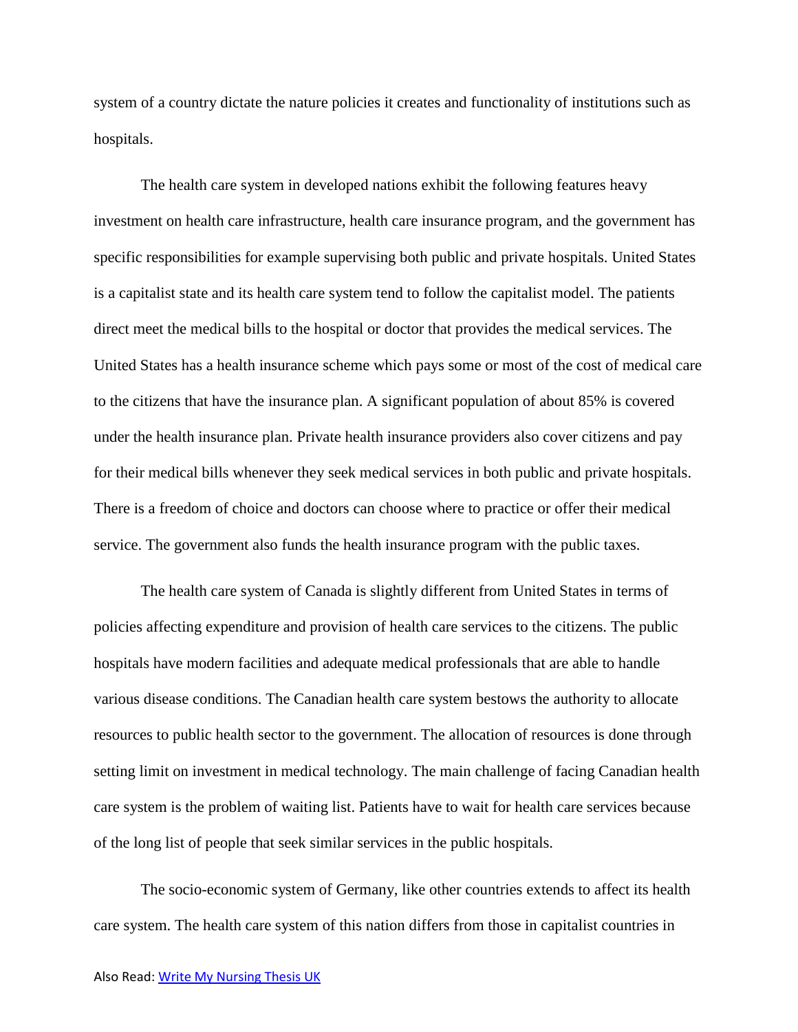system of a country dictate the nature policies it creates and functionality of institutions such as hospitals.

The health care system in developed nations exhibit the following features heavy investment on health care infrastructure, health care insurance program, and the government has specific responsibilities for example supervising both public and private hospitals. United States is a capitalist state and its health care system tend to follow the capitalist model. The patients direct meet the medical bills to the hospital or doctor that provides the medical services. The United States has a health insurance scheme which pays some or most of the cost of medical care to the citizens that have the insurance plan. A significant population of about 85% is covered under the health insurance plan. Private health insurance providers also cover citizens and pay for their medical bills whenever they seek medical services in both public and private hospitals. There is a freedom of choice and doctors can choose where to practice or offer their medical service. The government also funds the health insurance program with the public taxes.

The health care system of Canada is slightly different from United States in terms of policies affecting expenditure and provision of health care services to the citizens. The public hospitals have modern facilities and adequate medical professionals that are able to handle various disease conditions. The Canadian health care system bestows the authority to allocate resources to public health sector to the government. The allocation of resources is done through setting limit on investment in medical technology. The main challenge of facing Canadian health care system is the problem of waiting list. Patients have to wait for health care services because of the long list of people that seek similar services in the public hospitals.

The socio-economic system of Germany, like other countries extends to affect its health care system. The health care system of this nation differs from those in capitalist countries in

Also Read: [Write My Nursing Thesis UK]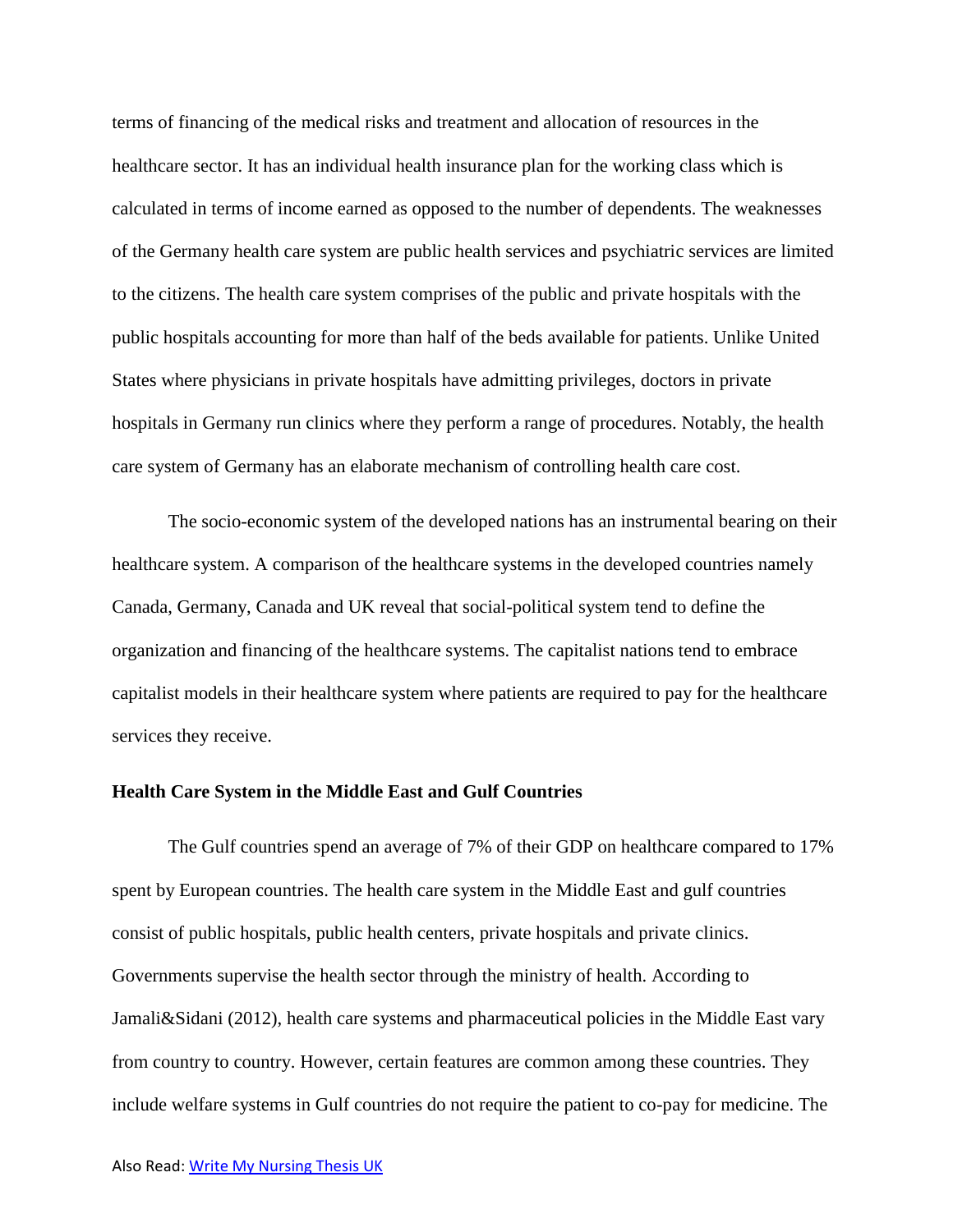terms of financing of the medical risks and treatment and allocation of resources in the healthcare sector. It has an individual health insurance plan for the working class which is calculated in terms of income earned as opposed to the number of dependents. The weaknesses of the Germany health care system are public health services and psychiatric services are limited to the citizens. The health care system comprises of the public and private hospitals with the public hospitals accounting for more than half of the beds available for patients. Unlike United States where physicians in private hospitals have admitting privileges, doctors in private hospitals in Germany run clinics where they perform a range of procedures. Notably, the health care system of Germany has an elaborate mechanism of controlling health care cost.

The socio-economic system of the developed nations has an instrumental bearing on their healthcare system. A comparison of the healthcare systems in the developed countries namely Canada, Germany, Canada and UK reveal that social-political system tend to define the organization and financing of the healthcare systems. The capitalist nations tend to embrace capitalist models in their healthcare system where patients are required to pay for the healthcare services they receive.

**Health Care System in the Middle East and Gulf Countries**

The Gulf countries spend an average of 7% of their GDP on healthcare compared to 17% spent by European countries. The health care system in the Middle East and gulf countries consist of public hospitals, public health centers, private hospitals and private clinics. Governments supervise the health sector through the ministry of health. According to Jamali&Sidani (2012), health care systems and pharmaceutical policies in the Middle East vary from country to country. However, certain features are common among these countries. They include welfare systems in Gulf countries do not require the patient to co-pay for medicine. The

Also Read: Write My Nursing Thesis UK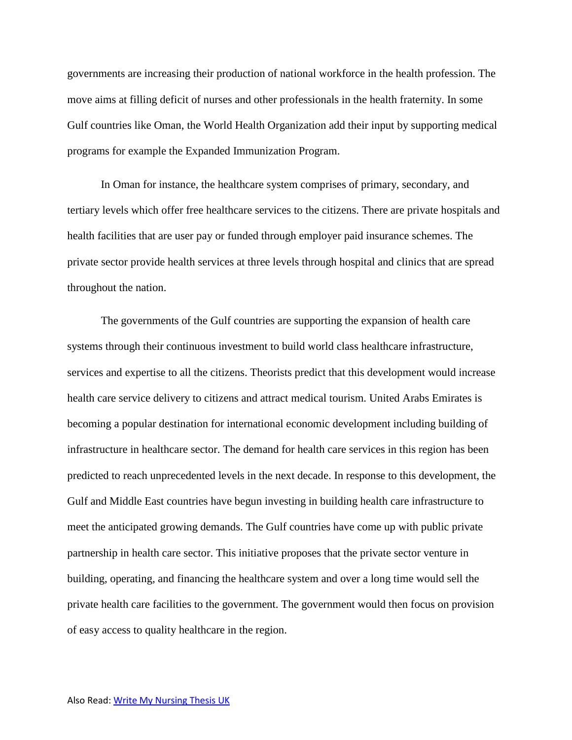governments are increasing their production of national workforce in the health profession. The move aims at filling deficit of nurses and other professionals in the health fraternity. In some Gulf countries like Oman, the World Health Organization add their input by supporting medical programs for example the Expanded Immunization Program.

In Oman for instance, the healthcare system comprises of primary, secondary, and tertiary levels which offer free healthcare services to the citizens. There are private hospitals and health facilities that are user pay or funded through employer paid insurance schemes. The private sector provide health services at three levels through hospital and clinics that are spread throughout the nation.

The governments of the Gulf countries are supporting the expansion of health care systems through their continuous investment to build world class healthcare infrastructure, services and expertise to all the citizens. Theorists predict that this development would increase health care service delivery to citizens and attract medical tourism. United Arabs Emirates is becoming a popular destination for international economic development including building of infrastructure in healthcare sector. The demand for health care services in this region has been predicted to reach unprecedented levels in the next decade. In response to this development, the Gulf and Middle East countries have begun investing in building health care infrastructure to meet the anticipated growing demands. The Gulf countries have come up with public private partnership in health care sector. This initiative proposes that the private sector venture in building, operating, and financing the healthcare system and over a long time would sell the private health care facilities to the government. The government would then focus on provision of easy access to quality healthcare in the region.

Also Read: [Write My Nursing Thesis UK]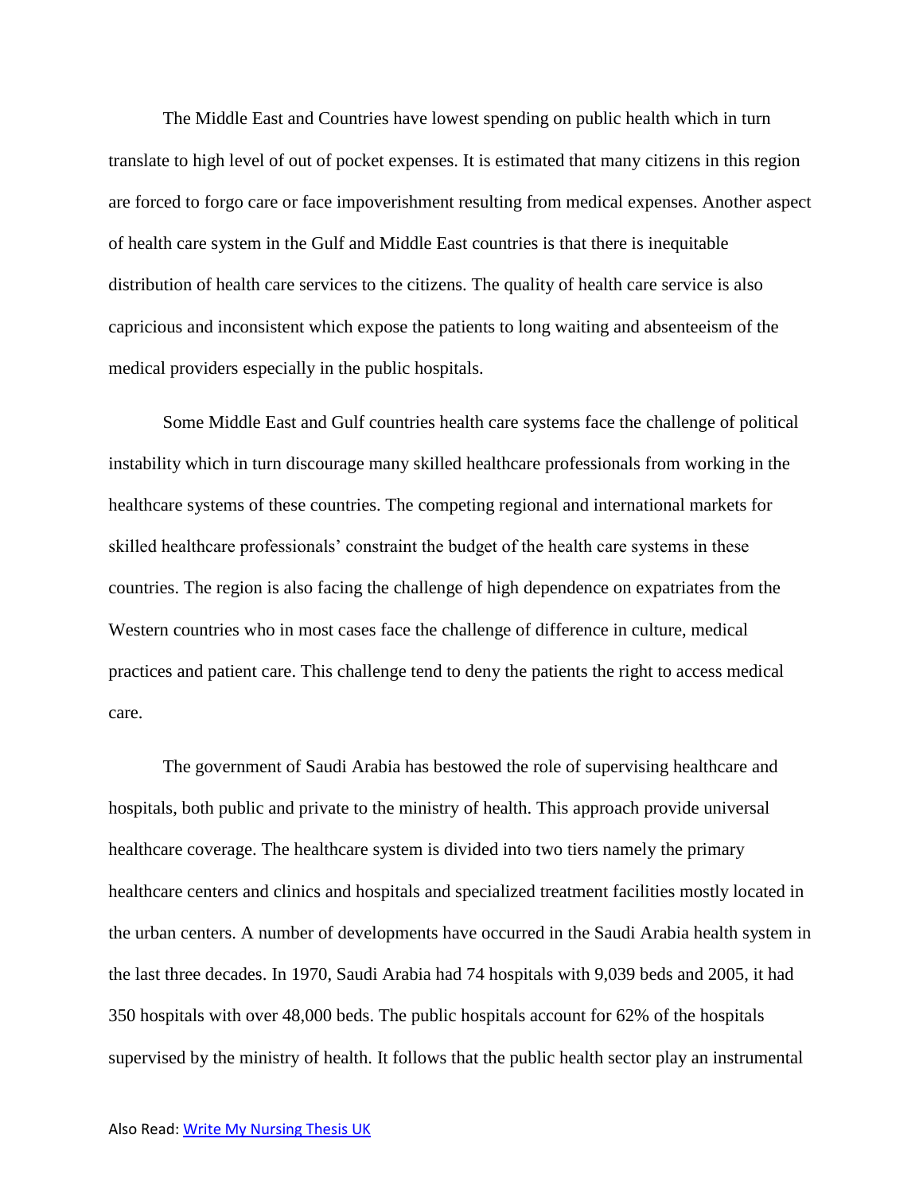The Middle East and Countries have lowest spending on public health which in turn translate to high level of out of pocket expenses. It is estimated that many citizens in this region are forced to forgo care or face impoverishment resulting from medical expenses. Another aspect of health care system in the Gulf and Middle East countries is that there is inequitable distribution of health care services to the citizens. The quality of health care service is also capricious and inconsistent which expose the patients to long waiting and absenteeism of the medical providers especially in the public hospitals.

Some Middle East and Gulf countries health care systems face the challenge of political instability which in turn discourage many skilled healthcare professionals from working in the healthcare systems of these countries. The competing regional and international markets for skilled healthcare professionals' constraint the budget of the health care systems in these countries. The region is also facing the challenge of high dependence on expatriates from the Western countries who in most cases face the challenge of difference in culture, medical practices and patient care. This challenge tend to deny the patients the right to access medical care.

The government of Saudi Arabia has bestowed the role of supervising healthcare and hospitals, both public and private to the ministry of health. This approach provide universal healthcare coverage. The healthcare system is divided into two tiers namely the primary healthcare centers and clinics and hospitals and specialized treatment facilities mostly located in the urban centers. A number of developments have occurred in the Saudi Arabia health system in the last three decades. In 1970, Saudi Arabia had 74 hospitals with 9,039 beds and 2005, it had 350 hospitals with over 48,000 beds. The public hospitals account for 62% of the hospitals supervised by the ministry of health. It follows that the public health sector play an instrumental

Also Read: [Write My Nursing Thesis UK]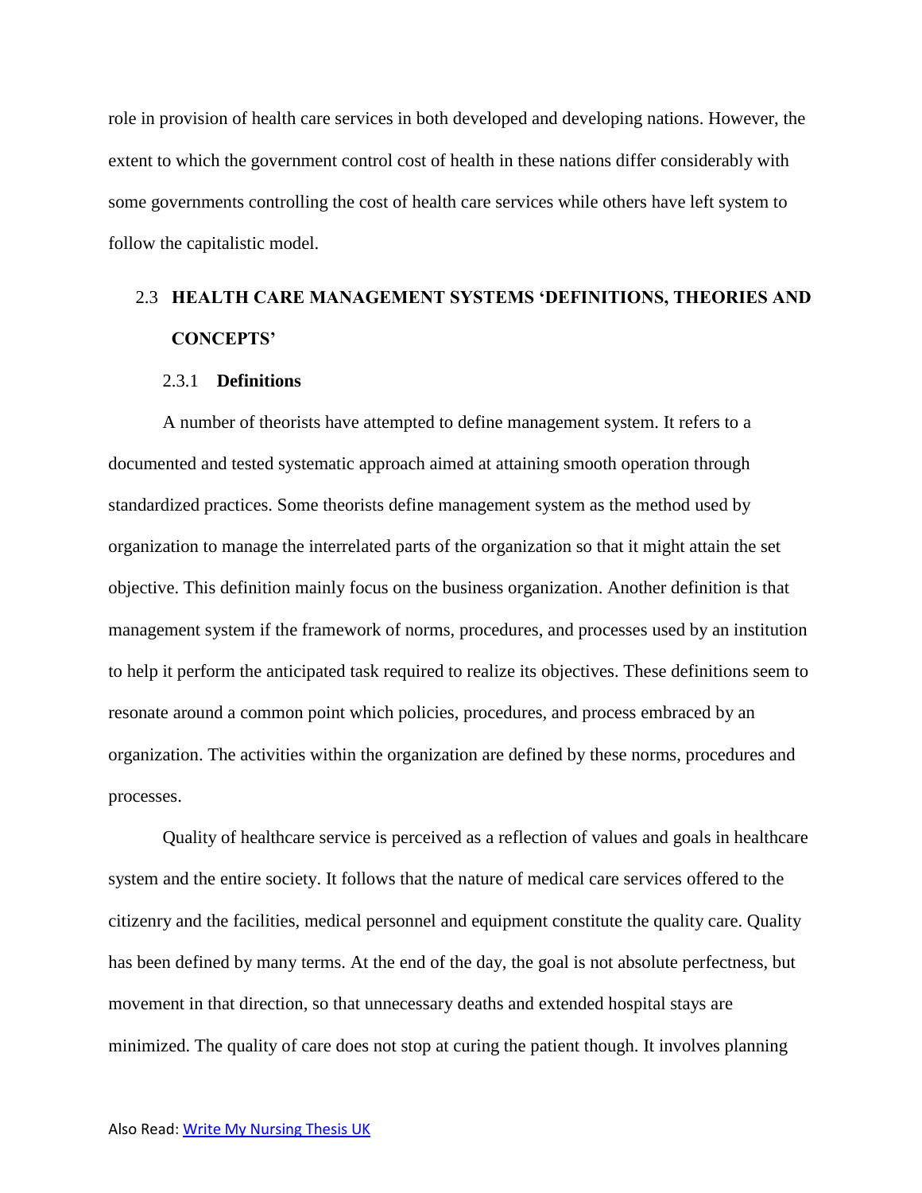role in provision of health care services in both developed and developing nations. However, the extent to which the government control cost of health in these nations differ considerably with some governments controlling the cost of health care services while others have left system to follow the capitalistic model.

## 2.3 HEALTH CARE MANAGEMENT SYSTEMS 'DEFINITIONS, THEORIES AND CONCEPTS'

### 2.3.1 Definitions

A number of theorists have attempted to define management system. It refers to a documented and tested systematic approach aimed at attaining smooth operation through standardized practices. Some theorists define management system as the method used by organization to manage the interrelated parts of the organization so that it might attain the set objective. This definition mainly focus on the business organization. Another definition is that management system if the framework of norms, procedures, and processes used by an institution to help it perform the anticipated task required to realize its objectives. These definitions seem to resonate around a common point which policies, procedures, and process embraced by an organization. The activities within the organization are defined by these norms, procedures and processes.

Quality of healthcare service is perceived as a reflection of values and goals in healthcare system and the entire society. It follows that the nature of medical care services offered to the citizenry and the facilities, medical personnel and equipment constitute the quality care. Quality has been defined by many terms. At the end of the day, the goal is not absolute perfectness, but movement in that direction, so that unnecessary deaths and extended hospital stays are minimized. The quality of care does not stop at curing the patient though. It involves planning

Also Read: Write My Nursing Thesis UK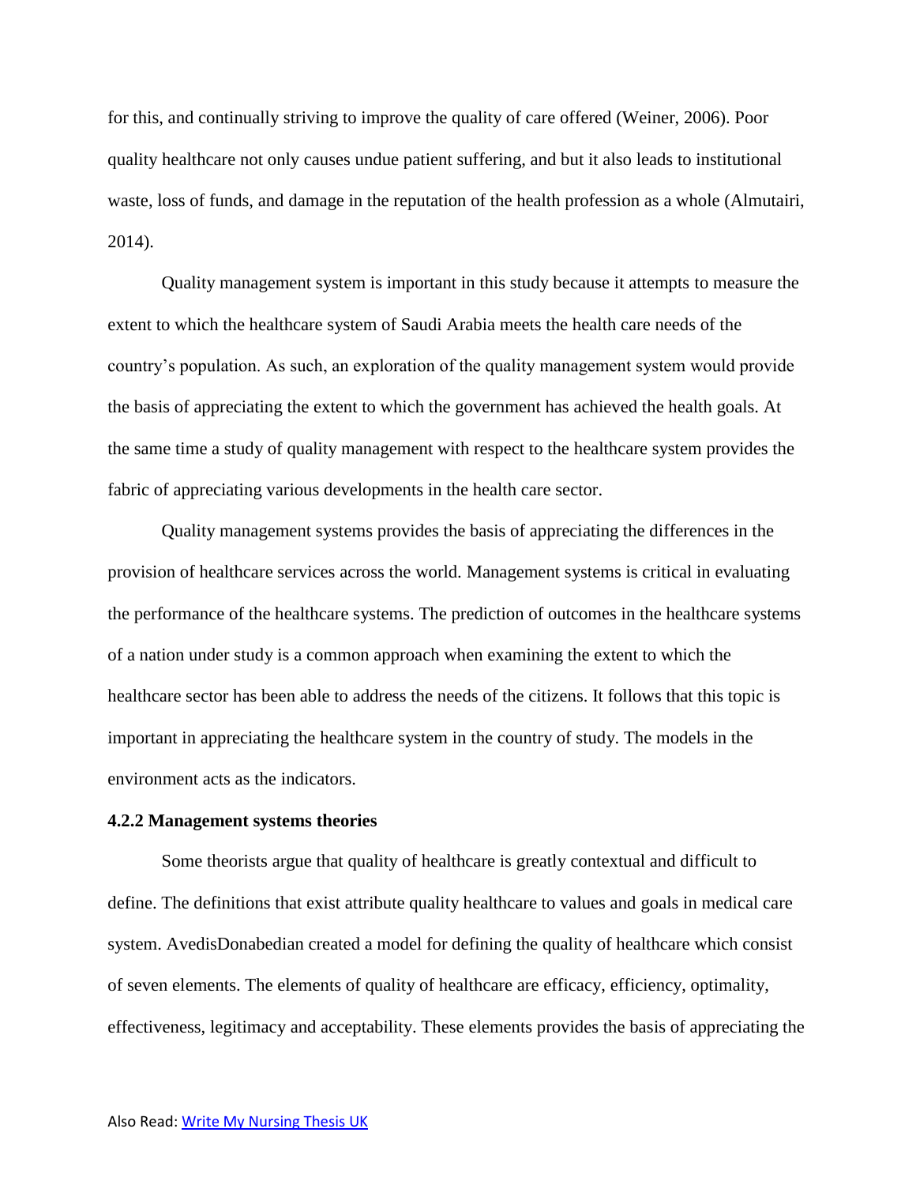for this, and continually striving to improve the quality of care offered (Weiner, 2006). Poor quality healthcare not only causes undue patient suffering, and but it also leads to institutional waste, loss of funds, and damage in the reputation of the health profession as a whole (Almutairi, 2014).

Quality management system is important in this study because it attempts to measure the extent to which the healthcare system of Saudi Arabia meets the health care needs of the country's population. As such, an exploration of the quality management system would provide the basis of appreciating the extent to which the government has achieved the health goals. At the same time a study of quality management with respect to the healthcare system provides the fabric of appreciating various developments in the health care sector.

Quality management systems provides the basis of appreciating the differences in the provision of healthcare services across the world. Management systems is critical in evaluating the performance of the healthcare systems. The prediction of outcomes in the healthcare systems of a nation under study is a common approach when examining the extent to which the healthcare sector has been able to address the needs of the citizens. It follows that this topic is important in appreciating the healthcare system in the country of study. The models in the environment acts as the indicators.

**4.2.2 Management systems theories**

Some theorists argue that quality of healthcare is greatly contextual and difficult to define. The definitions that exist attribute quality healthcare to values and goals in medical care system. AvedisDonabedian created a model for defining the quality of healthcare which consist of seven elements. The elements of quality of healthcare are efficacy, efficiency, optimality, effectiveness, legitimacy and acceptability. These elements provides the basis of appreciating the

Also Read: Write My Nursing Thesis UK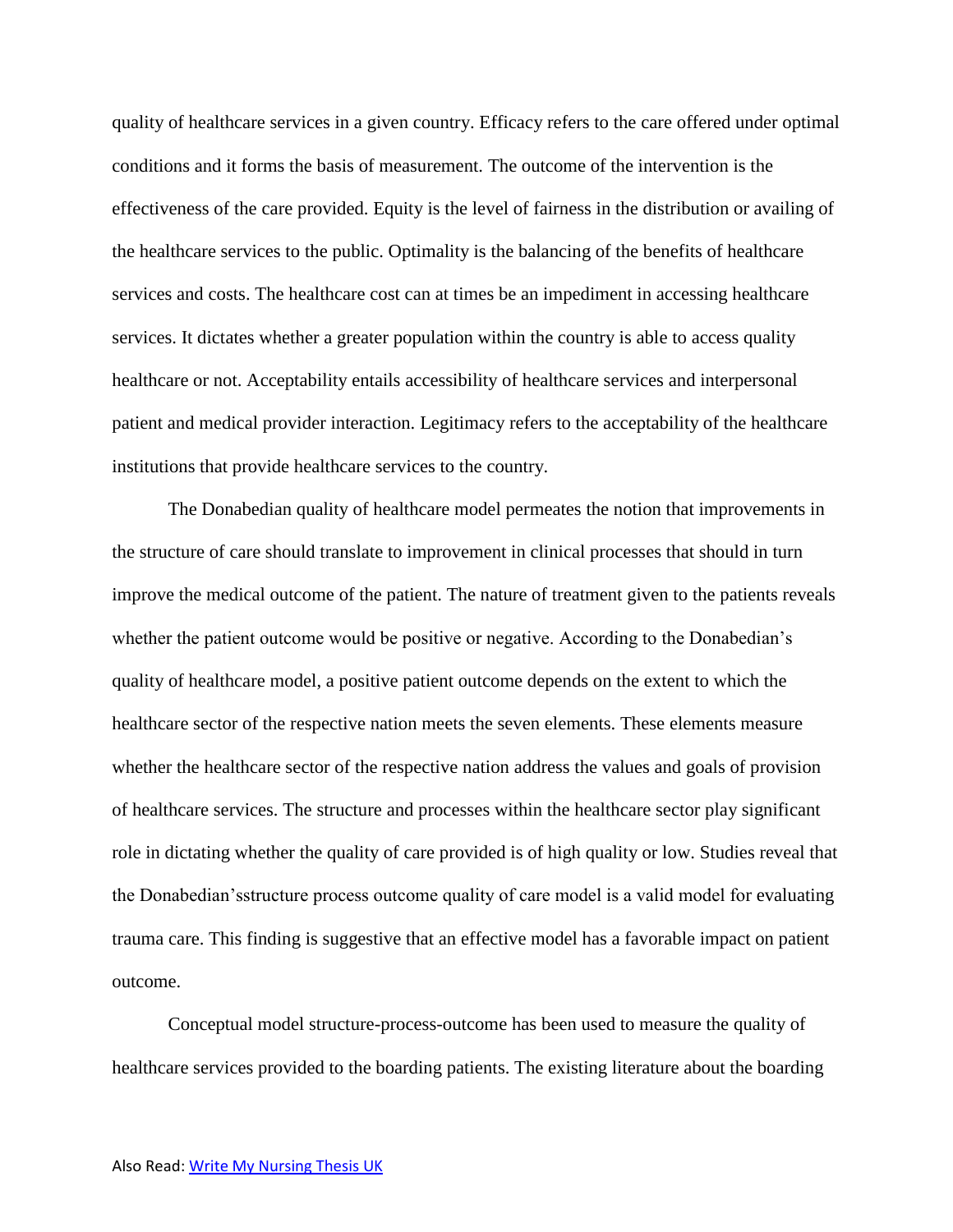quality of healthcare services in a given country. Efficacy refers to the care offered under optimal conditions and it forms the basis of measurement. The outcome of the intervention is the effectiveness of the care provided. Equity is the level of fairness in the distribution or availing of the healthcare services to the public. Optimality is the balancing of the benefits of healthcare services and costs. The healthcare cost can at times be an impediment in accessing healthcare services. It dictates whether a greater population within the country is able to access quality healthcare or not. Acceptability entails accessibility of healthcare services and interpersonal patient and medical provider interaction. Legitimacy refers to the acceptability of the healthcare institutions that provide healthcare services to the country.

The Donabedian quality of healthcare model permeates the notion that improvements in the structure of care should translate to improvement in clinical processes that should in turn improve the medical outcome of the patient. The nature of treatment given to the patients reveals whether the patient outcome would be positive or negative. According to the Donabedian's quality of healthcare model, a positive patient outcome depends on the extent to which the healthcare sector of the respective nation meets the seven elements. These elements measure whether the healthcare sector of the respective nation address the values and goals of provision of healthcare services. The structure and processes within the healthcare sector play significant role in dictating whether the quality of care provided is of high quality or low. Studies reveal that the Donabedian'sstructure process outcome quality of care model is a valid model for evaluating trauma care. This finding is suggestive that an effective model has a favorable impact on patient outcome.

Conceptual model structure-process-outcome has been used to measure the quality of healthcare services provided to the boarding patients. The existing literature about the boarding

Also Read: [Write My Nursing Thesis UK]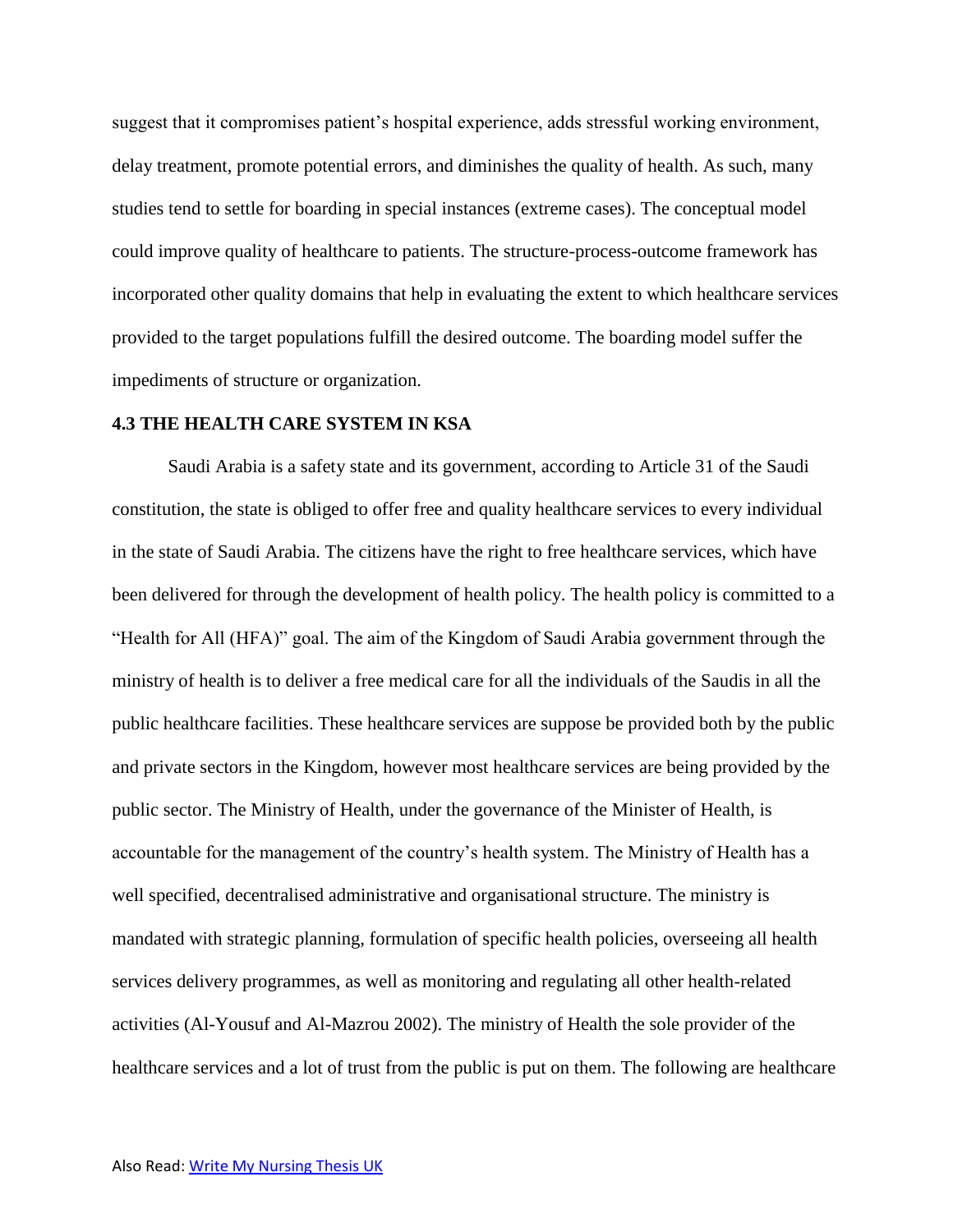suggest that it compromises patient's hospital experience, adds stressful working environment, delay treatment, promote potential errors, and diminishes the quality of health. As such, many studies tend to settle for boarding in special instances (extreme cases). The conceptual model could improve quality of healthcare to patients. The structure-process-outcome framework has incorporated other quality domains that help in evaluating the extent to which healthcare services provided to the target populations fulfill the desired outcome. The boarding model suffer the impediments of structure or organization.

### 4.3 THE HEALTH CARE SYSTEM IN KSA

Saudi Arabia is a safety state and its government, according to Article 31 of the Saudi constitution, the state is obliged to offer free and quality healthcare services to every individual in the state of Saudi Arabia. The citizens have the right to free healthcare services, which have been delivered for through the development of health policy. The health policy is committed to a "Health for All (HFA)" goal. The aim of the Kingdom of Saudi Arabia government through the ministry of health is to deliver a free medical care for all the individuals of the Saudis in all the public healthcare facilities. These healthcare services are suppose be provided both by the public and private sectors in the Kingdom, however most healthcare services are being provided by the public sector. The Ministry of Health, under the governance of the Minister of Health, is accountable for the management of the country's health system. The Ministry of Health has a well specified, decentralised administrative and organisational structure. The ministry is mandated with strategic planning, formulation of specific health policies, overseeing all health services delivery programmes, as well as monitoring and regulating all other health-related activities (Al-Yousuf and Al-Mazrou 2002). The ministry of Health the sole provider of the healthcare services and a lot of trust from the public is put on them. The following are healthcare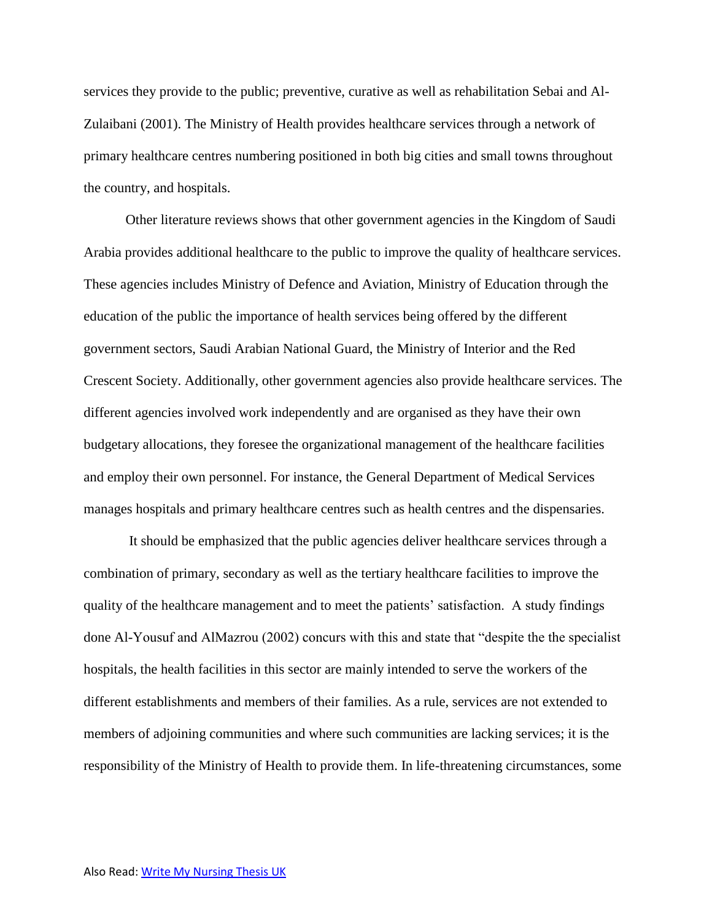services they provide to the public; preventive, curative as well as rehabilitation Sebai and Al-Zulaibani (2001). The Ministry of Health provides healthcare services through a network of primary healthcare centres numbering positioned in both big cities and small towns throughout the country, and hospitals.

Other literature reviews shows that other government agencies in the Kingdom of Saudi Arabia provides additional healthcare to the public to improve the quality of healthcare services. These agencies includes Ministry of Defence and Aviation, Ministry of Education through the education of the public the importance of health services being offered by the different government sectors, Saudi Arabian National Guard, the Ministry of Interior and the Red Crescent Society. Additionally, other government agencies also provide healthcare services. The different agencies involved work independently and are organised as they have their own budgetary allocations, they foresee the organizational management of the healthcare facilities and employ their own personnel. For instance, the General Department of Medical Services manages hospitals and primary healthcare centres such as health centres and the dispensaries.

It should be emphasized that the public agencies deliver healthcare services through a combination of primary, secondary as well as the tertiary healthcare facilities to improve the quality of the healthcare management and to meet the patients' satisfaction. A study findings done Al-Yousuf and AlMazrou (2002) concurs with this and state that "despite the the specialist hospitals, the health facilities in this sector are mainly intended to serve the workers of the different establishments and members of their families. As a rule, services are not extended to members of adjoining communities and where such communities are lacking services; it is the responsibility of the Ministry of Health to provide them. In life-threatening circumstances, some

Also Read: [Write My Nursing Thesis UK]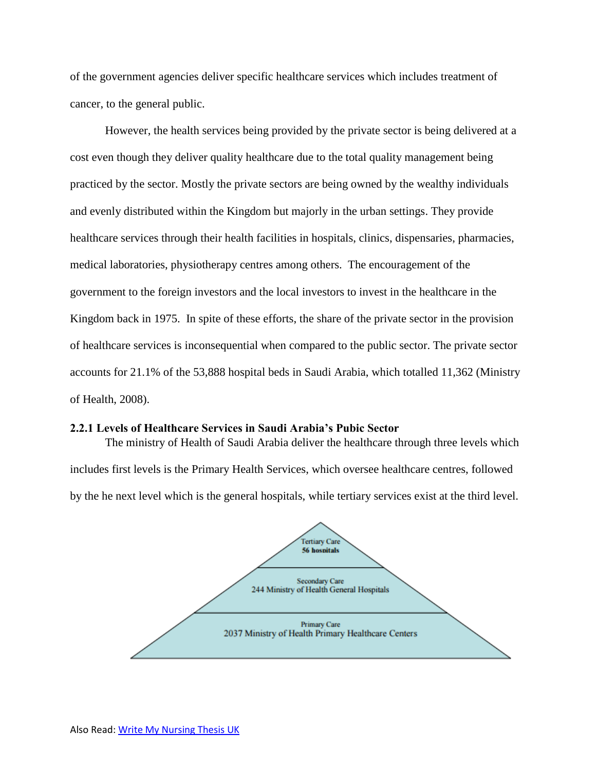of the government agencies deliver specific healthcare services which includes treatment of cancer, to the general public.

However, the health services being provided by the private sector is being delivered at a cost even though they deliver quality healthcare due to the total quality management being practiced by the sector. Mostly the private sectors are being owned by the wealthy individuals and evenly distributed within the Kingdom but majorly in the urban settings. They provide healthcare services through their health facilities in hospitals, clinics, dispensaries, pharmacies, medical laboratories, physiotherapy centres among others. The encouragement of the government to the foreign investors and the local investors to invest in the healthcare in the Kingdom back in 1975. In spite of these efforts, the share of the private sector in the provision of healthcare services is inconsequential when compared to the public sector. The private sector accounts for 21.1% of the 53,888 hospital beds in Saudi Arabia, which totalled 11,362 (Ministry of Health, 2008).

### 2.2.1 Levels of Healthcare Services in Saudi Arabia's Pubic Sector

The ministry of Health of Saudi Arabia deliver the healthcare through three levels which includes first levels is the Primary Health Services, which oversee healthcare centres, followed by the he next level which is the general hospitals, while tertiary services exist at the third level.

Tertiary Care
**56 hospitals**

Secondary Care
244 Ministry of Health General Hospitals

Primary Care
2037 Ministry of Health Primary Healthcare Centers

Also Read: Write My Nursing Thesis UK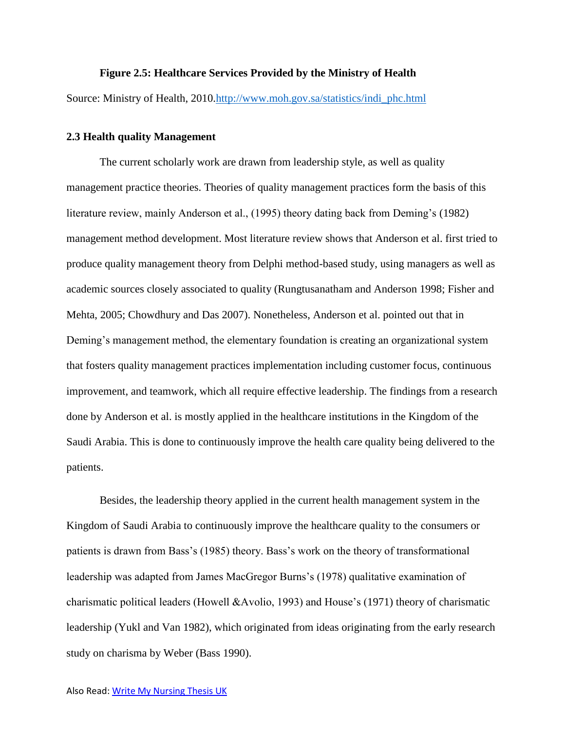**Figure 2.5: Healthcare Services Provided by the Ministry of Health**

Source: Ministry of Health, 2010.http://www.moh.gov.sa/statistics/indi_phc.html

### 2.3 Health quality Management

The current scholarly work are drawn from leadership style, as well as quality management practice theories. Theories of quality management practices form the basis of this literature review, mainly Anderson et al., (1995) theory dating back from Deming's (1982) management method development. Most literature review shows that Anderson et al. first tried to produce quality management theory from Delphi method-based study, using managers as well as academic sources closely associated to quality (Rungtusanatham and Anderson 1998; Fisher and Mehta, 2005; Chowdhury and Das 2007). Nonetheless, Anderson et al. pointed out that in Deming's management method, the elementary foundation is creating an organizational system that fosters quality management practices implementation including customer focus, continuous improvement, and teamwork, which all require effective leadership. The findings from a research done by Anderson et al. is mostly applied in the healthcare institutions in the Kingdom of the Saudi Arabia. This is done to continuously improve the health care quality being delivered to the patients.

Besides, the leadership theory applied in the current health management system in the Kingdom of Saudi Arabia to continuously improve the healthcare quality to the consumers or patients is drawn from Bass's (1985) theory. Bass's work on the theory of transformational leadership was adapted from James MacGregor Burns's (1978) qualitative examination of charismatic political leaders (Howell &Avolio, 1993) and House's (1971) theory of charismatic leadership (Yukl and Van 1982), which originated from ideas originating from the early research study on charisma by Weber (Bass 1990).

Also Read: Write My Nursing Thesis UK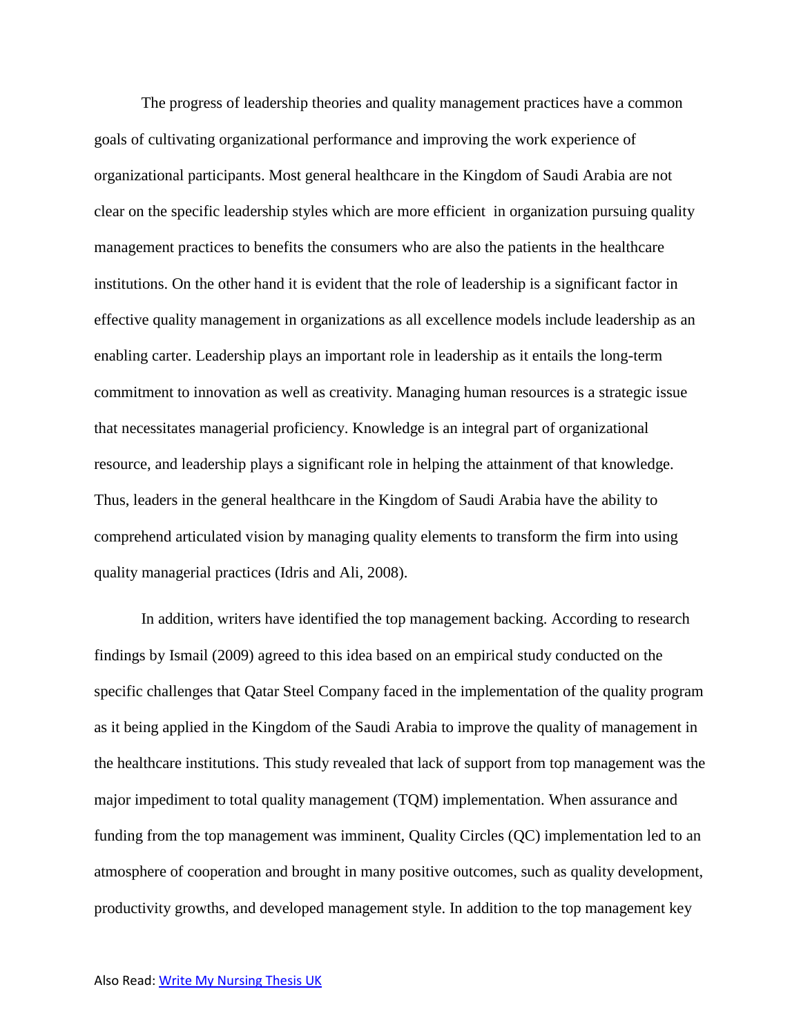The progress of leadership theories and quality management practices have a common goals of cultivating organizational performance and improving the work experience of organizational participants. Most general healthcare in the Kingdom of Saudi Arabia are not clear on the specific leadership styles which are more efficient in organization pursuing quality management practices to benefits the consumers who are also the patients in the healthcare institutions. On the other hand it is evident that the role of leadership is a significant factor in effective quality management in organizations as all excellence models include leadership as an enabling carter. Leadership plays an important role in leadership as it entails the long-term commitment to innovation as well as creativity. Managing human resources is a strategic issue that necessitates managerial proficiency. Knowledge is an integral part of organizational resource, and leadership plays a significant role in helping the attainment of that knowledge. Thus, leaders in the general healthcare in the Kingdom of Saudi Arabia have the ability to comprehend articulated vision by managing quality elements to transform the firm into using quality managerial practices (Idris and Ali, 2008).

In addition, writers have identified the top management backing. According to research findings by Ismail (2009) agreed to this idea based on an empirical study conducted on the specific challenges that Qatar Steel Company faced in the implementation of the quality program as it being applied in the Kingdom of the Saudi Arabia to improve the quality of management in the healthcare institutions. This study revealed that lack of support from top management was the major impediment to total quality management (TQM) implementation. When assurance and funding from the top management was imminent, Quality Circles (QC) implementation led to an atmosphere of cooperation and brought in many positive outcomes, such as quality development, productivity growths, and developed management style. In addition to the top management key

Also Read: [Write My Nursing Thesis UK]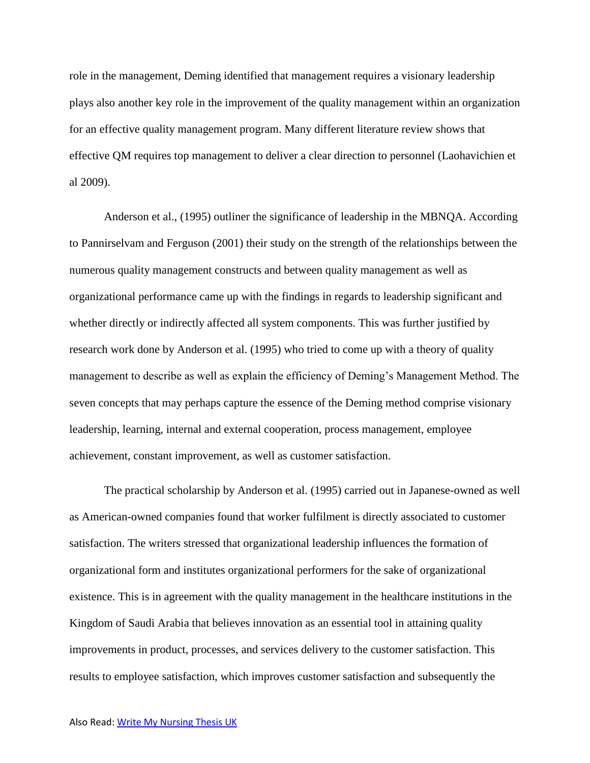role in the management, Deming identified that management requires a visionary leadership plays also another key role in the improvement of the quality management within an organization for an effective quality management program. Many different literature review shows that effective QM requires top management to deliver a clear direction to personnel (Laohavichien et al 2009).

Anderson et al., (1995) outliner the significance of leadership in the MBNQA. According to Pannirselvam and Ferguson (2001) their study on the strength of the relationships between the numerous quality management constructs and between quality management as well as organizational performance came up with the findings in regards to leadership significant and whether directly or indirectly affected all system components. This was further justified by research work done by Anderson et al. (1995) who tried to come up with a theory of quality management to describe as well as explain the efficiency of Deming's Management Method. The seven concepts that may perhaps capture the essence of the Deming method comprise visionary leadership, learning, internal and external cooperation, process management, employee achievement, constant improvement, as well as customer satisfaction.

The practical scholarship by Anderson et al. (1995) carried out in Japanese-owned as well as American-owned companies found that worker fulfilment is directly associated to customer satisfaction. The writers stressed that organizational leadership influences the formation of organizational form and institutes organizational performers for the sake of organizational existence. This is in agreement with the quality management in the healthcare institutions in the Kingdom of Saudi Arabia that believes innovation as an essential tool in attaining quality improvements in product, processes, and services delivery to the customer satisfaction. This results to employee satisfaction, which improves customer satisfaction and subsequently the

Also Read: [Write My Nursing Thesis UK]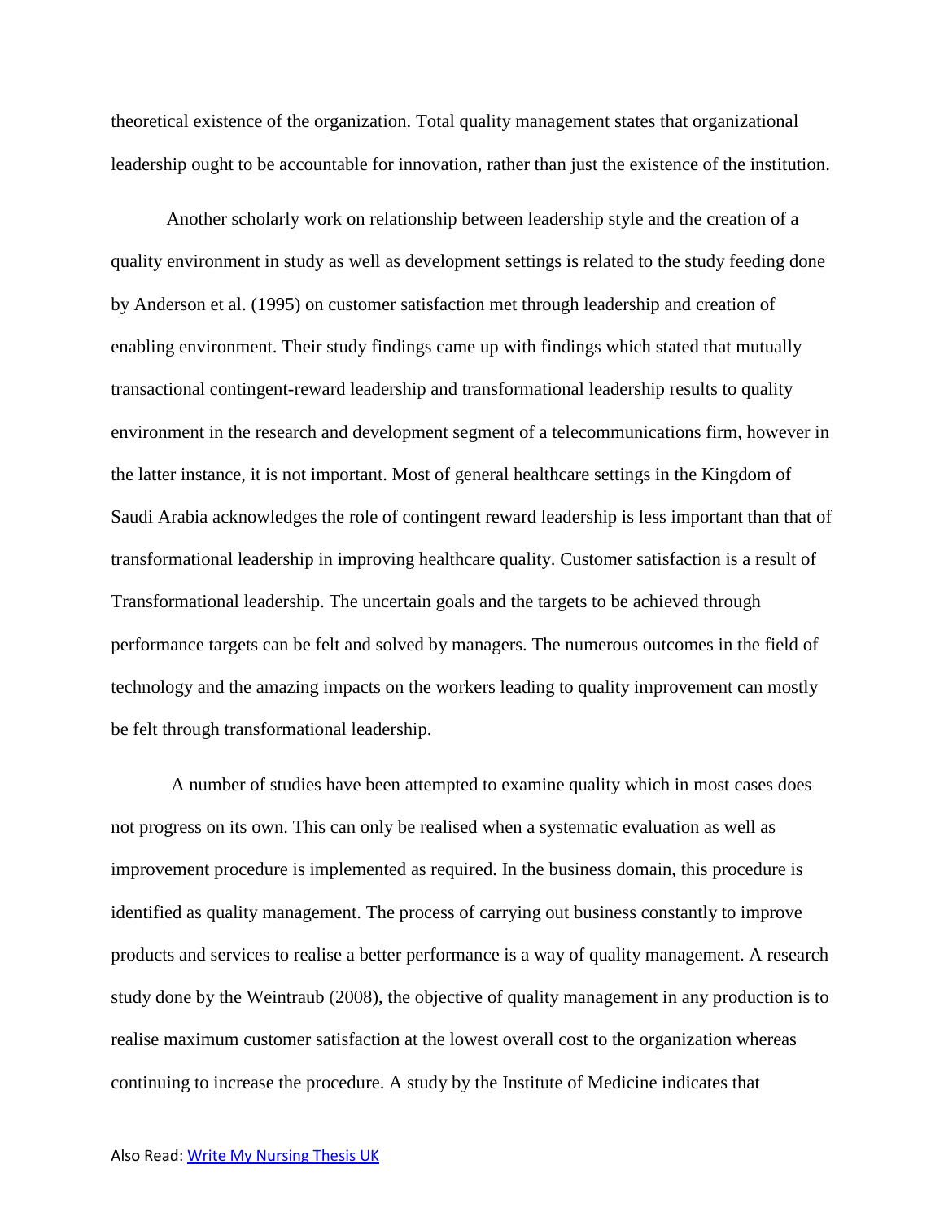theoretical existence of the organization. Total quality management states that organizational leadership ought to be accountable for innovation, rather than just the existence of the institution.

Another scholarly work on relationship between leadership style and the creation of a quality environment in study as well as development settings is related to the study feeding done by Anderson et al. (1995) on customer satisfaction met through leadership and creation of enabling environment. Their study findings came up with findings which stated that mutually transactional contingent-reward leadership and transformational leadership results to quality environment in the research and development segment of a telecommunications firm, however in the latter instance, it is not important. Most of general healthcare settings in the Kingdom of Saudi Arabia acknowledges the role of contingent reward leadership is less important than that of transformational leadership in improving healthcare quality. Customer satisfaction is a result of Transformational leadership. The uncertain goals and the targets to be achieved through performance targets can be felt and solved by managers. The numerous outcomes in the field of technology and the amazing impacts on the workers leading to quality improvement can mostly be felt through transformational leadership.

A number of studies have been attempted to examine quality which in most cases does not progress on its own. This can only be realised when a systematic evaluation as well as improvement procedure is implemented as required. In the business domain, this procedure is identified as quality management. The process of carrying out business constantly to improve products and services to realise a better performance is a way of quality management. A research study done by the Weintraub (2008), the objective of quality management in any production is to realise maximum customer satisfaction at the lowest overall cost to the organization whereas continuing to increase the procedure. A study by the Institute of Medicine indicates that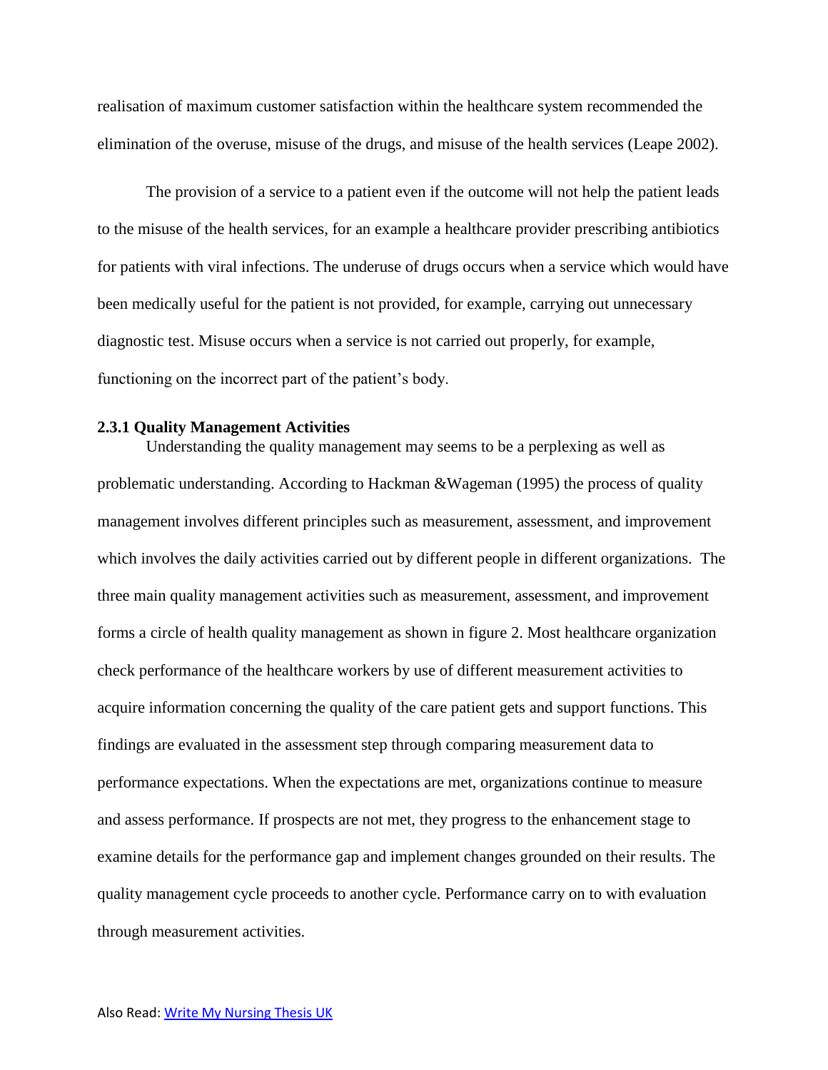realisation of maximum customer satisfaction within the healthcare system recommended the elimination of the overuse, misuse of the drugs, and misuse of the health services (Leape 2002).

The provision of a service to a patient even if the outcome will not help the patient leads to the misuse of the health services, for an example a healthcare provider prescribing antibiotics for patients with viral infections. The underuse of drugs occurs when a service which would have been medically useful for the patient is not provided, for example, carrying out unnecessary diagnostic test. Misuse occurs when a service is not carried out properly, for example, functioning on the incorrect part of the patient's body.

### 2.3.1 Quality Management Activities

Understanding the quality management may seems to be a perplexing as well as problematic understanding. According to Hackman &Wageman (1995) the process of quality management involves different principles such as measurement, assessment, and improvement which involves the daily activities carried out by different people in different organizations. The three main quality management activities such as measurement, assessment, and improvement forms a circle of health quality management as shown in figure 2. Most healthcare organization check performance of the healthcare workers by use of different measurement activities to acquire information concerning the quality of the care patient gets and support functions. This findings are evaluated in the assessment step through comparing measurement data to performance expectations. When the expectations are met, organizations continue to measure and assess performance. If prospects are not met, they progress to the enhancement stage to examine details for the performance gap and implement changes grounded on their results. The quality management cycle proceeds to another cycle. Performance carry on to with evaluation through measurement activities.

Also Read: Write My Nursing Thesis UK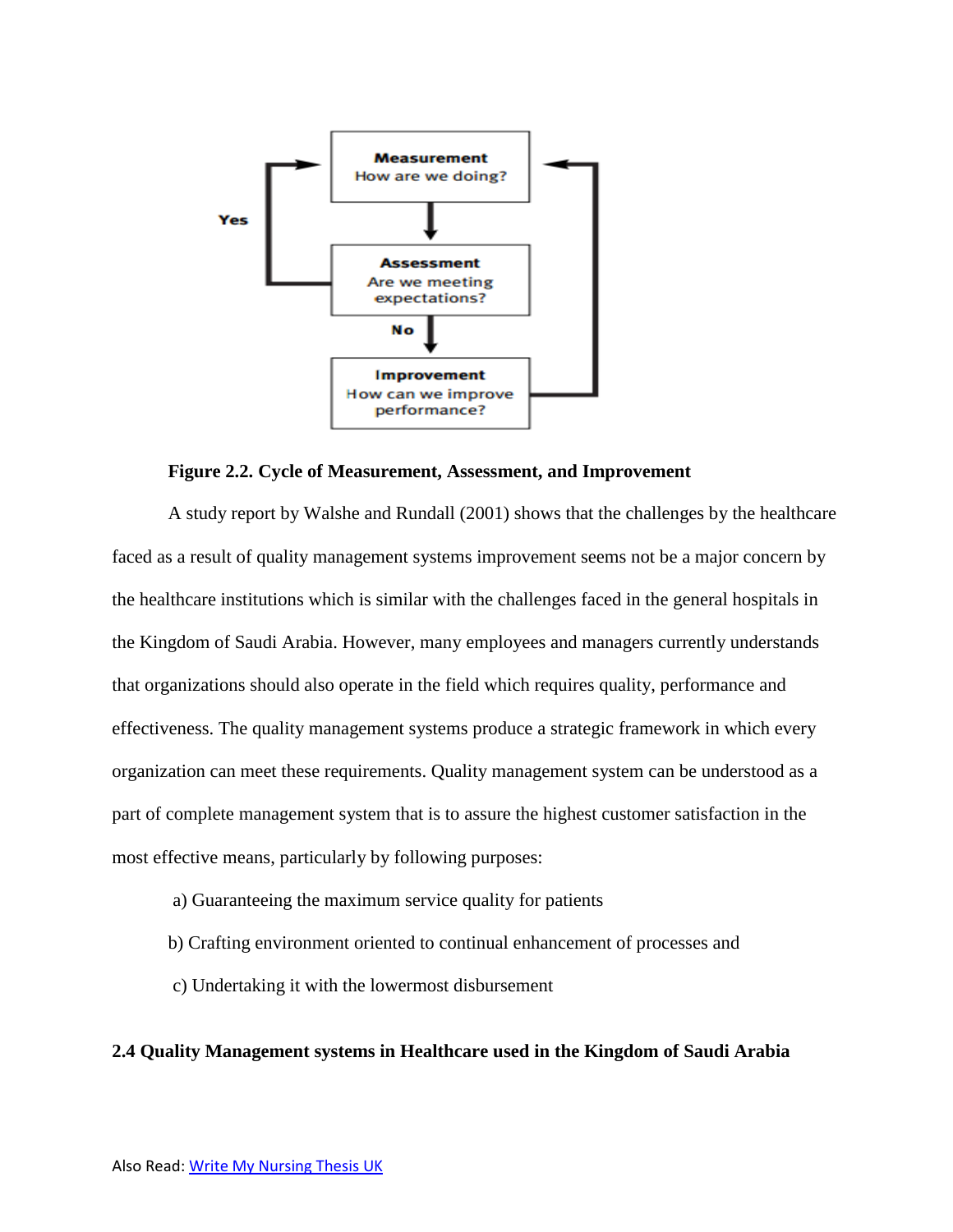Measurement
How are we doing?

Assessment
Are we meeting expectations?

Yes

No

Improvement
How can we improve performance?

**Figure 2.2. Cycle of Measurement, Assessment, and Improvement**

A study report by Walshe and Rundall (2001) shows that the challenges by the healthcare faced as a result of quality management systems improvement seems not be a major concern by the healthcare institutions which is similar with the challenges faced in the general hospitals in the Kingdom of Saudi Arabia. However, many employees and managers currently understands that organizations should also operate in the field which requires quality, performance and effectiveness. The quality management systems produce a strategic framework in which every organization can meet these requirements. Quality management system can be understood as a part of complete management system that is to assure the highest customer satisfaction in the most effective means, particularly by following purposes:

a) Guaranteeing the maximum service quality for patients

b) Crafting environment oriented to continual enhancement of processes and

c) Undertaking it with the lowermost disbursement

**2.4 Quality Management systems in Healthcare used in the Kingdom of Saudi Arabia**

Also Read: [Write My Nursing Thesis UK]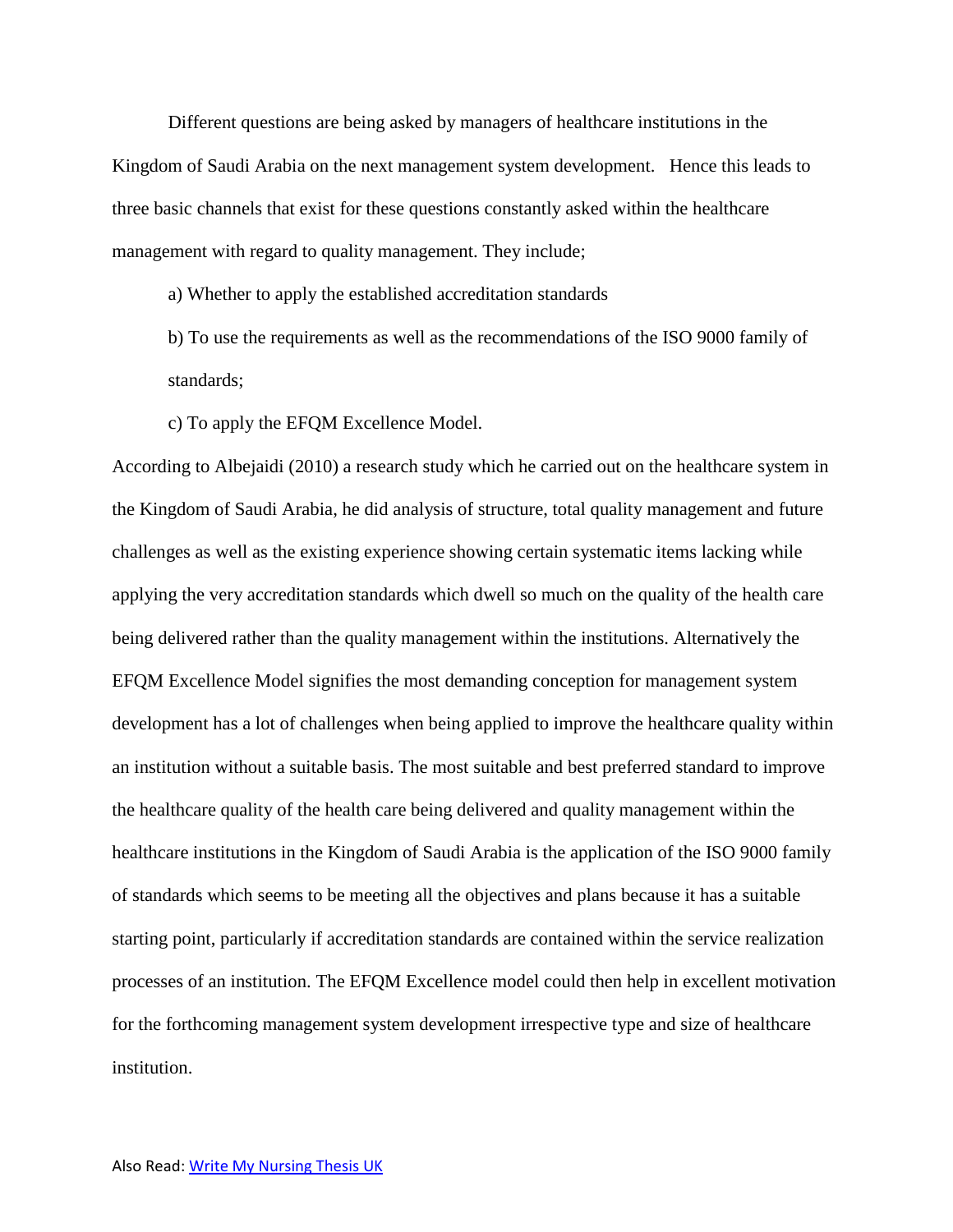Different questions are being asked by managers of healthcare institutions in the Kingdom of Saudi Arabia on the next management system development. Hence this leads to three basic channels that exist for these questions constantly asked within the healthcare management with regard to quality management. They include;

a) Whether to apply the established accreditation standards

b) To use the requirements as well as the recommendations of the ISO 9000 family of standards;

c) To apply the EFQM Excellence Model.

According to Albejaidi (2010) a research study which he carried out on the healthcare system in the Kingdom of Saudi Arabia, he did analysis of structure, total quality management and future challenges as well as the existing experience showing certain systematic items lacking while applying the very accreditation standards which dwell so much on the quality of the health care being delivered rather than the quality management within the institutions. Alternatively the EFQM Excellence Model signifies the most demanding conception for management system development has a lot of challenges when being applied to improve the healthcare quality within an institution without a suitable basis. The most suitable and best preferred standard to improve the healthcare quality of the health care being delivered and quality management within the healthcare institutions in the Kingdom of Saudi Arabia is the application of the ISO 9000 family of standards which seems to be meeting all the objectives and plans because it has a suitable starting point, particularly if accreditation standards are contained within the service realization processes of an institution. The EFQM Excellence model could then help in excellent motivation for the forthcoming management system development irrespective type and size of healthcare institution.

Also Read: Write My Nursing Thesis UK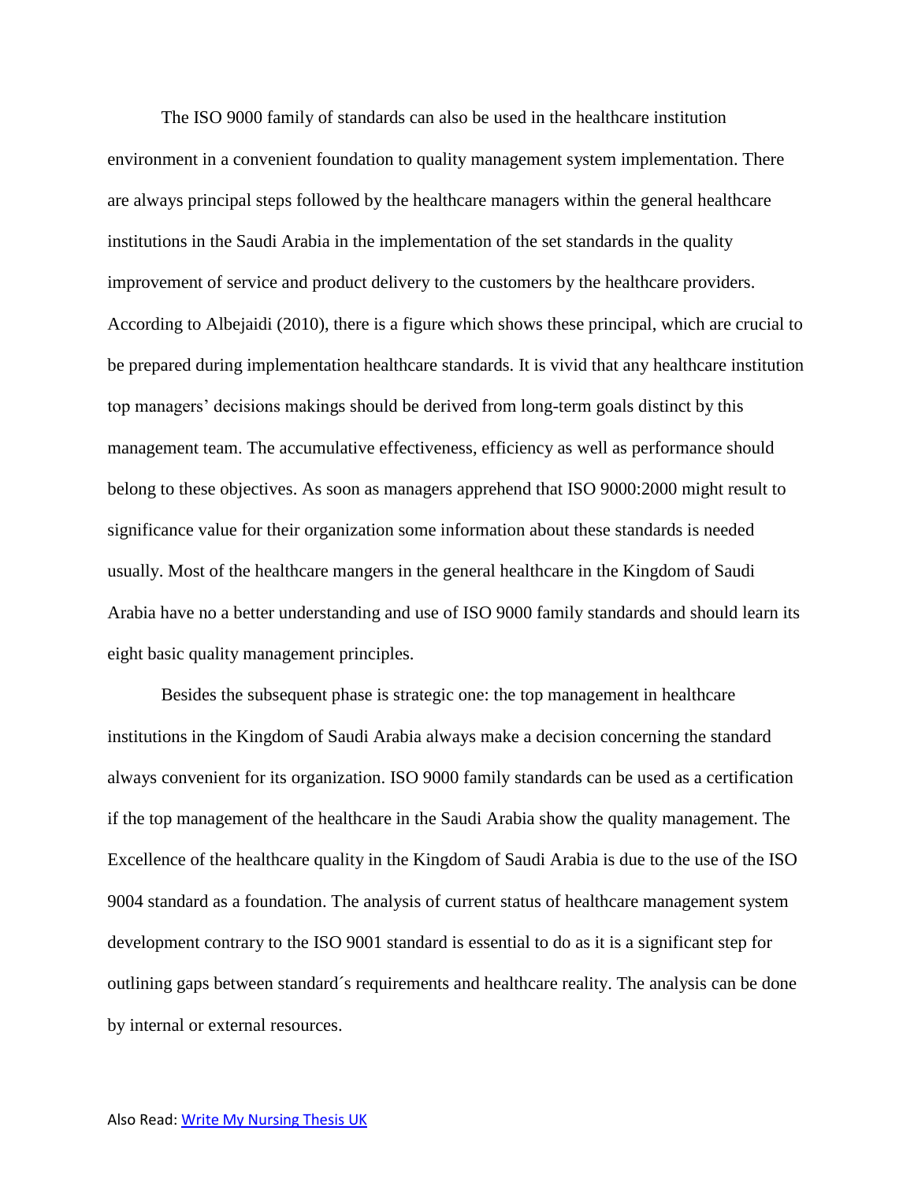The ISO 9000 family of standards can also be used in the healthcare institution environment in a convenient foundation to quality management system implementation. There are always principal steps followed by the healthcare managers within the general healthcare institutions in the Saudi Arabia in the implementation of the set standards in the quality improvement of service and product delivery to the customers by the healthcare providers. According to Albejaidi (2010), there is a figure which shows these principal, which are crucial to be prepared during implementation healthcare standards. It is vivid that any healthcare institution top managers' decisions makings should be derived from long-term goals distinct by this management team. The accumulative effectiveness, efficiency as well as performance should belong to these objectives. As soon as managers apprehend that ISO 9000:2000 might result to significance value for their organization some information about these standards is needed usually. Most of the healthcare mangers in the general healthcare in the Kingdom of Saudi Arabia have no a better understanding and use of ISO 9000 family standards and should learn its eight basic quality management principles.

Besides the subsequent phase is strategic one: the top management in healthcare institutions in the Kingdom of Saudi Arabia always make a decision concerning the standard always convenient for its organization. ISO 9000 family standards can be used as a certification if the top management of the healthcare in the Saudi Arabia show the quality management. The Excellence of the healthcare quality in the Kingdom of Saudi Arabia is due to the use of the ISO 9004 standard as a foundation. The analysis of current status of healthcare management system development contrary to the ISO 9001 standard is essential to do as it is a significant step for outlining gaps between standard´s requirements and healthcare reality. The analysis can be done by internal or external resources.

Also Read: [Write My Nursing Thesis UK]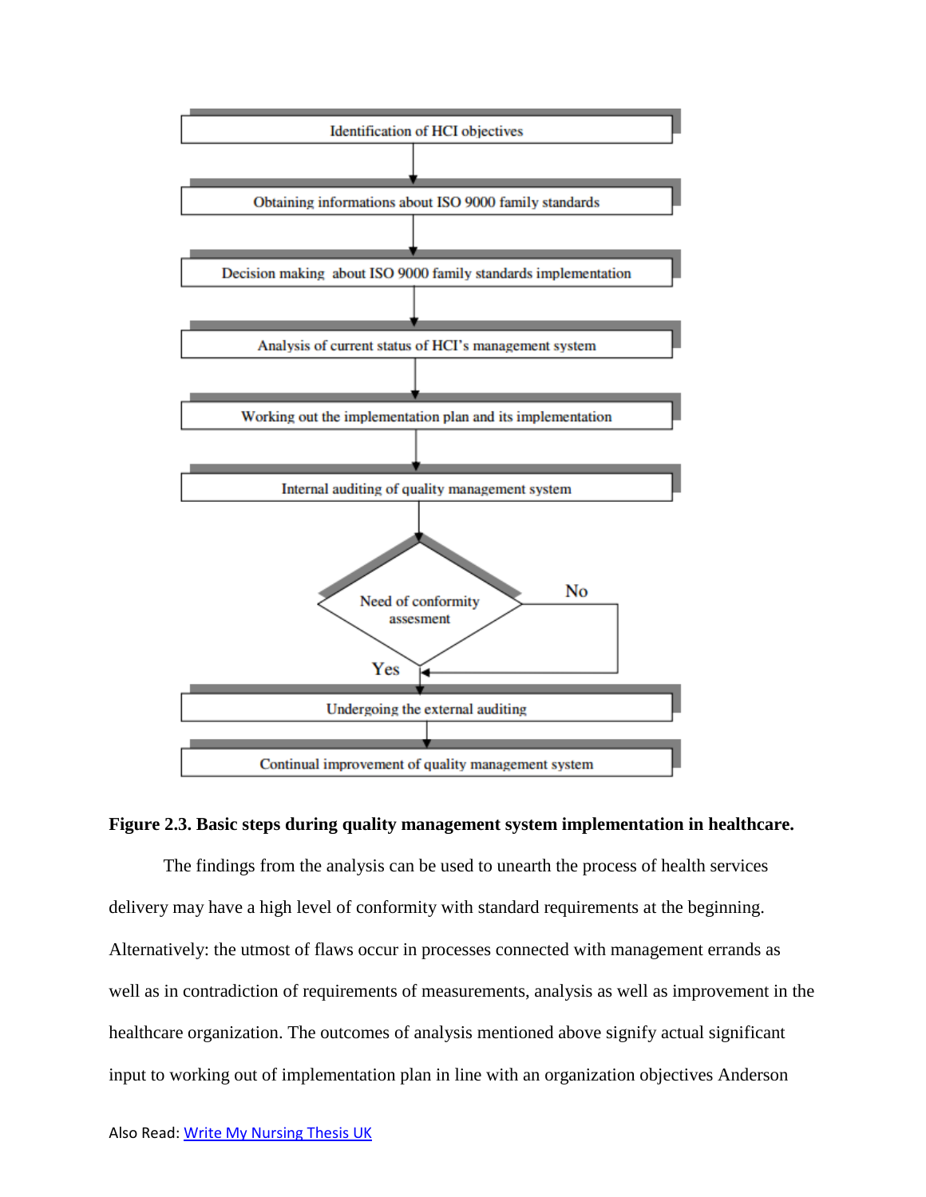Identification of HCI objectives

Obtaining informations about ISO 9000 family standards

Decision making about ISO 9000 family standards implementation

Analysis of current status of HCI's management system

Working out the implementation plan and its implementation

Internal auditing of quality management system

Need of conformity assesment

No

Yes

Undergoing the external auditing

Continual improvement of quality management system

**Figure 2.3. Basic steps during quality management system implementation in healthcare.**

The findings from the analysis can be used to unearth the process of health services delivery may have a high level of conformity with standard requirements at the beginning. Alternatively: the utmost of flaws occur in processes connected with management errands as well as in contradiction of requirements of measurements, analysis as well as improvement in the healthcare organization. The outcomes of analysis mentioned above signify actual significant input to working out of implementation plan in line with an organization objectives Anderson

Also Read: [Write My Nursing Thesis UK]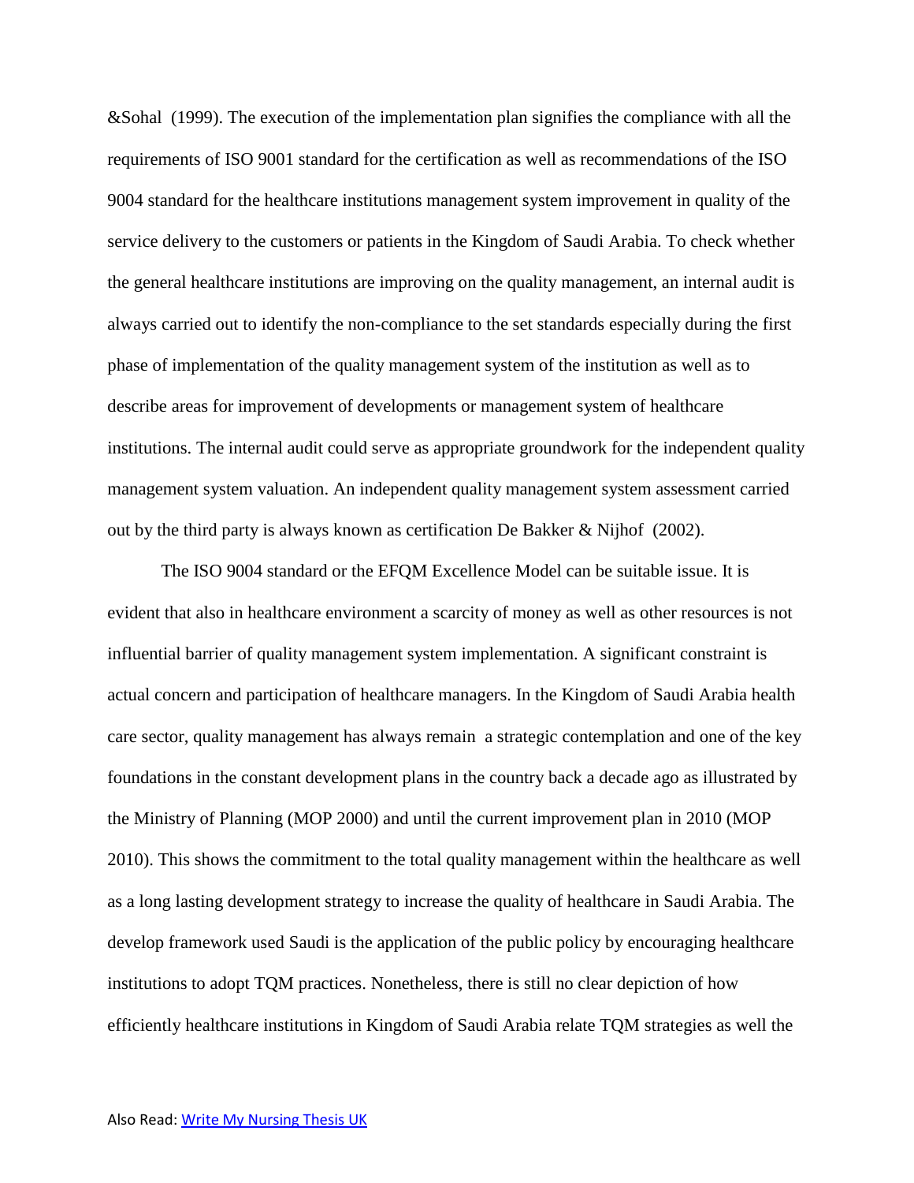&Sohal (1999). The execution of the implementation plan signifies the compliance with all the requirements of ISO 9001 standard for the certification as well as recommendations of the ISO 9004 standard for the healthcare institutions management system improvement in quality of the service delivery to the customers or patients in the Kingdom of Saudi Arabia. To check whether the general healthcare institutions are improving on the quality management, an internal audit is always carried out to identify the non-compliance to the set standards especially during the first phase of implementation of the quality management system of the institution as well as to describe areas for improvement of developments or management system of healthcare institutions. The internal audit could serve as appropriate groundwork for the independent quality management system valuation. An independent quality management system assessment carried out by the third party is always known as certification De Bakker & Nijhof (2002).

The ISO 9004 standard or the EFQM Excellence Model can be suitable issue. It is evident that also in healthcare environment a scarcity of money as well as other resources is not influential barrier of quality management system implementation. A significant constraint is actual concern and participation of healthcare managers. In the Kingdom of Saudi Arabia health care sector, quality management has always remain a strategic contemplation and one of the key foundations in the constant development plans in the country back a decade ago as illustrated by the Ministry of Planning (MOP 2000) and until the current improvement plan in 2010 (MOP 2010). This shows the commitment to the total quality management within the healthcare as well as a long lasting development strategy to increase the quality of healthcare in Saudi Arabia. The develop framework used Saudi is the application of the public policy by encouraging healthcare institutions to adopt TQM practices. Nonetheless, there is still no clear depiction of how efficiently healthcare institutions in Kingdom of Saudi Arabia relate TQM strategies as well the

Also Read: [Write My Nursing Thesis UK]()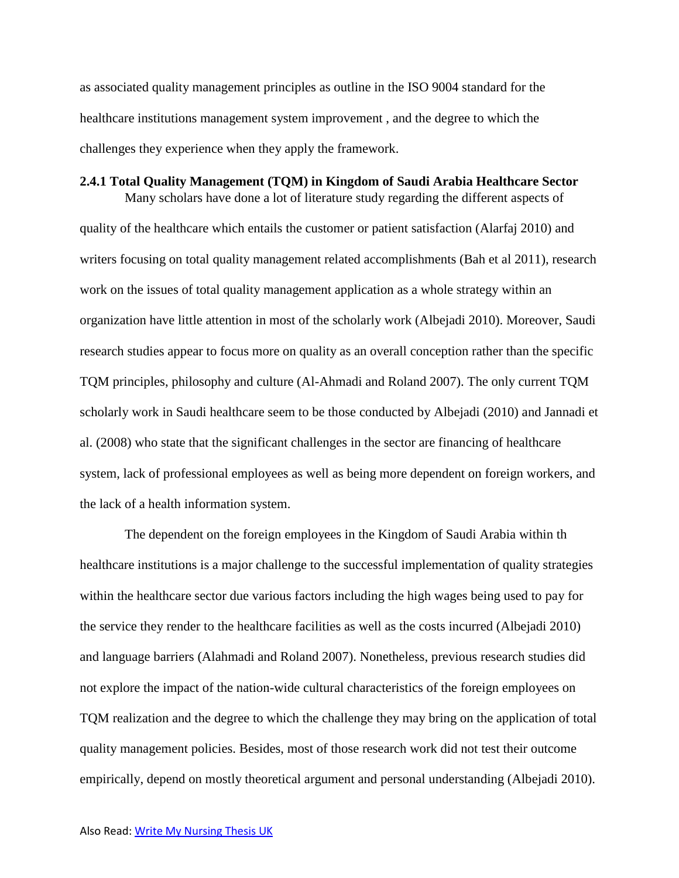as associated quality management principles as outline in the ISO 9004 standard for the healthcare institutions management system improvement , and the degree to which the challenges they experience when they apply the framework.

### 2.4.1 Total Quality Management (TQM) in Kingdom of Saudi Arabia Healthcare Sector

Many scholars have done a lot of literature study regarding the different aspects of quality of the healthcare which entails the customer or patient satisfaction (Alarfaj 2010) and writers focusing on total quality management related accomplishments (Bah et al 2011), research work on the issues of total quality management application as a whole strategy within an organization have little attention in most of the scholarly work (Albejadi 2010). Moreover, Saudi research studies appear to focus more on quality as an overall conception rather than the specific TQM principles, philosophy and culture (Al-Ahmadi and Roland 2007). The only current TQM scholarly work in Saudi healthcare seem to be those conducted by Albejadi (2010) and Jannadi et al. (2008) who state that the significant challenges in the sector are financing of healthcare system, lack of professional employees as well as being more dependent on foreign workers, and the lack of a health information system.

The dependent on the foreign employees in the Kingdom of Saudi Arabia within th healthcare institutions is a major challenge to the successful implementation of quality strategies within the healthcare sector due various factors including the high wages being used to pay for the service they render to the healthcare facilities as well as the costs incurred (Albejadi 2010) and language barriers (Alahmadi and Roland 2007). Nonetheless, previous research studies did not explore the impact of the nation-wide cultural characteristics of the foreign employees on TQM realization and the degree to which the challenge they may bring on the application of total quality management policies. Besides, most of those research work did not test their outcome empirically, depend on mostly theoretical argument and personal understanding (Albejadi 2010).

Also Read: Write My Nursing Thesis UK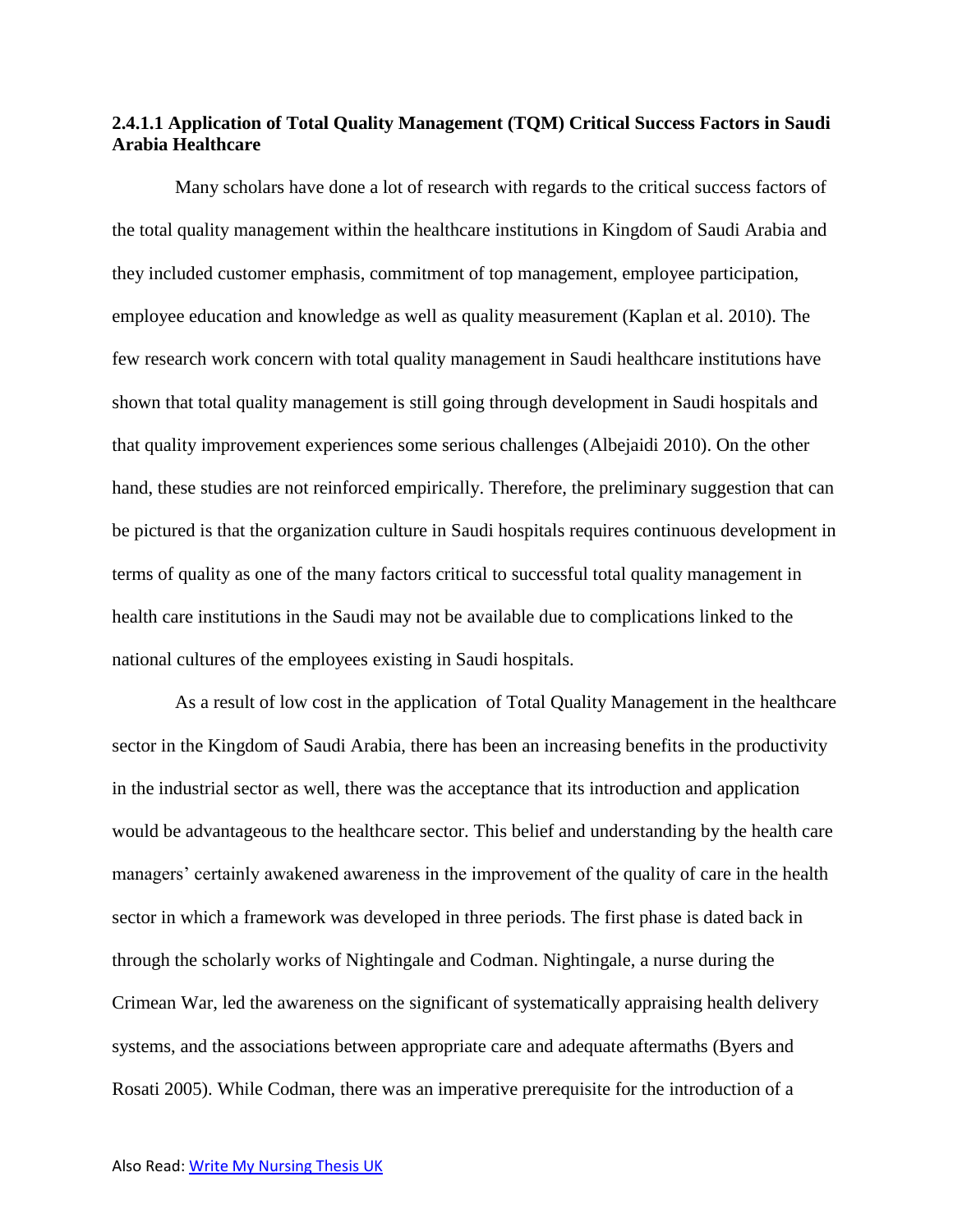**2.4.1.1 Application of Total Quality Management (TQM) Critical Success Factors in Saudi Arabia Healthcare**

Many scholars have done a lot of research with regards to the critical success factors of the total quality management within the healthcare institutions in Kingdom of Saudi Arabia and they included customer emphasis, commitment of top management, employee participation, employee education and knowledge as well as quality measurement (Kaplan et al. 2010). The few research work concern with total quality management in Saudi healthcare institutions have shown that total quality management is still going through development in Saudi hospitals and that quality improvement experiences some serious challenges (Albejaidi 2010). On the other hand, these studies are not reinforced empirically. Therefore, the preliminary suggestion that can be pictured is that the organization culture in Saudi hospitals requires continuous development in terms of quality as one of the many factors critical to successful total quality management in health care institutions in the Saudi may not be available due to complications linked to the national cultures of the employees existing in Saudi hospitals.

As a result of low cost in the application of Total Quality Management in the healthcare sector in the Kingdom of Saudi Arabia, there has been an increasing benefits in the productivity in the industrial sector as well, there was the acceptance that its introduction and application would be advantageous to the healthcare sector. This belief and understanding by the health care managers' certainly awakened awareness in the improvement of the quality of care in the health sector in which a framework was developed in three periods. The first phase is dated back in through the scholarly works of Nightingale and Codman. Nightingale, a nurse during the Crimean War, led the awareness on the significant of systematically appraising health delivery systems, and the associations between appropriate care and adequate aftermaths (Byers and Rosati 2005). While Codman, there was an imperative prerequisite for the introduction of a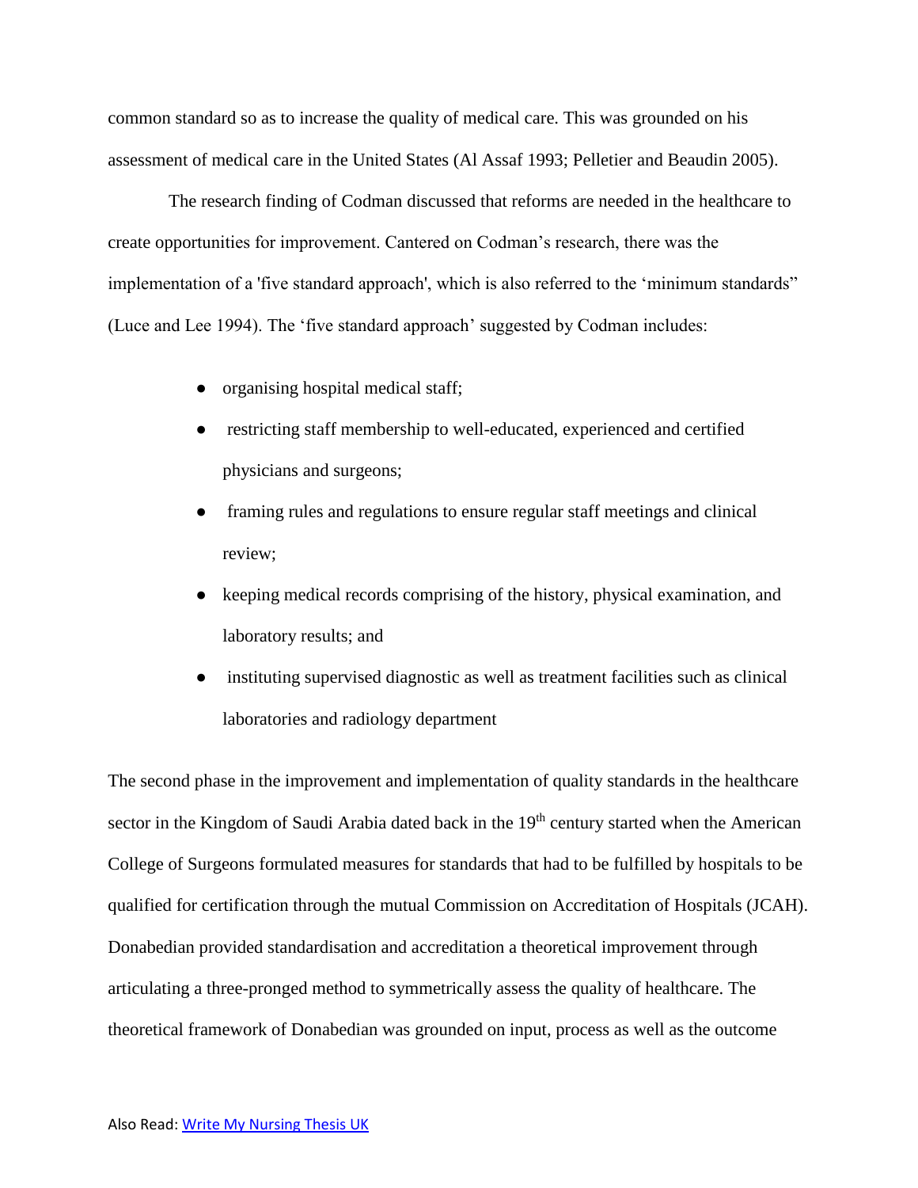common standard so as to increase the quality of medical care. This was grounded on his assessment of medical care in the United States (Al Assaf 1993; Pelletier and Beaudin 2005).

The research finding of Codman discussed that reforms are needed in the healthcare to create opportunities for improvement. Cantered on Codman's research, there was the implementation of a 'five standard approach', which is also referred to the 'minimum standards" (Luce and Lee 1994). The 'five standard approach' suggested by Codman includes:

- organising hospital medical staff;
- restricting staff membership to well-educated, experienced and certified physicians and surgeons;
- framing rules and regulations to ensure regular staff meetings and clinical review;
- keeping medical records comprising of the history, physical examination, and laboratory results; and
- instituting supervised diagnostic as well as treatment facilities such as clinical laboratories and radiology department

The second phase in the improvement and implementation of quality standards in the healthcare sector in the Kingdom of Saudi Arabia dated back in the 19th century started when the American College of Surgeons formulated measures for standards that had to be fulfilled by hospitals to be qualified for certification through the mutual Commission on Accreditation of Hospitals (JCAH). Donabedian provided standardisation and accreditation a theoretical improvement through articulating a three-pronged method to symmetrically assess the quality of healthcare. The theoretical framework of Donabedian was grounded on input, process as well as the outcome

Also Read: Write My Nursing Thesis UK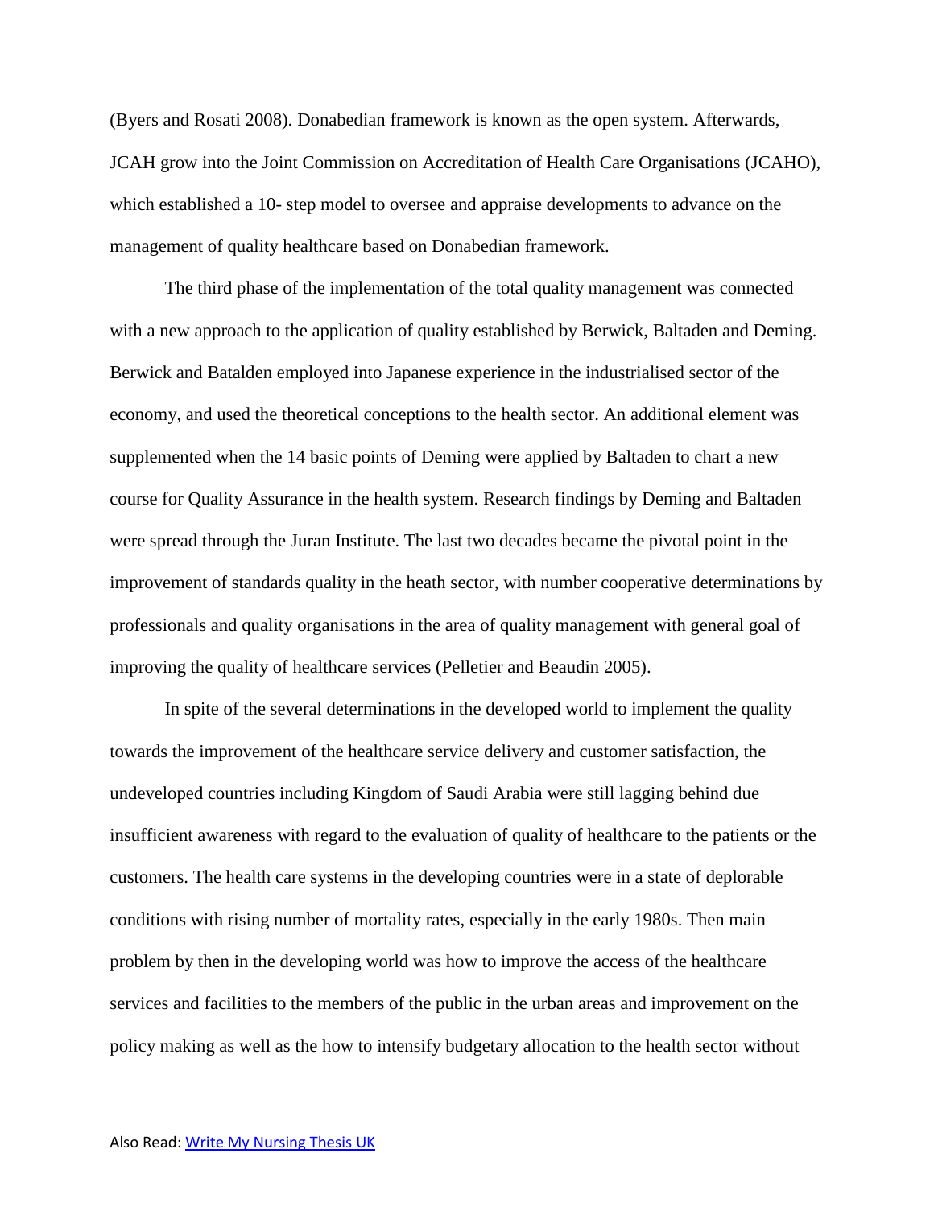(Byers and Rosati 2008). Donabedian framework is known as the open system. Afterwards, JCAH grow into the Joint Commission on Accreditation of Health Care Organisations (JCAHO), which established a 10- step model to oversee and appraise developments to advance on the management of quality healthcare based on Donabedian framework.

The third phase of the implementation of the total quality management was connected with a new approach to the application of quality established by Berwick, Baltaden and Deming. Berwick and Batalden employed into Japanese experience in the industrialised sector of the economy, and used the theoretical conceptions to the health sector. An additional element was supplemented when the 14 basic points of Deming were applied by Baltaden to chart a new course for Quality Assurance in the health system. Research findings by Deming and Baltaden were spread through the Juran Institute. The last two decades became the pivotal point in the improvement of standards quality in the heath sector, with number cooperative determinations by professionals and quality organisations in the area of quality management with general goal of improving the quality of healthcare services (Pelletier and Beaudin 2005).

In spite of the several determinations in the developed world to implement the quality towards the improvement of the healthcare service delivery and customer satisfaction, the undeveloped countries including Kingdom of Saudi Arabia were still lagging behind due insufficient awareness with regard to the evaluation of quality of healthcare to the patients or the customers. The health care systems in the developing countries were in a state of deplorable conditions with rising number of mortality rates, especially in the early 1980s. Then main problem by then in the developing world was how to improve the access of the healthcare services and facilities to the members of the public in the urban areas and improvement on the policy making as well as the how to intensify budgetary allocation to the health sector without

Also Read: Write My Nursing Thesis UK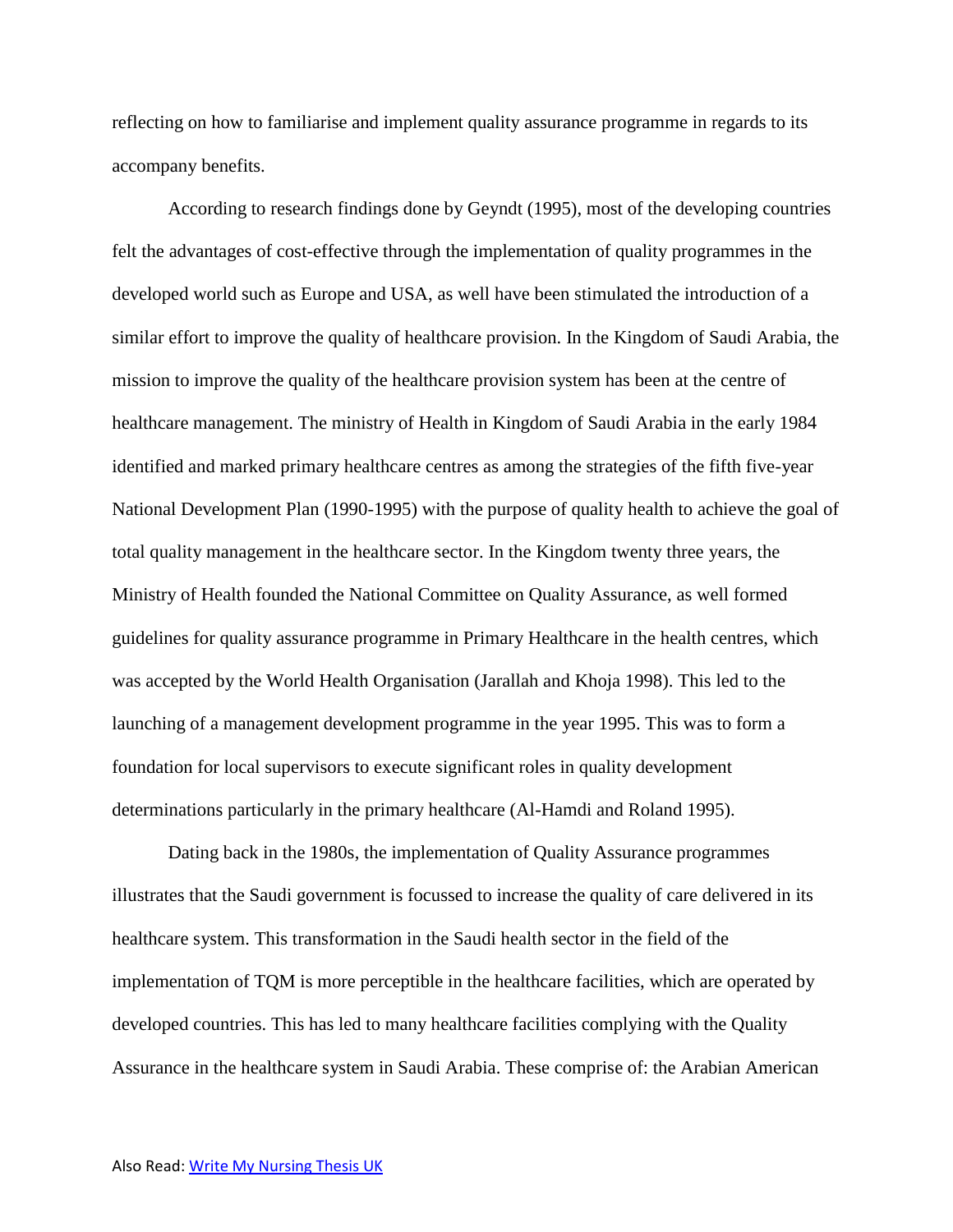reflecting on how to familiarise and implement quality assurance programme in regards to its accompany benefits.

According to research findings done by Geyndt (1995), most of the developing countries felt the advantages of cost-effective through the implementation of quality programmes in the developed world such as Europe and USA, as well have been stimulated the introduction of a similar effort to improve the quality of healthcare provision. In the Kingdom of Saudi Arabia, the mission to improve the quality of the healthcare provision system has been at the centre of healthcare management. The ministry of Health in Kingdom of Saudi Arabia in the early 1984 identified and marked primary healthcare centres as among the strategies of the fifth five-year National Development Plan (1990-1995) with the purpose of quality health to achieve the goal of total quality management in the healthcare sector. In the Kingdom twenty three years, the Ministry of Health founded the National Committee on Quality Assurance, as well formed guidelines for quality assurance programme in Primary Healthcare in the health centres, which was accepted by the World Health Organisation (Jarallah and Khoja 1998). This led to the launching of a management development programme in the year 1995. This was to form a foundation for local supervisors to execute significant roles in quality development determinations particularly in the primary healthcare (Al-Hamdi and Roland 1995).

Dating back in the 1980s, the implementation of Quality Assurance programmes illustrates that the Saudi government is focussed to increase the quality of care delivered in its healthcare system. This transformation in the Saudi health sector in the field of the implementation of TQM is more perceptible in the healthcare facilities, which are operated by developed countries. This has led to many healthcare facilities complying with the Quality Assurance in the healthcare system in Saudi Arabia. These comprise of: the Arabian American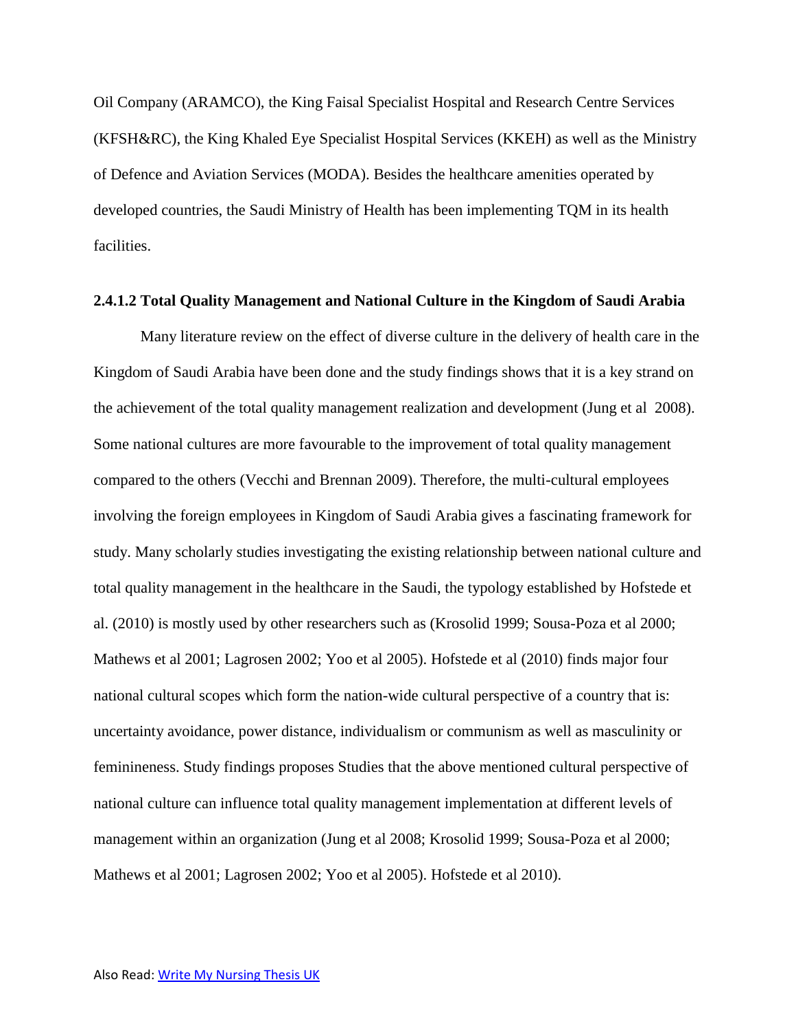Oil Company (ARAMCO), the King Faisal Specialist Hospital and Research Centre Services (KFSH&RC), the King Khaled Eye Specialist Hospital Services (KKEH) as well as the Ministry of Defence and Aviation Services (MODA). Besides the healthcare amenities operated by developed countries, the Saudi Ministry of Health has been implementing TQM in its health facilities.

#### 2.4.1.2 Total Quality Management and National Culture in the Kingdom of Saudi Arabia

Many literature review on the effect of diverse culture in the delivery of health care in the Kingdom of Saudi Arabia have been done and the study findings shows that it is a key strand on the achievement of the total quality management realization and development (Jung et al 2008). Some national cultures are more favourable to the improvement of total quality management compared to the others (Vecchi and Brennan 2009). Therefore, the multi-cultural employees involving the foreign employees in Kingdom of Saudi Arabia gives a fascinating framework for study. Many scholarly studies investigating the existing relationship between national culture and total quality management in the healthcare in the Saudi, the typology established by Hofstede et al. (2010) is mostly used by other researchers such as (Krosolid 1999; Sousa-Poza et al 2000; Mathews et al 2001; Lagrosen 2002; Yoo et al 2005). Hofstede et al (2010) finds major four national cultural scopes which form the nation-wide cultural perspective of a country that is: uncertainty avoidance, power distance, individualism or communism as well as masculinity or feminineness. Study findings proposes Studies that the above mentioned cultural perspective of national culture can influence total quality management implementation at different levels of management within an organization (Jung et al 2008; Krosolid 1999; Sousa-Poza et al 2000; Mathews et al 2001; Lagrosen 2002; Yoo et al 2005). Hofstede et al 2010).

Also Read: [Write My Nursing Thesis UK]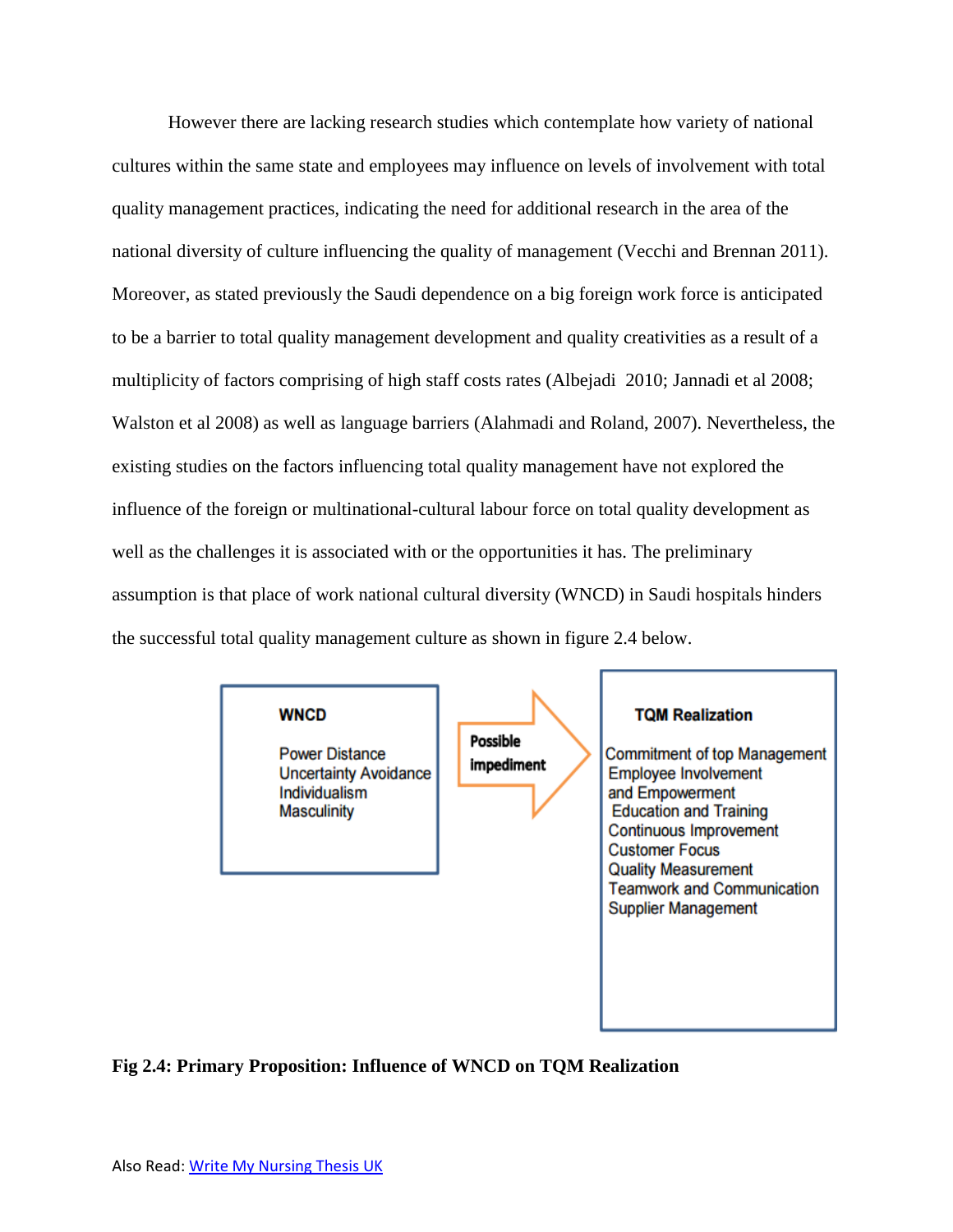However there are lacking research studies which contemplate how variety of national cultures within the same state and employees may influence on levels of involvement with total quality management practices, indicating the need for additional research in the area of the national diversity of culture influencing the quality of management (Vecchi and Brennan 2011). Moreover, as stated previously the Saudi dependence on a big foreign work force is anticipated to be a barrier to total quality management development and quality creativities as a result of a multiplicity of factors comprising of high staff costs rates (Albejadi 2010; Jannadi et al 2008; Walston et al 2008) as well as language barriers (Alahmadi and Roland, 2007). Nevertheless, the existing studies on the factors influencing total quality management have not explored the influence of the foreign or multinational-cultural labour force on total quality development as well as the challenges it is associated with or the opportunities it has. The preliminary assumption is that place of work national cultural diversity (WNCD) in Saudi hospitals hinders the successful total quality management culture as shown in figure 2.4 below.

**WNCD**

Power Distance
Uncertainty Avoidance
Individualism
Masculinity

**Possible impediment** →

**TQM Realization**

Commitment of top Management
Employee Involvement and Empowerment
Education and Training
Continuous Improvement
Customer Focus
Quality Measurement
Teamwork and Communication
Supplier Management

**Fig 2.4: Primary Proposition: Influence of WNCD on TQM Realization**

Also Read: Write My Nursing Thesis UK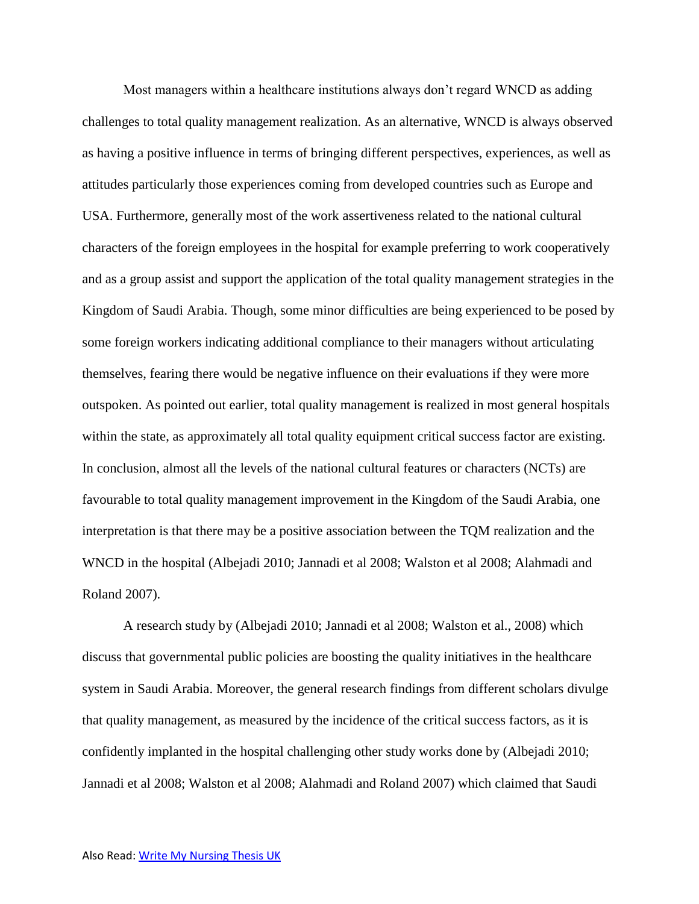Most managers within a healthcare institutions always don't regard WNCD as adding challenges to total quality management realization. As an alternative, WNCD is always observed as having a positive influence in terms of bringing different perspectives, experiences, as well as attitudes particularly those experiences coming from developed countries such as Europe and USA. Furthermore, generally most of the work assertiveness related to the national cultural characters of the foreign employees in the hospital for example preferring to work cooperatively and as a group assist and support the application of the total quality management strategies in the Kingdom of Saudi Arabia. Though, some minor difficulties are being experienced to be posed by some foreign workers indicating additional compliance to their managers without articulating themselves, fearing there would be negative influence on their evaluations if they were more outspoken. As pointed out earlier, total quality management is realized in most general hospitals within the state, as approximately all total quality equipment critical success factor are existing. In conclusion, almost all the levels of the national cultural features or characters (NCTs) are favourable to total quality management improvement in the Kingdom of the Saudi Arabia, one interpretation is that there may be a positive association between the TQM realization and the WNCD in the hospital (Albejadi 2010; Jannadi et al 2008; Walston et al 2008; Alahmadi and Roland 2007).

A research study by (Albejadi 2010; Jannadi et al 2008; Walston et al., 2008) which discuss that governmental public policies are boosting the quality initiatives in the healthcare system in Saudi Arabia. Moreover, the general research findings from different scholars divulge that quality management, as measured by the incidence of the critical success factors, as it is confidently implanted in the hospital challenging other study works done by (Albejadi 2010; Jannadi et al 2008; Walston et al 2008; Alahmadi and Roland 2007) which claimed that Saudi

Also Read: [Write My Nursing Thesis UK]()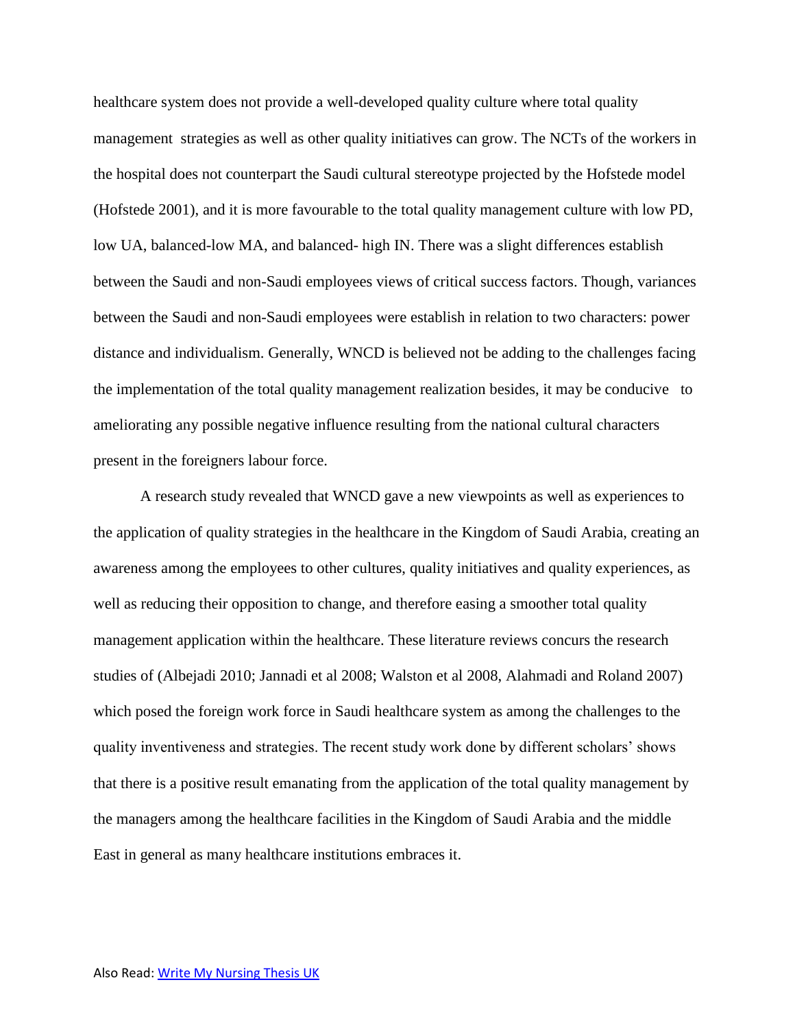healthcare system does not provide a well-developed quality culture where total quality management strategies as well as other quality initiatives can grow. The NCTs of the workers in the hospital does not counterpart the Saudi cultural stereotype projected by the Hofstede model (Hofstede 2001), and it is more favourable to the total quality management culture with low PD, low UA, balanced-low MA, and balanced- high IN. There was a slight differences establish between the Saudi and non-Saudi employees views of critical success factors. Though, variances between the Saudi and non-Saudi employees were establish in relation to two characters: power distance and individualism. Generally, WNCD is believed not be adding to the challenges facing the implementation of the total quality management realization besides, it may be conducive to ameliorating any possible negative influence resulting from the national cultural characters present in the foreigners labour force.

A research study revealed that WNCD gave a new viewpoints as well as experiences to the application of quality strategies in the healthcare in the Kingdom of Saudi Arabia, creating an awareness among the employees to other cultures, quality initiatives and quality experiences, as well as reducing their opposition to change, and therefore easing a smoother total quality management application within the healthcare. These literature reviews concurs the research studies of (Albejadi 2010; Jannadi et al 2008; Walston et al 2008, Alahmadi and Roland 2007) which posed the foreign work force in Saudi healthcare system as among the challenges to the quality inventiveness and strategies. The recent study work done by different scholars' shows that there is a positive result emanating from the application of the total quality management by the managers among the healthcare facilities in the Kingdom of Saudi Arabia and the middle East in general as many healthcare institutions embraces it.

Also Read: [Write My Nursing Thesis UK]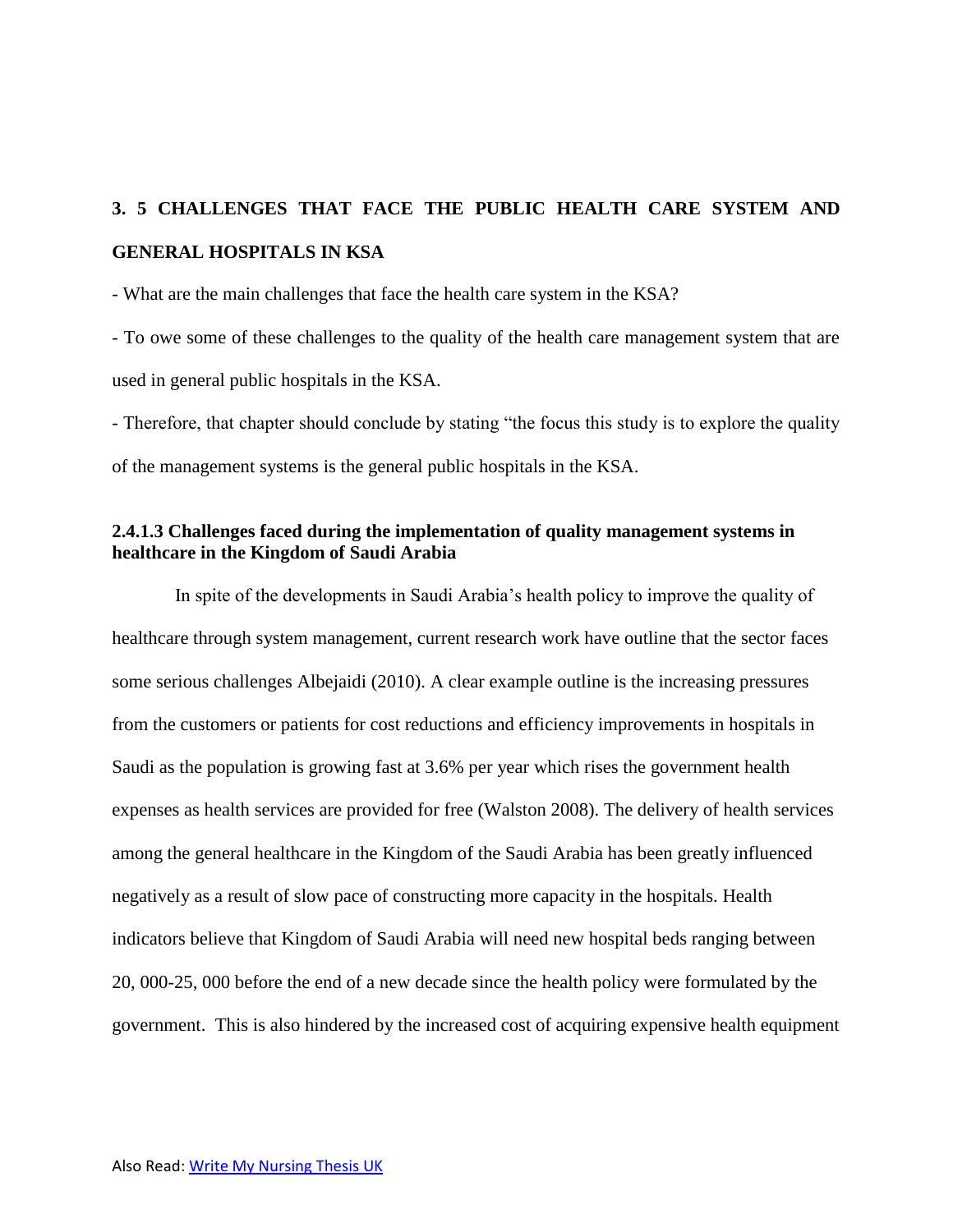## 3. 5 CHALLENGES THAT FACE THE PUBLIC HEALTH CARE SYSTEM AND GENERAL HOSPITALS IN KSA

- What are the main challenges that face the health care system in the KSA?

- To owe some of these challenges to the quality of the health care management system that are used in general public hospitals in the KSA.

- Therefore, that chapter should conclude by stating "the focus this study is to explore the quality of the management systems is the general public hospitals in the KSA.

### 2.4.1.3 Challenges faced during the implementation of quality management systems in healthcare in the Kingdom of Saudi Arabia

In spite of the developments in Saudi Arabia's health policy to improve the quality of healthcare through system management, current research work have outline that the sector faces some serious challenges Albejaidi (2010). A clear example outline is the increasing pressures from the customers or patients for cost reductions and efficiency improvements in hospitals in Saudi as the population is growing fast at 3.6% per year which rises the government health expenses as health services are provided for free (Walston 2008). The delivery of health services among the general healthcare in the Kingdom of the Saudi Arabia has been greatly influenced negatively as a result of slow pace of constructing more capacity in the hospitals. Health indicators believe that Kingdom of Saudi Arabia will need new hospital beds ranging between 20, 000-25, 000 before the end of a new decade since the health policy were formulated by the government. This is also hindered by the increased cost of acquiring expensive health equipment

Also Read: Write My Nursing Thesis UK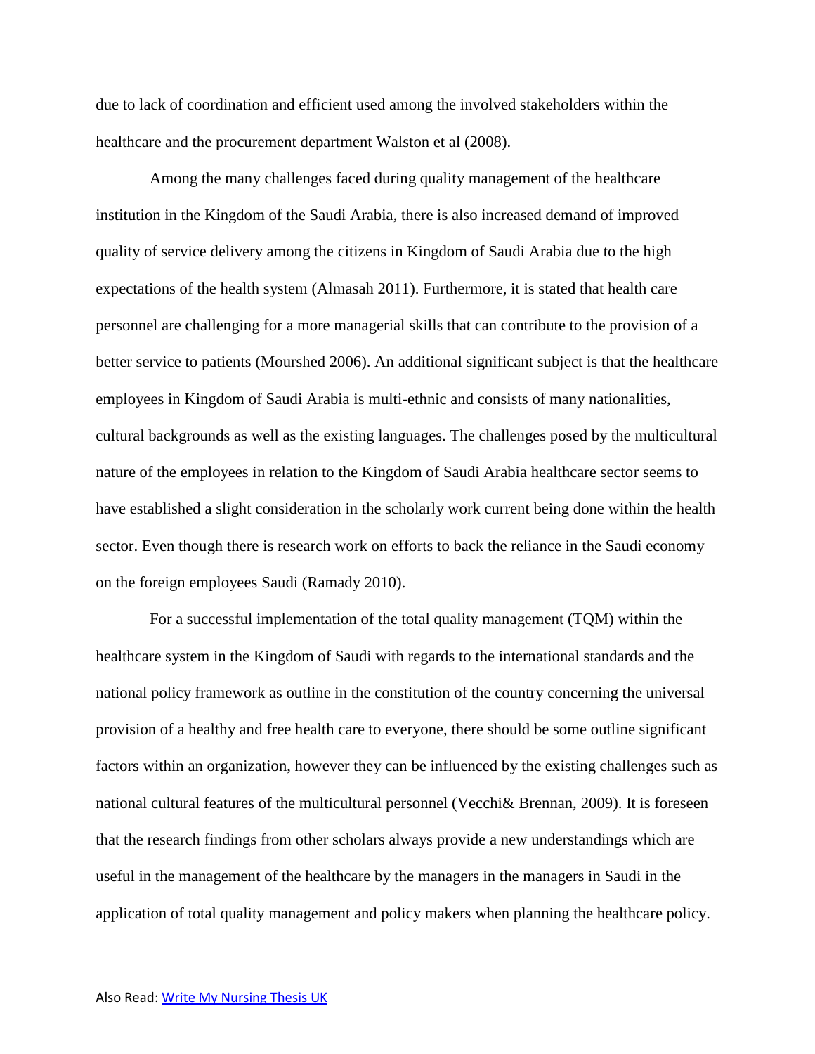due to lack of coordination and efficient used among the involved stakeholders within the healthcare and the procurement department Walston et al (2008).

Among the many challenges faced during quality management of the healthcare institution in the Kingdom of the Saudi Arabia, there is also increased demand of improved quality of service delivery among the citizens in Kingdom of Saudi Arabia due to the high expectations of the health system (Almasah 2011). Furthermore, it is stated that health care personnel are challenging for a more managerial skills that can contribute to the provision of a better service to patients (Mourshed 2006). An additional significant subject is that the healthcare employees in Kingdom of Saudi Arabia is multi-ethnic and consists of many nationalities, cultural backgrounds as well as the existing languages. The challenges posed by the multicultural nature of the employees in relation to the Kingdom of Saudi Arabia healthcare sector seems to have established a slight consideration in the scholarly work current being done within the health sector. Even though there is research work on efforts to back the reliance in the Saudi economy on the foreign employees Saudi (Ramady 2010).

For a successful implementation of the total quality management (TQM) within the healthcare system in the Kingdom of Saudi with regards to the international standards and the national policy framework as outline in the constitution of the country concerning the universal provision of a healthy and free health care to everyone, there should be some outline significant factors within an organization, however they can be influenced by the existing challenges such as national cultural features of the multicultural personnel (Vecchi& Brennan, 2009). It is foreseen that the research findings from other scholars always provide a new understandings which are useful in the management of the healthcare by the managers in the managers in Saudi in the application of total quality management and policy makers when planning the healthcare policy.

Also Read: [Write My Nursing Thesis UK]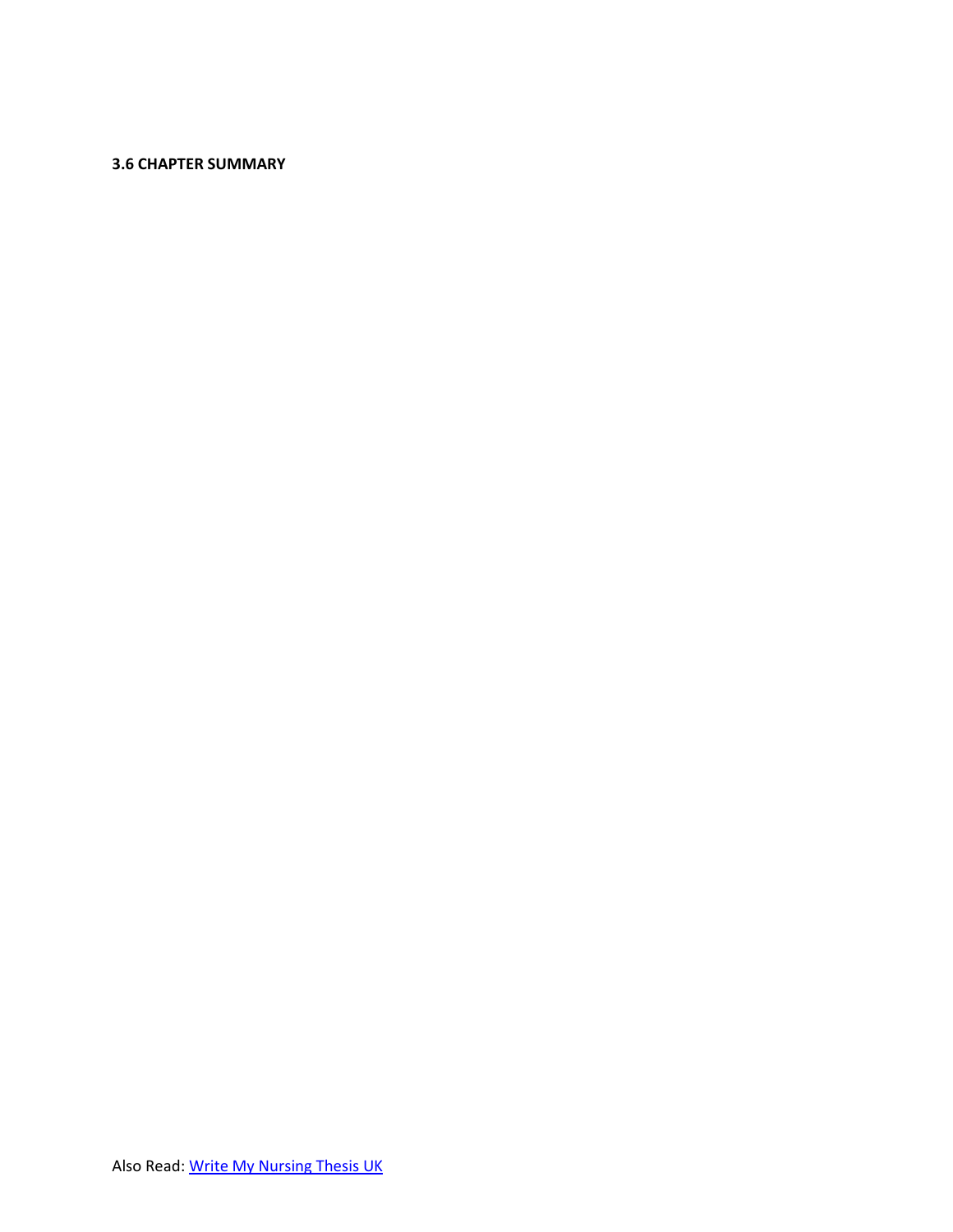### 3.6 CHAPTER SUMMARY

Also Read: [Write My Nursing Thesis UK]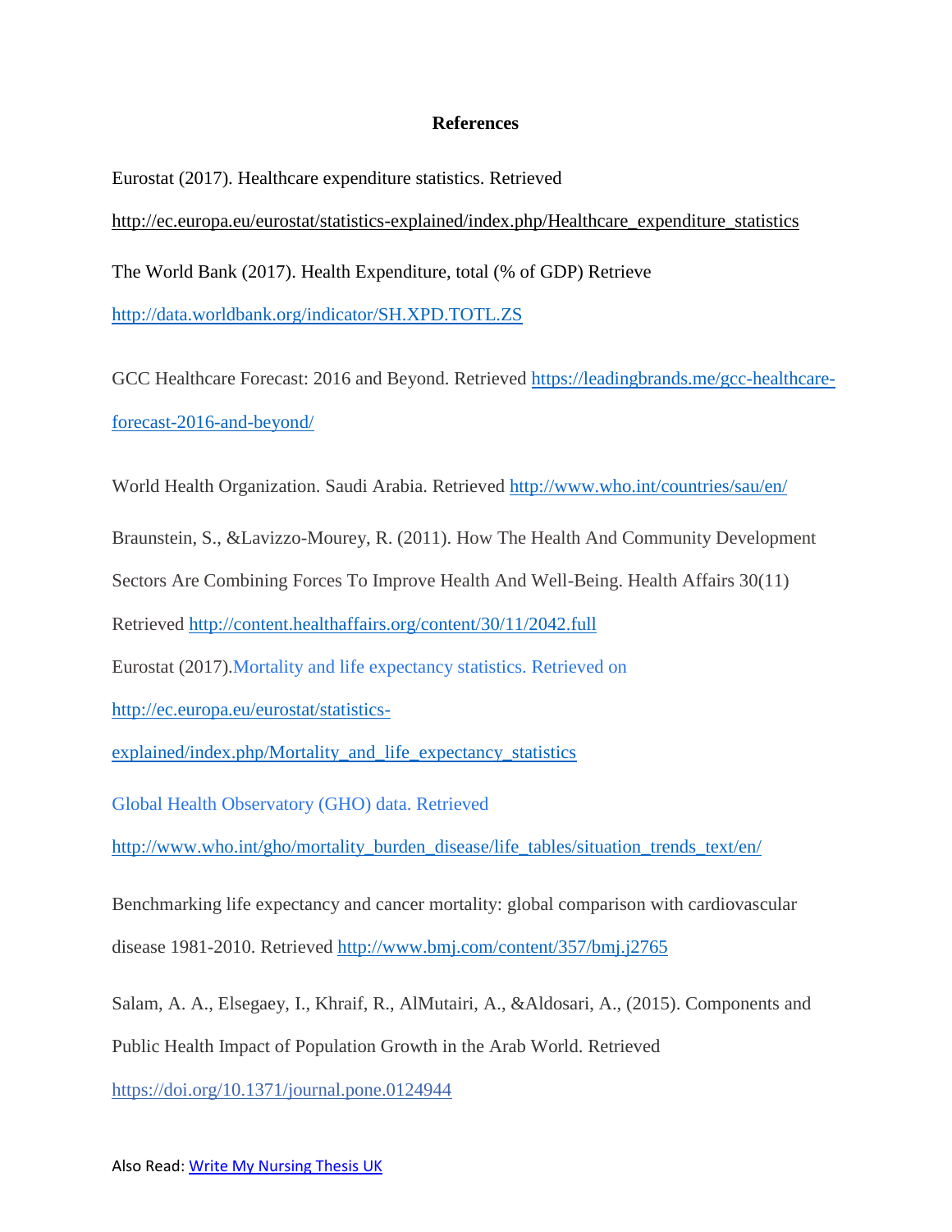**References**

Eurostat (2017). Healthcare expenditure statistics. Retrieved

http://ec.europa.eu/eurostat/statistics-explained/index.php/Healthcare_expenditure_statistics

The World Bank (2017). Health Expenditure, total (% of GDP) Retrieve

http://data.worldbank.org/indicator/SH.XPD.TOTL.ZS

GCC Healthcare Forecast: 2016 and Beyond. Retrieved https://leadingbrands.me/gcc-healthcare-forecast-2016-and-beyond/

World Health Organization. Saudi Arabia. Retrieved http://www.who.int/countries/sau/en/

Braunstein, S., &Lavizzo-Mourey, R. (2011). How The Health And Community Development Sectors Are Combining Forces To Improve Health And Well-Being. Health Affairs 30(11) Retrieved http://content.healthaffairs.org/content/30/11/2042.full

Eurostat (2017).Mortality and life expectancy statistics. Retrieved on

http://ec.europa.eu/eurostat/statistics-explained/index.php/Mortality_and_life_expectancy_statistics

Global Health Observatory (GHO) data. Retrieved

http://www.who.int/gho/mortality_burden_disease/life_tables/situation_trends_text/en/

Benchmarking life expectancy and cancer mortality: global comparison with cardiovascular disease 1981-2010. Retrieved http://www.bmj.com/content/357/bmj.j2765

Salam, A. A., Elsegaey, I., Khraif, R., AlMutairi, A., &Aldosari, A., (2015). Components and Public Health Impact of Population Growth in the Arab World. Retrieved

https://doi.org/10.1371/journal.pone.0124944

Also Read: Write My Nursing Thesis UK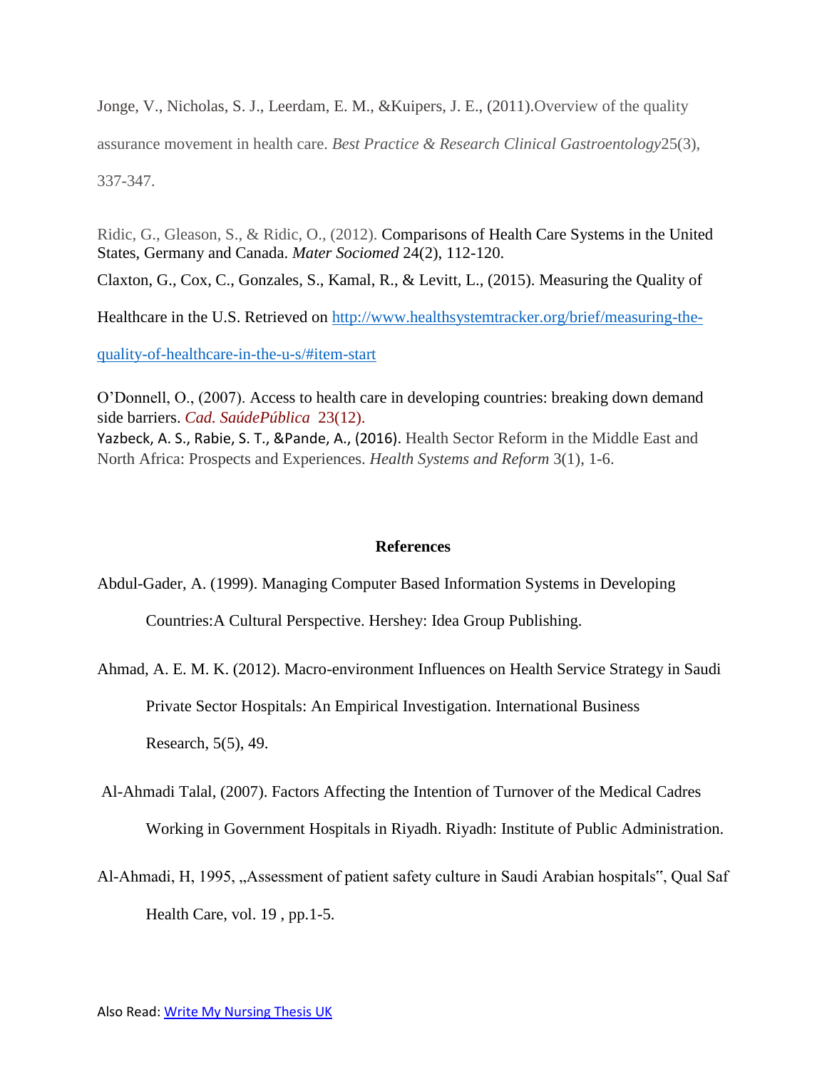Jonge, V., Nicholas, S. J., Leerdam, E. M., &Kuipers, J. E., (2011).Overview of the quality assurance movement in health care. *Best Practice & Research Clinical Gastroentology*25(3), 337-347.

Ridic, G., Gleason, S., & Ridic, O., (2012). Comparisons of Health Care Systems in the United States, Germany and Canada. *Mater Sociomed* 24(2), 112-120.

Claxton, G., Cox, C., Gonzales, S., Kamal, R., & Levitt, L., (2015). Measuring the Quality of Healthcare in the U.S. Retrieved on [http://www.healthsystemtracker.org/brief/measuring-the-quality-of-healthcare-in-the-u-s/#item-start](http://www.healthsystemtracker.org/brief/measuring-the-quality-of-healthcare-in-the-u-s/#item-start)

O'Donnell, O., (2007). Access to health care in developing countries: breaking down demand side barriers. *Cad. SaúdePública* 23(12).

Yazbeck, A. S., Rabie, S. T., &Pande, A., (2016). Health Sector Reform in the Middle East and North Africa: Prospects and Experiences. *Health Systems and Reform* 3(1), 1-6.

**References**

Abdul-Gader, A. (1999). Managing Computer Based Information Systems in Developing Countries:A Cultural Perspective. Hershey: Idea Group Publishing.

Ahmad, A. E. M. K. (2012). Macro-environment Influences on Health Service Strategy in Saudi Private Sector Hospitals: An Empirical Investigation. International Business Research, 5(5), 49.

Al-Ahmadi Talal, (2007). Factors Affecting the Intention of Turnover of the Medical Cadres Working in Government Hospitals in Riyadh. Riyadh: Institute of Public Administration.

Al-Ahmadi, H, 1995, „Assessment of patient safety culture in Saudi Arabian hospitals", Qual Saf Health Care, vol. 19 , pp.1-5.

Also Read: [Write My Nursing Thesis UK]()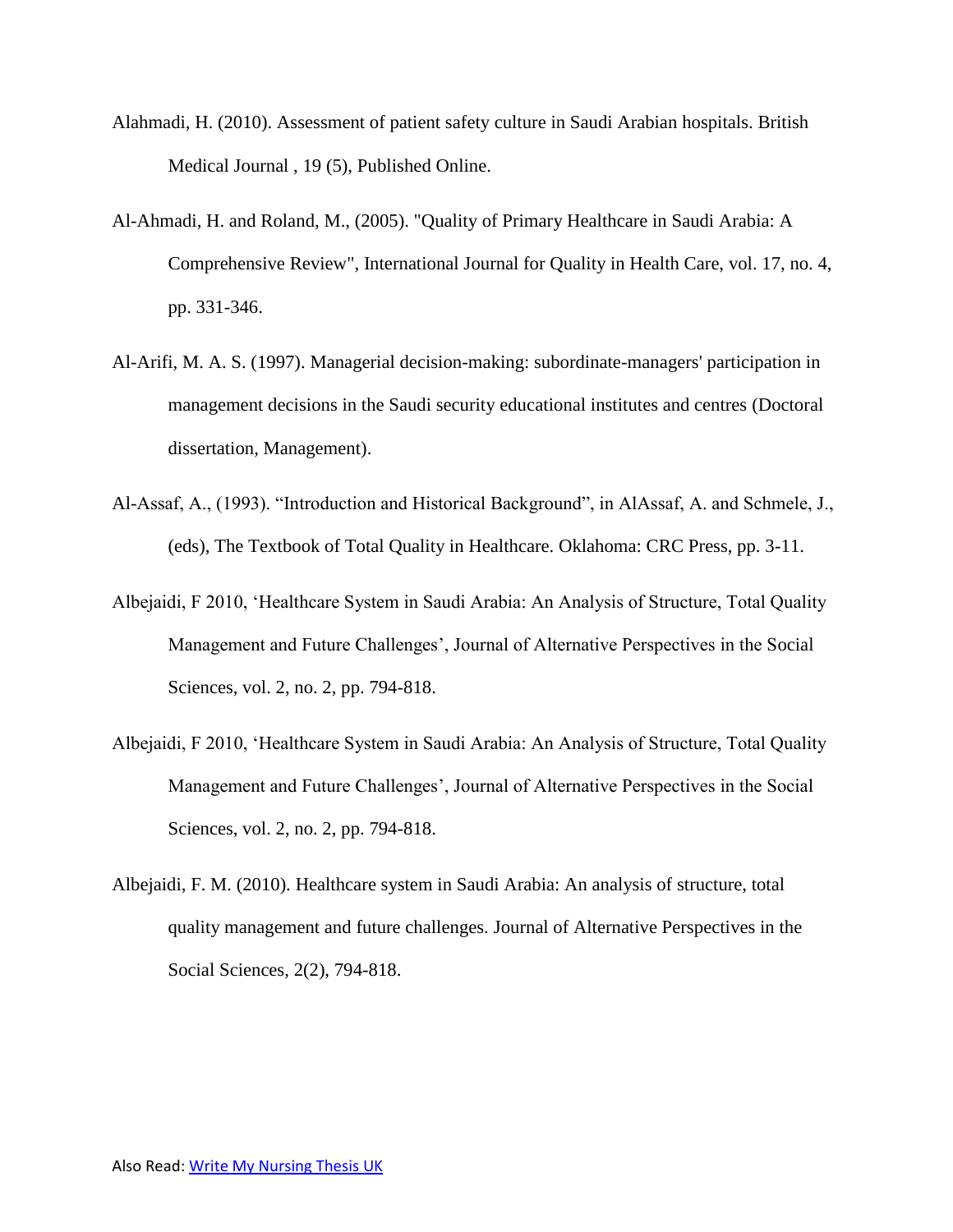Alahmadi, H. (2010). Assessment of patient safety culture in Saudi Arabian hospitals. British Medical Journal , 19 (5), Published Online.

Al-Ahmadi, H. and Roland, M., (2005). "Quality of Primary Healthcare in Saudi Arabia: A Comprehensive Review", International Journal for Quality in Health Care, vol. 17, no. 4, pp. 331-346.

Al-Arifi, M. A. S. (1997). Managerial decision-making: subordinate-managers' participation in management decisions in the Saudi security educational institutes and centres (Doctoral dissertation, Management).

Al-Assaf, A., (1993). "Introduction and Historical Background", in AlAssaf, A. and Schmele, J., (eds), The Textbook of Total Quality in Healthcare. Oklahoma: CRC Press, pp. 3-11.

Albejaidi, F 2010, 'Healthcare System in Saudi Arabia: An Analysis of Structure, Total Quality Management and Future Challenges', Journal of Alternative Perspectives in the Social Sciences, vol. 2, no. 2, pp. 794-818.

Albejaidi, F 2010, 'Healthcare System in Saudi Arabia: An Analysis of Structure, Total Quality Management and Future Challenges', Journal of Alternative Perspectives in the Social Sciences, vol. 2, no. 2, pp. 794-818.

Albejaidi, F. M. (2010). Healthcare system in Saudi Arabia: An analysis of structure, total quality management and future challenges. Journal of Alternative Perspectives in the Social Sciences, 2(2), 794-818.

Also Read: [Write My Nursing Thesis UK]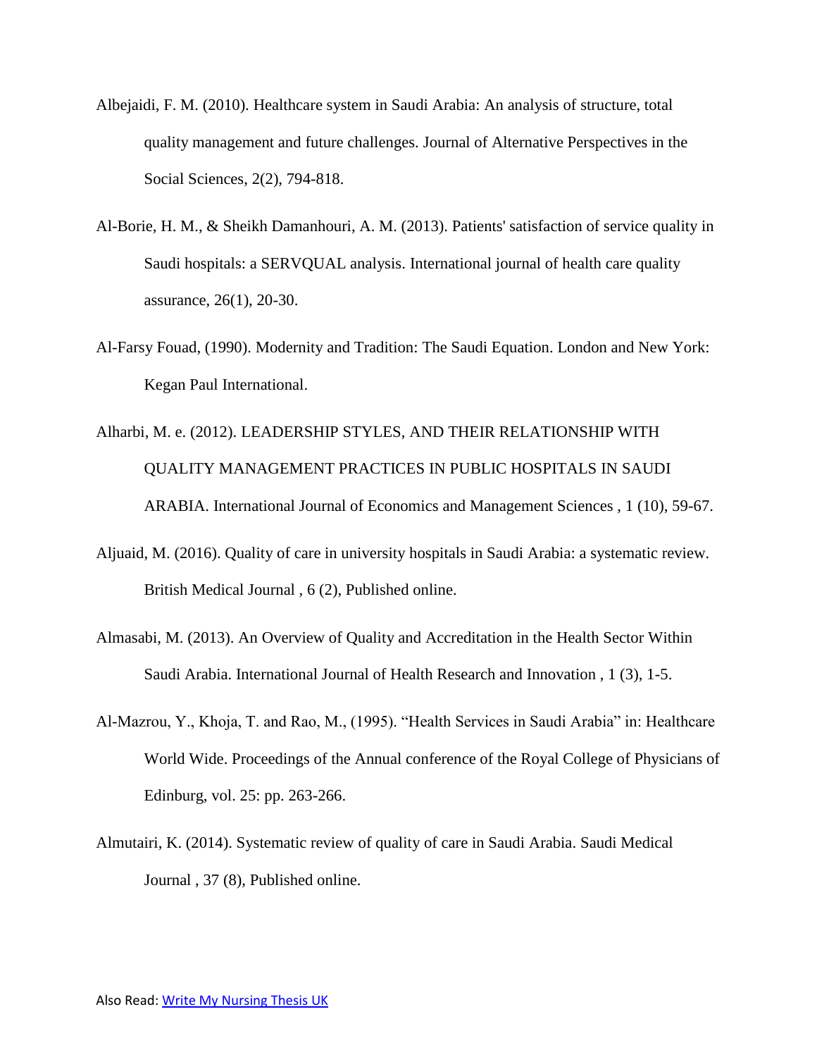Albejaidi, F. M. (2010). Healthcare system in Saudi Arabia: An analysis of structure, total quality management and future challenges. Journal of Alternative Perspectives in the Social Sciences, 2(2), 794-818.

Al-Borie, H. M., & Sheikh Damanhouri, A. M. (2013). Patients' satisfaction of service quality in Saudi hospitals: a SERVQUAL analysis. International journal of health care quality assurance, 26(1), 20-30.

Al-Farsy Fouad, (1990). Modernity and Tradition: The Saudi Equation. London and New York: Kegan Paul International.

Alharbi, M. e. (2012). LEADERSHIP STYLES, AND THEIR RELATIONSHIP WITH QUALITY MANAGEMENT PRACTICES IN PUBLIC HOSPITALS IN SAUDI ARABIA. International Journal of Economics and Management Sciences , 1 (10), 59-67.

Aljuaid, M. (2016). Quality of care in university hospitals in Saudi Arabia: a systematic review. British Medical Journal , 6 (2), Published online.

Almasabi, M. (2013). An Overview of Quality and Accreditation in the Health Sector Within Saudi Arabia. International Journal of Health Research and Innovation , 1 (3), 1-5.

Al-Mazrou, Y., Khoja, T. and Rao, M., (1995). "Health Services in Saudi Arabia" in: Healthcare World Wide. Proceedings of the Annual conference of the Royal College of Physicians of Edinburg, vol. 25: pp. 263-266.

Almutairi, K. (2014). Systematic review of quality of care in Saudi Arabia. Saudi Medical Journal , 37 (8), Published online.

Also Read: [Write My Nursing Thesis UK]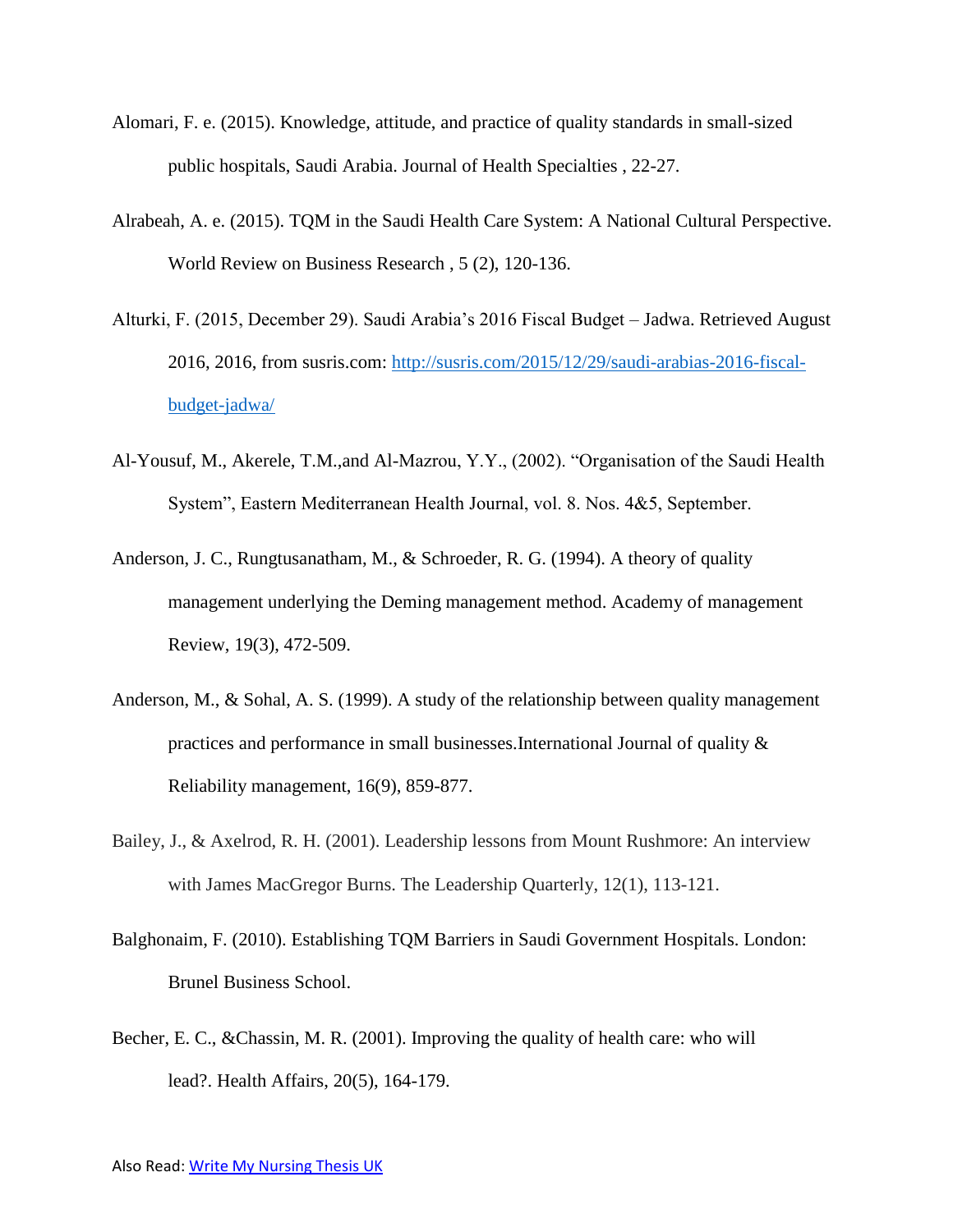Alomari, F. e. (2015). Knowledge, attitude, and practice of quality standards in small-sized public hospitals, Saudi Arabia. Journal of Health Specialties , 22-27.

Alrabeah, A. e. (2015). TQM in the Saudi Health Care System: A National Cultural Perspective. World Review on Business Research , 5 (2), 120-136.

Alturki, F. (2015, December 29). Saudi Arabia's 2016 Fiscal Budget – Jadwa. Retrieved August 2016, 2016, from susris.com: [http://susris.com/2015/12/29/saudi-arabias-2016-fiscal-budget-jadwa/](http://susris.com/2015/12/29/saudi-arabias-2016-fiscal-budget-jadwa/)

Al-Yousuf, M., Akerele, T.M.,and Al-Mazrou, Y.Y., (2002). "Organisation of the Saudi Health System", Eastern Mediterranean Health Journal, vol. 8. Nos. 4&5, September.

Anderson, J. C., Rungtusanatham, M., & Schroeder, R. G. (1994). A theory of quality management underlying the Deming management method. Academy of management Review, 19(3), 472-509.

Anderson, M., & Sohal, A. S. (1999). A study of the relationship between quality management practices and performance in small businesses.International Journal of quality & Reliability management, 16(9), 859-877.

Bailey, J., & Axelrod, R. H. (2001). Leadership lessons from Mount Rushmore: An interview with James MacGregor Burns. The Leadership Quarterly, 12(1), 113-121.

Balghonaim, F. (2010). Establishing TQM Barriers in Saudi Government Hospitals. London: Brunel Business School.

Becher, E. C., &Chassin, M. R. (2001). Improving the quality of health care: who will lead?. Health Affairs, 20(5), 164-179.

Also Read: Write My Nursing Thesis UK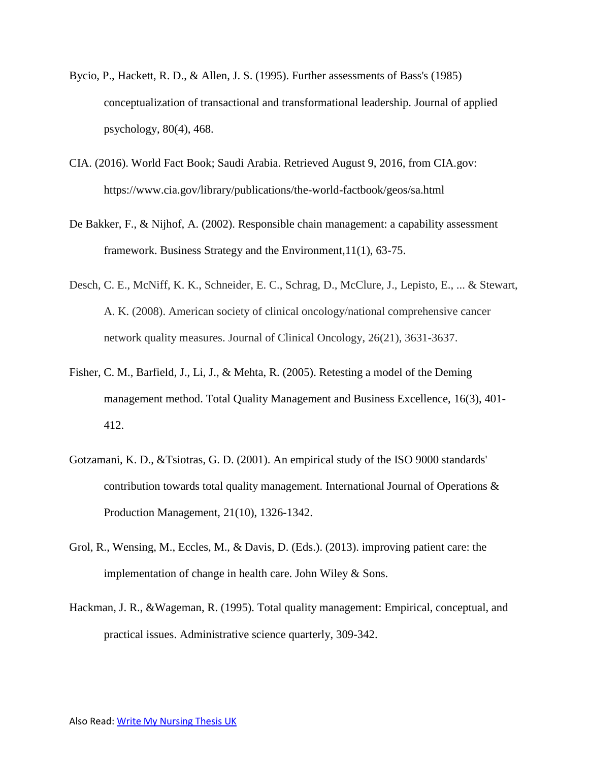Bycio, P., Hackett, R. D., & Allen, J. S. (1995). Further assessments of Bass's (1985) conceptualization of transactional and transformational leadership. Journal of applied psychology, 80(4), 468.

CIA. (2016). World Fact Book; Saudi Arabia. Retrieved August 9, 2016, from CIA.gov: https://www.cia.gov/library/publications/the-world-factbook/geos/sa.html

De Bakker, F., & Nijhof, A. (2002). Responsible chain management: a capability assessment framework. Business Strategy and the Environment,11(1), 63-75.

Desch, C. E., McNiff, K. K., Schneider, E. C., Schrag, D., McClure, J., Lepisto, E., ... & Stewart, A. K. (2008). American society of clinical oncology/national comprehensive cancer network quality measures. Journal of Clinical Oncology, 26(21), 3631-3637.

Fisher, C. M., Barfield, J., Li, J., & Mehta, R. (2005). Retesting a model of the Deming management method. Total Quality Management and Business Excellence, 16(3), 401-412.

Gotzamani, K. D., &Tsiotras, G. D. (2001). An empirical study of the ISO 9000 standards' contribution towards total quality management. International Journal of Operations & Production Management, 21(10), 1326-1342.

Grol, R., Wensing, M., Eccles, M., & Davis, D. (Eds.). (2013). improving patient care: the implementation of change in health care. John Wiley & Sons.

Hackman, J. R., &Wageman, R. (1995). Total quality management: Empirical, conceptual, and practical issues. Administrative science quarterly, 309-342.

Also Read: Write My Nursing Thesis UK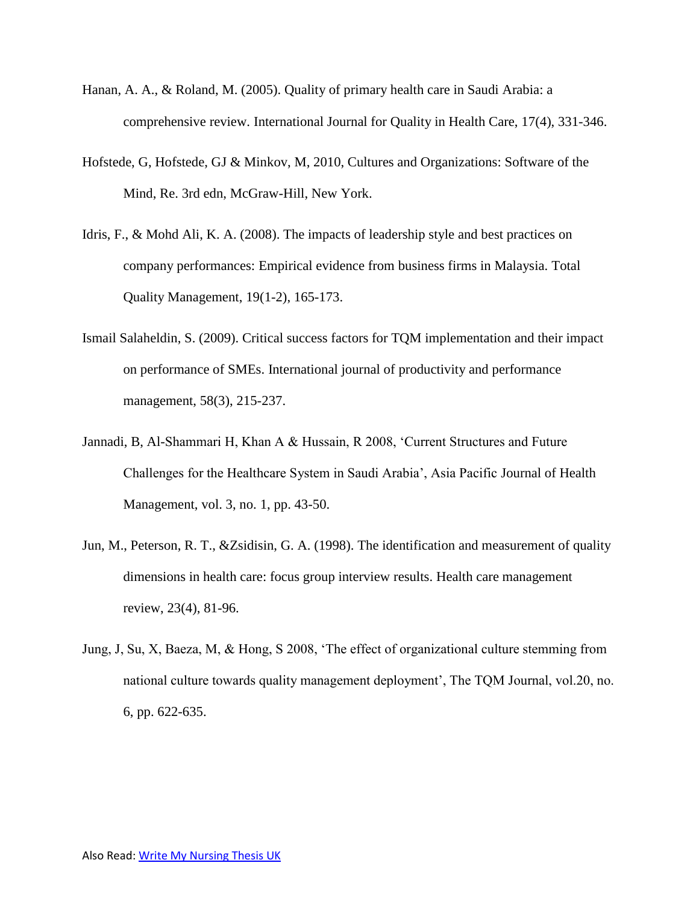Hanan, A. A., & Roland, M. (2005). Quality of primary health care in Saudi Arabia: a comprehensive review. International Journal for Quality in Health Care, 17(4), 331-346.

Hofstede, G, Hofstede, GJ & Minkov, M, 2010, Cultures and Organizations: Software of the Mind, Re. 3rd edn, McGraw-Hill, New York.

Idris, F., & Mohd Ali, K. A. (2008). The impacts of leadership style and best practices on company performances: Empirical evidence from business firms in Malaysia. Total Quality Management, 19(1-2), 165-173.

Ismail Salaheldin, S. (2009). Critical success factors for TQM implementation and their impact on performance of SMEs. International journal of productivity and performance management, 58(3), 215-237.

Jannadi, B, Al-Shammari H, Khan A & Hussain, R 2008, 'Current Structures and Future Challenges for the Healthcare System in Saudi Arabia', Asia Pacific Journal of Health Management, vol. 3, no. 1, pp. 43-50.

Jun, M., Peterson, R. T., &Zsidisin, G. A. (1998). The identification and measurement of quality dimensions in health care: focus group interview results. Health care management review, 23(4), 81-96.

Jung, J, Su, X, Baeza, M, & Hong, S 2008, 'The effect of organizational culture stemming from national culture towards quality management deployment', The TQM Journal, vol.20, no. 6, pp. 622-635.

Also Read: [Write My Nursing Thesis UK]()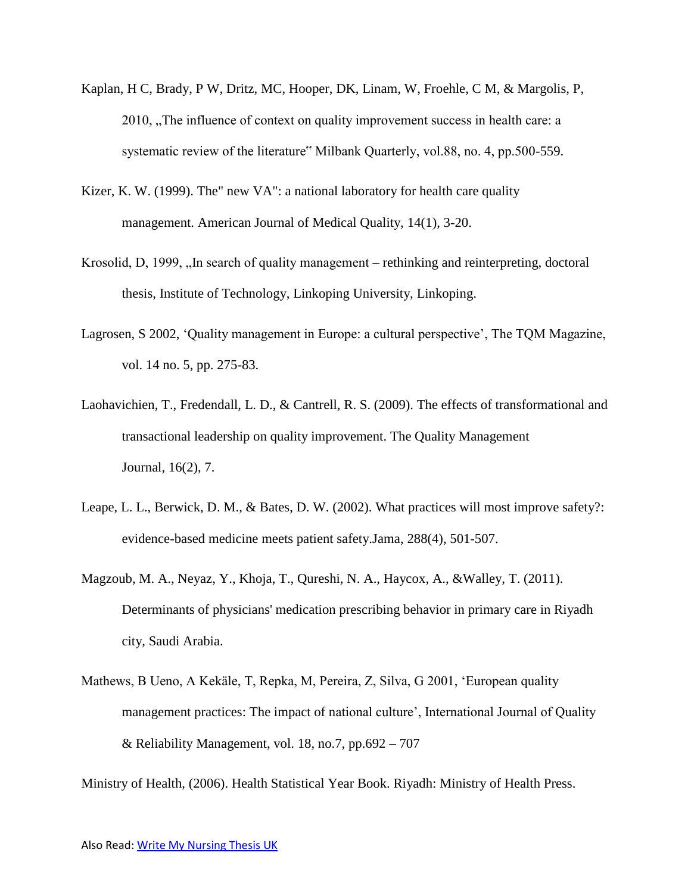Kaplan, H C, Brady, P W, Dritz, MC, Hooper, DK, Linam, W, Froehle, C M, & Margolis, P, 2010, „The influence of context on quality improvement success in health care: a systematic review of the literature" Milbank Quarterly, vol.88, no. 4, pp.500-559.

Kizer, K. W. (1999). The" new VA": a national laboratory for health care quality management. American Journal of Medical Quality, 14(1), 3-20.

Krosolid, D, 1999, „In search of quality management – rethinking and reinterpreting, doctoral thesis, Institute of Technology, Linkoping University, Linkoping.

Lagrosen, S 2002, 'Quality management in Europe: a cultural perspective', The TQM Magazine, vol. 14 no. 5, pp. 275-83.

Laohavichien, T., Fredendall, L. D., & Cantrell, R. S. (2009). The effects of transformational and transactional leadership on quality improvement. The Quality Management Journal, 16(2), 7.

Leape, L. L., Berwick, D. M., & Bates, D. W. (2002). What practices will most improve safety?: evidence-based medicine meets patient safety.Jama, 288(4), 501-507.

Magzoub, M. A., Neyaz, Y., Khoja, T., Qureshi, N. A., Haycox, A., &Walley, T. (2011). Determinants of physicians' medication prescribing behavior in primary care in Riyadh city, Saudi Arabia.

Mathews, B Ueno, A Kekäle, T, Repka, M, Pereira, Z, Silva, G 2001, 'European quality management practices: The impact of national culture', International Journal of Quality & Reliability Management, vol. 18, no.7, pp.692 – 707

Ministry of Health, (2006). Health Statistical Year Book. Riyadh: Ministry of Health Press.

Also Read: Write My Nursing Thesis UK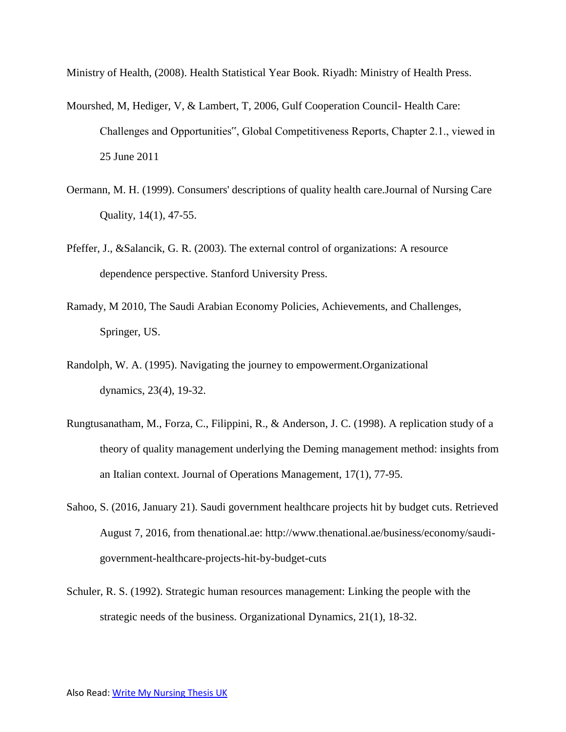Ministry of Health, (2008). Health Statistical Year Book. Riyadh: Ministry of Health Press.

Mourshed, M, Hediger, V, & Lambert, T, 2006, Gulf Cooperation Council- Health Care: Challenges and Opportunities‟, Global Competitiveness Reports, Chapter 2.1., viewed in 25 June 2011

Oermann, M. H. (1999). Consumers' descriptions of quality health care.Journal of Nursing Care Quality, 14(1), 47-55.

Pfeffer, J., &Salancik, G. R. (2003). The external control of organizations: A resource dependence perspective. Stanford University Press.

Ramady, M 2010, The Saudi Arabian Economy Policies, Achievements, and Challenges, Springer, US.

Randolph, W. A. (1995). Navigating the journey to empowerment.Organizational dynamics, 23(4), 19-32.

Rungtusanatham, M., Forza, C., Filippini, R., & Anderson, J. C. (1998). A replication study of a theory of quality management underlying the Deming management method: insights from an Italian context. Journal of Operations Management, 17(1), 77-95.

Sahoo, S. (2016, January 21). Saudi government healthcare projects hit by budget cuts. Retrieved August 7, 2016, from thenational.ae: http://www.thenational.ae/business/economy/saudi-government-healthcare-projects-hit-by-budget-cuts

Schuler, R. S. (1992). Strategic human resources management: Linking the people with the strategic needs of the business. Organizational Dynamics, 21(1), 18-32.

Also Read: Write My Nursing Thesis UK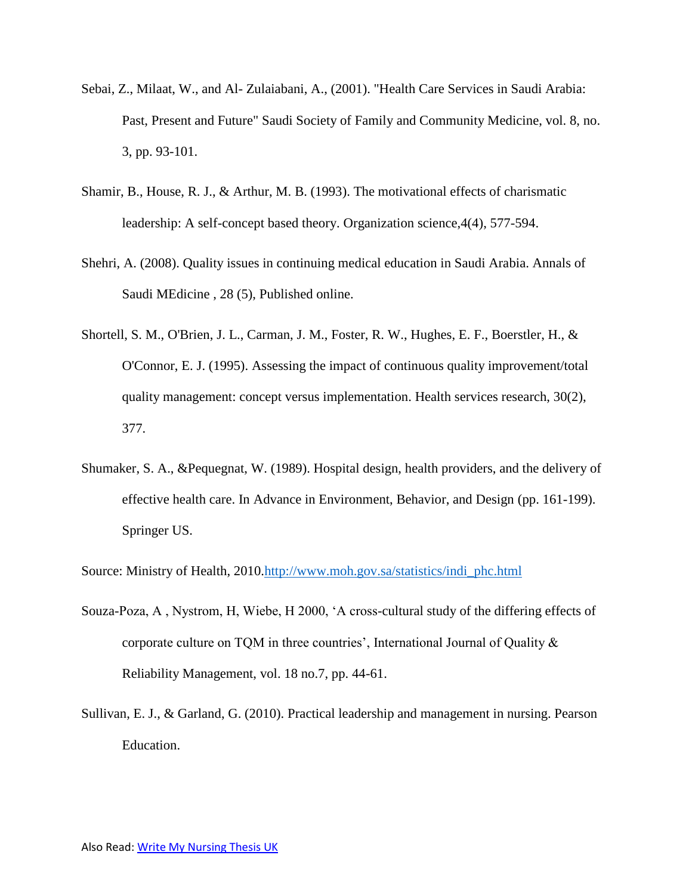Sebai, Z., Milaat, W., and Al- Zulaiabani, A., (2001). "Health Care Services in Saudi Arabia: Past, Present and Future" Saudi Society of Family and Community Medicine, vol. 8, no. 3, pp. 93-101.

Shamir, B., House, R. J., & Arthur, M. B. (1993). The motivational effects of charismatic leadership: A self-concept based theory. Organization science,4(4), 577-594.

Shehri, A. (2008). Quality issues in continuing medical education in Saudi Arabia. Annals of Saudi MEdicine , 28 (5), Published online.

Shortell, S. M., O'Brien, J. L., Carman, J. M., Foster, R. W., Hughes, E. F., Boerstler, H., & O'Connor, E. J. (1995). Assessing the impact of continuous quality improvement/total quality management: concept versus implementation. Health services research, 30(2), 377.

Shumaker, S. A., &Pequegnat, W. (1989). Hospital design, health providers, and the delivery of effective health care. In Advance in Environment, Behavior, and Design (pp. 161-199). Springer US.

Source: Ministry of Health, 2010.[http://www.moh.gov.sa/statistics/indi_phc.html](http://www.moh.gov.sa/statistics/indi_phc.html)

Souza-Poza, A , Nystrom, H, Wiebe, H 2000, 'A cross-cultural study of the differing effects of corporate culture on TQM in three countries', International Journal of Quality & Reliability Management, vol. 18 no.7, pp. 44-61.

Sullivan, E. J., & Garland, G. (2010). Practical leadership and management in nursing. Pearson Education.

Also Read: [Write My Nursing Thesis UK]()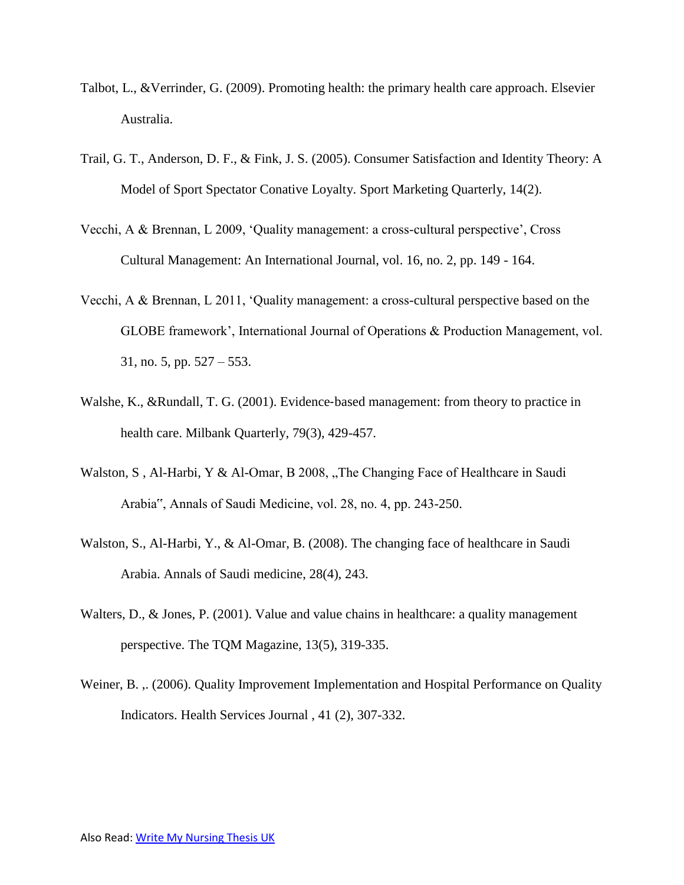Talbot, L., &Verrinder, G. (2009). Promoting health: the primary health care approach. Elsevier Australia.

Trail, G. T., Anderson, D. F., & Fink, J. S. (2005). Consumer Satisfaction and Identity Theory: A Model of Sport Spectator Conative Loyalty. Sport Marketing Quarterly, 14(2).

Vecchi, A & Brennan, L 2009, 'Quality management: a cross-cultural perspective', Cross Cultural Management: An International Journal, vol. 16, no. 2, pp. 149 - 164.

Vecchi, A & Brennan, L 2011, 'Quality management: a cross-cultural perspective based on the GLOBE framework', International Journal of Operations & Production Management, vol. 31, no. 5, pp. 527 – 553.

Walshe, K., &Rundall, T. G. (2001). Evidence‐based management: from theory to practice in health care. Milbank Quarterly, 79(3), 429-457.

Walston, S , Al-Harbi, Y & Al-Omar, B 2008, „The Changing Face of Healthcare in Saudi Arabia", Annals of Saudi Medicine, vol. 28, no. 4, pp. 243-250.

Walston, S., Al-Harbi, Y., & Al-Omar, B. (2008). The changing face of healthcare in Saudi Arabia. Annals of Saudi medicine, 28(4), 243.

Walters, D., & Jones, P. (2001). Value and value chains in healthcare: a quality management perspective. The TQM Magazine, 13(5), 319-335.

Weiner, B. ,. (2006). Quality Improvement Implementation and Hospital Performance on Quality Indicators. Health Services Journal , 41 (2), 307-332.

Also Read: Write My Nursing Thesis UK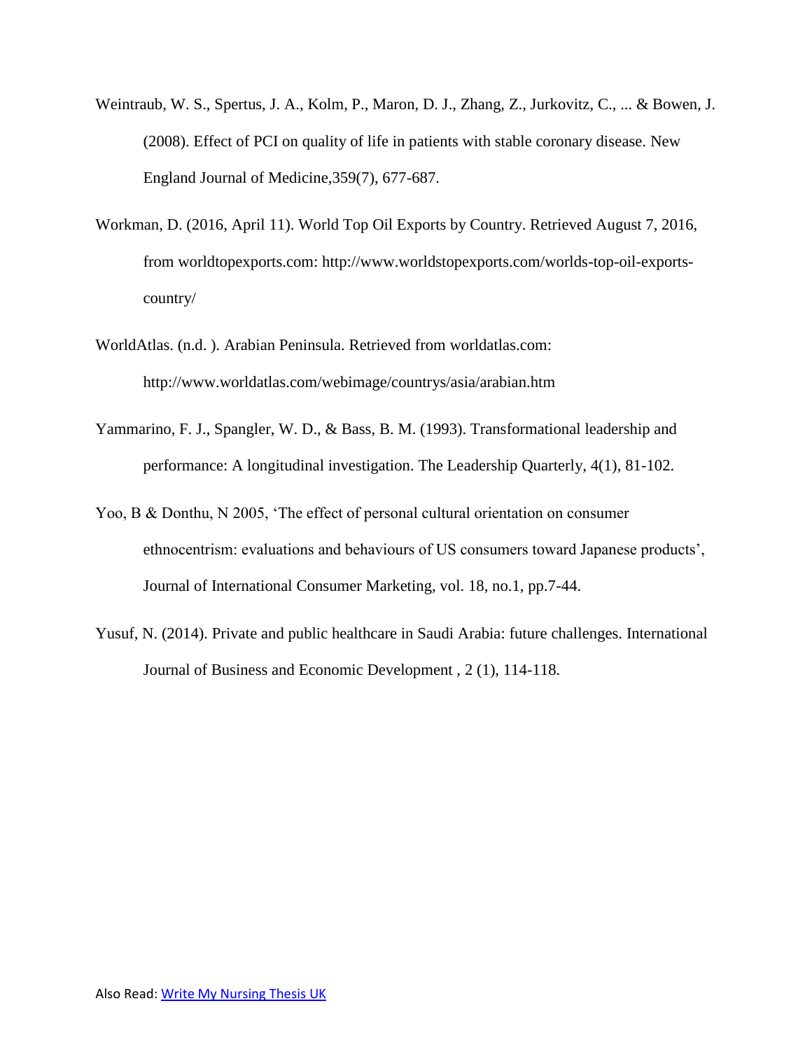Weintraub, W. S., Spertus, J. A., Kolm, P., Maron, D. J., Zhang, Z., Jurkovitz, C., ... & Bowen, J. (2008). Effect of PCI on quality of life in patients with stable coronary disease. New England Journal of Medicine,359(7), 677-687.

Workman, D. (2016, April 11). World Top Oil Exports by Country. Retrieved August 7, 2016, from worldtopexports.com: http://www.worldstopexports.com/worlds-top-oil-exports-country/

WorldAtlas. (n.d. ). Arabian Peninsula. Retrieved from worldatlas.com: http://www.worldatlas.com/webimage/countrys/asia/arabian.htm

Yammarino, F. J., Spangler, W. D., & Bass, B. M. (1993). Transformational leadership and performance: A longitudinal investigation. The Leadership Quarterly, 4(1), 81-102.

Yoo, B & Donthu, N 2005, 'The effect of personal cultural orientation on consumer ethnocentrism: evaluations and behaviours of US consumers toward Japanese products', Journal of International Consumer Marketing, vol. 18, no.1, pp.7-44.

Yusuf, N. (2014). Private and public healthcare in Saudi Arabia: future challenges. International Journal of Business and Economic Development , 2 (1), 114-118.

Also Read: [Write My Nursing Thesis UK]